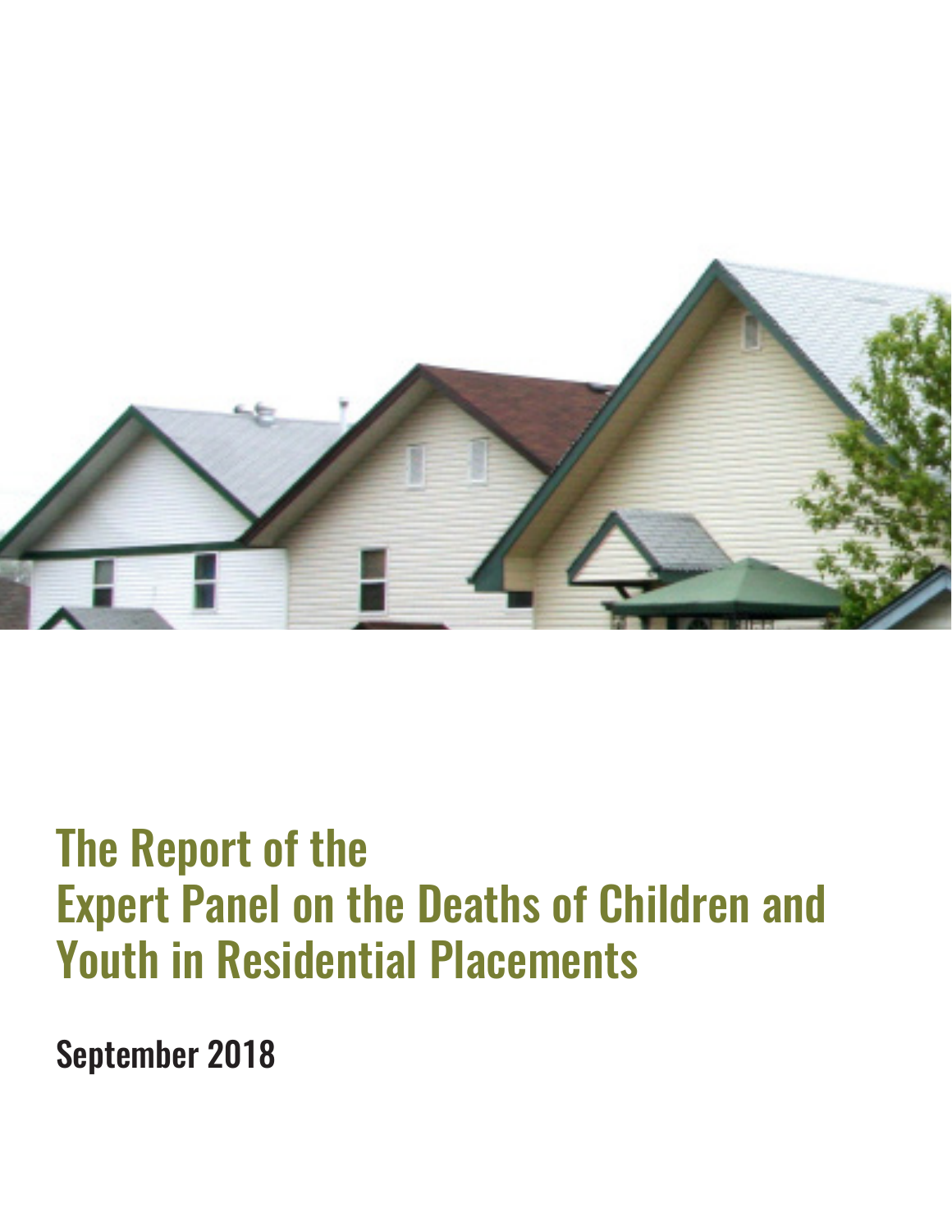# The Report of the Expert Panel on the Deaths of Children and Youth in Residential Placements

**September 2018**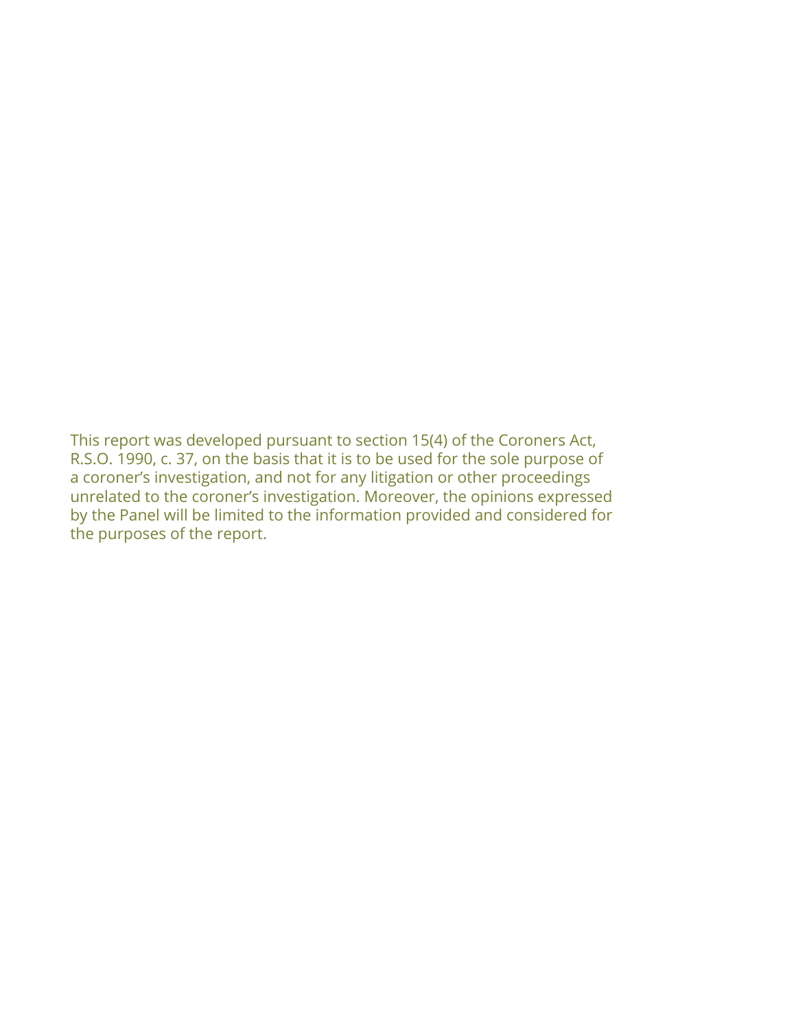This report was developed pursuant to section 15(4) of the Coroners Act, R.S.O. 1990, c. 37, on the basis that it is to be used for the sole purpose of a coroner's investigation, and not for any litigation or other proceedings unrelated to the coroner's investigation. Moreover, the opinions expressed by the Panel will be limited to the information provided and considered for the purposes of the report.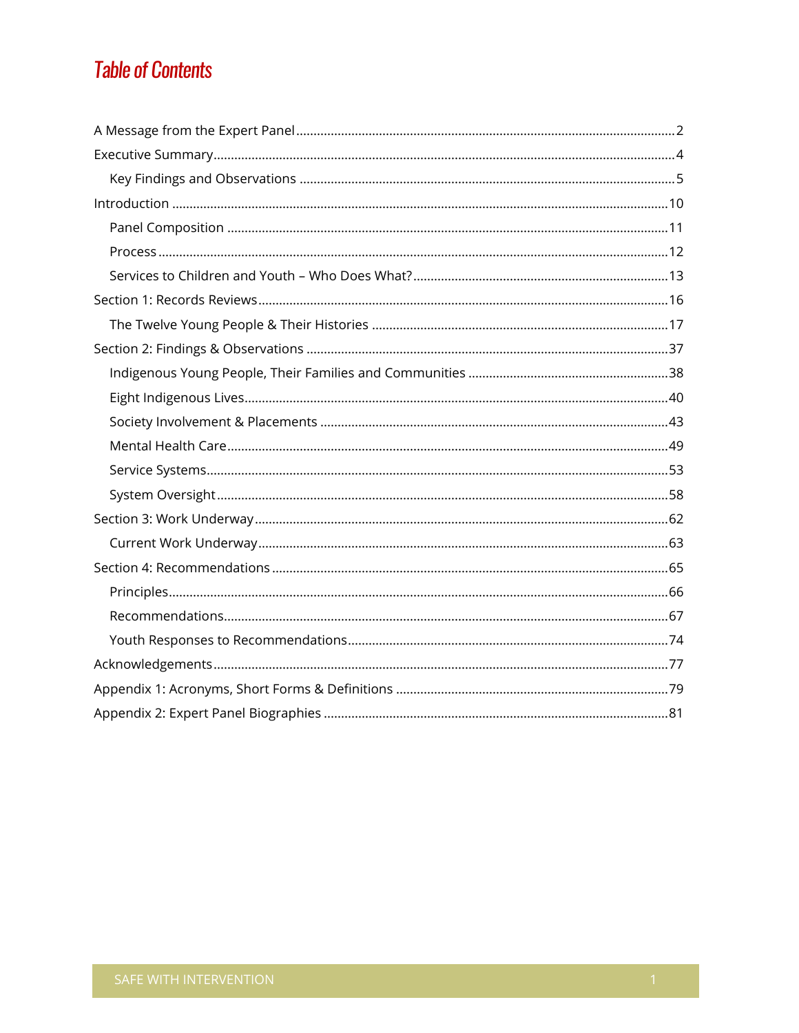# Table of Contents

A Message from the Expert Panel ........ 2

Executive Summary ........ 4

- Key Findings and Observations ........ 5

Introduction ........ 10

- Panel Composition ........ 11
- Process ........ 12
- Services to Children and Youth – Who Does What? ........ 13

Section 1: Records Reviews ........ 16

- The Twelve Young People & Their Histories ........ 17

Section 2: Findings & Observations ........ 37

- Indigenous Young People, Their Families and Communities ........ 38
- Eight Indigenous Lives ........ 40
- Society Involvement & Placements ........ 43
- Mental Health Care ........ 49
- Service Systems ........ 53
- System Oversight ........ 58

Section 3: Work Underway ........ 62

- Current Work Underway ........ 63

Section 4: Recommendations ........ 65

- Principles ........ 66
- Recommendations ........ 67
- Youth Responses to Recommendations ........ 74

Acknowledgements ........ 77

Appendix 1: Acronyms, Short Forms & Definitions ........ 79

Appendix 2: Expert Panel Biographies ........ 81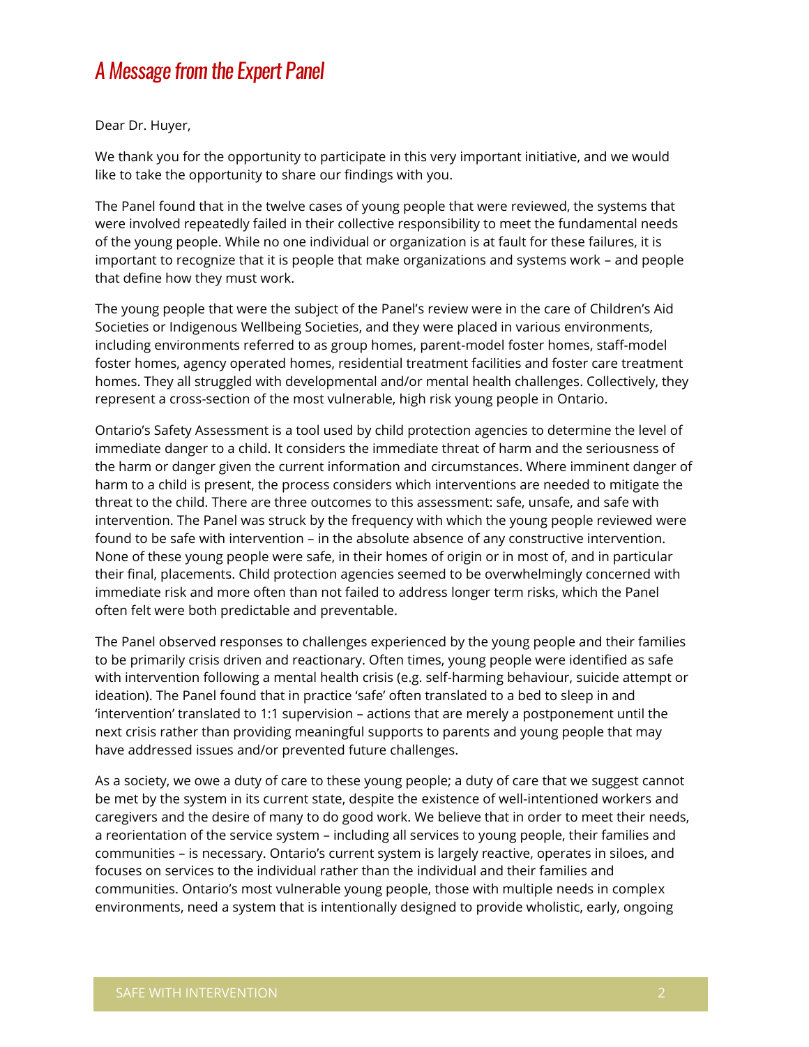## A Message from the Expert Panel

Dear Dr. Huyer,

We thank you for the opportunity to participate in this very important initiative, and we would like to take the opportunity to share our findings with you.

The Panel found that in the twelve cases of young people that were reviewed, the systems that were involved repeatedly failed in their collective responsibility to meet the fundamental needs of the young people. While no one individual or organization is at fault for these failures, it is important to recognize that it is people that make organizations and systems work – and people that define how they must work.

The young people that were the subject of the Panel's review were in the care of Children's Aid Societies or Indigenous Wellbeing Societies, and they were placed in various environments, including environments referred to as group homes, parent-model foster homes, staff-model foster homes, agency operated homes, residential treatment facilities and foster care treatment homes. They all struggled with developmental and/or mental health challenges. Collectively, they represent a cross-section of the most vulnerable, high risk young people in Ontario.

Ontario's Safety Assessment is a tool used by child protection agencies to determine the level of immediate danger to a child. It considers the immediate threat of harm and the seriousness of the harm or danger given the current information and circumstances. Where imminent danger of harm to a child is present, the process considers which interventions are needed to mitigate the threat to the child. There are three outcomes to this assessment: safe, unsafe, and safe with intervention. The Panel was struck by the frequency with which the young people reviewed were found to be safe with intervention – in the absolute absence of any constructive intervention. None of these young people were safe, in their homes of origin or in most of, and in particular their final, placements. Child protection agencies seemed to be overwhelmingly concerned with immediate risk and more often than not failed to address longer term risks, which the Panel often felt were both predictable and preventable.

The Panel observed responses to challenges experienced by the young people and their families to be primarily crisis driven and reactionary. Often times, young people were identified as safe with intervention following a mental health crisis (e.g. self-harming behaviour, suicide attempt or ideation). The Panel found that in practice 'safe' often translated to a bed to sleep in and 'intervention' translated to 1:1 supervision – actions that are merely a postponement until the next crisis rather than providing meaningful supports to parents and young people that may have addressed issues and/or prevented future challenges.

As a society, we owe a duty of care to these young people; a duty of care that we suggest cannot be met by the system in its current state, despite the existence of well-intentioned workers and caregivers and the desire of many to do good work. We believe that in order to meet their needs, a reorientation of the service system – including all services to young people, their families and communities – is necessary. Ontario's current system is largely reactive, operates in siloes, and focuses on services to the individual rather than the individual and their families and communities. Ontario's most vulnerable young people, those with multiple needs in complex environments, need a system that is intentionally designed to provide wholistic, early, ongoing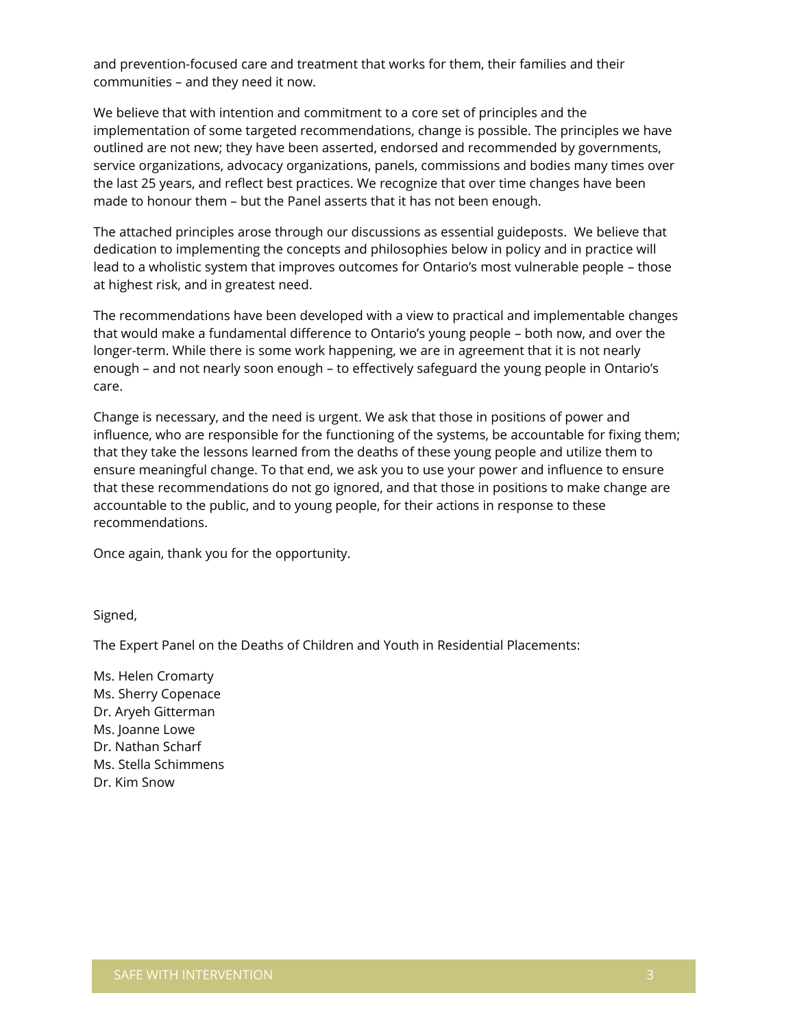and prevention-focused care and treatment that works for them, their families and their communities – and they need it now.

We believe that with intention and commitment to a core set of principles and the implementation of some targeted recommendations, change is possible. The principles we have outlined are not new; they have been asserted, endorsed and recommended by governments, service organizations, advocacy organizations, panels, commissions and bodies many times over the last 25 years, and reflect best practices. We recognize that over time changes have been made to honour them – but the Panel asserts that it has not been enough.

The attached principles arose through our discussions as essential guideposts. We believe that dedication to implementing the concepts and philosophies below in policy and in practice will lead to a wholistic system that improves outcomes for Ontario's most vulnerable people – those at highest risk, and in greatest need.

The recommendations have been developed with a view to practical and implementable changes that would make a fundamental difference to Ontario's young people – both now, and over the longer-term. While there is some work happening, we are in agreement that it is not nearly enough – and not nearly soon enough – to effectively safeguard the young people in Ontario's care.

Change is necessary, and the need is urgent. We ask that those in positions of power and influence, who are responsible for the functioning of the systems, be accountable for fixing them; that they take the lessons learned from the deaths of these young people and utilize them to ensure meaningful change. To that end, we ask you to use your power and influence to ensure that these recommendations do not go ignored, and that those in positions to make change are accountable to the public, and to young people, for their actions in response to these recommendations.

Once again, thank you for the opportunity.

Signed,

The Expert Panel on the Deaths of Children and Youth in Residential Placements:

Ms. Helen Cromarty  
Ms. Sherry Copenace  
Dr. Aryeh Gitterman  
Ms. Joanne Lowe  
Dr. Nathan Scharf  
Ms. Stella Schimmens  
Dr. Kim Snow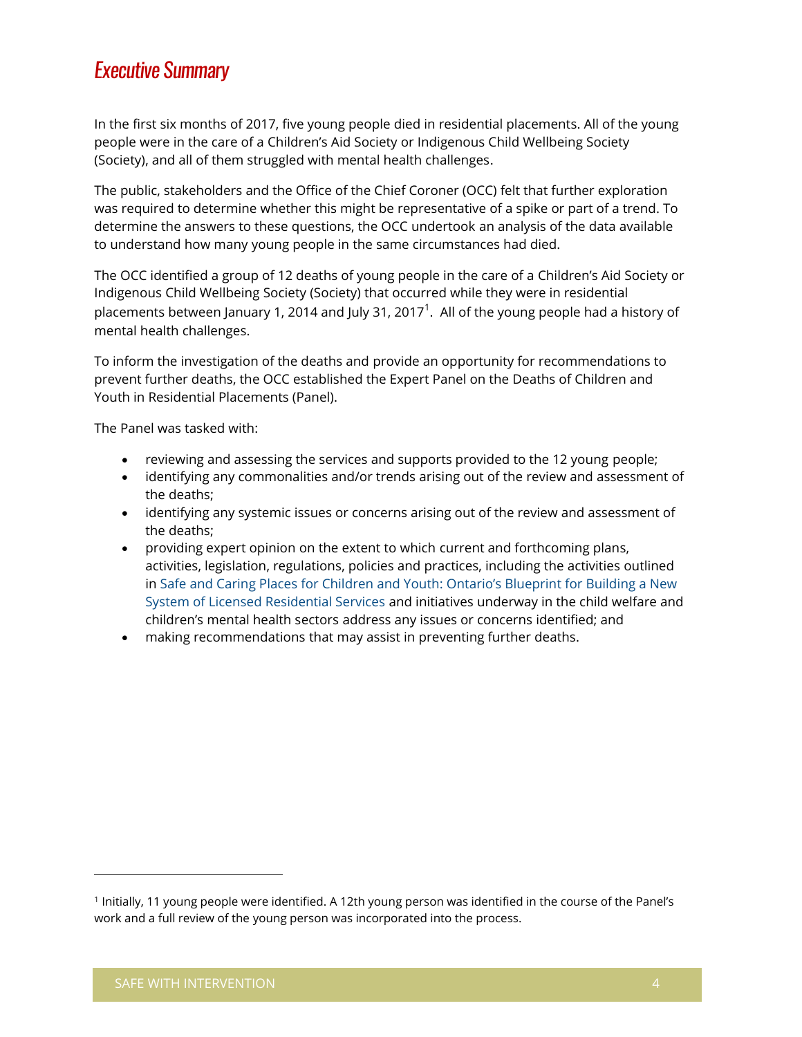# Executive Summary

In the first six months of 2017, five young people died in residential placements. All of the young people were in the care of a Children's Aid Society or Indigenous Child Wellbeing Society (Society), and all of them struggled with mental health challenges.

The public, stakeholders and the Office of the Chief Coroner (OCC) felt that further exploration was required to determine whether this might be representative of a spike or part of a trend. To determine the answers to these questions, the OCC undertook an analysis of the data available to understand how many young people in the same circumstances had died.

The OCC identified a group of 12 deaths of young people in the care of a Children's Aid Society or Indigenous Child Wellbeing Society (Society) that occurred while they were in residential placements between January 1, 2014 and July 31, 2017[1]. All of the young people had a history of mental health challenges.

To inform the investigation of the deaths and provide an opportunity for recommendations to prevent further deaths, the OCC established the Expert Panel on the Deaths of Children and Youth in Residential Placements (Panel).

The Panel was tasked with:

- reviewing and assessing the services and supports provided to the 12 young people;
- identifying any commonalities and/or trends arising out of the review and assessment of the deaths;
- identifying any systemic issues or concerns arising out of the review and assessment of the deaths;
- providing expert opinion on the extent to which current and forthcoming plans, activities, legislation, regulations, policies and practices, including the activities outlined in Safe and Caring Places for Children and Youth: Ontario's Blueprint for Building a New System of Licensed Residential Services and initiatives underway in the child welfare and children's mental health sectors address any issues or concerns identified; and
- making recommendations that may assist in preventing further deaths.

---

[1] Initially, 11 young people were identified. A 12th young person was identified in the course of the Panel's work and a full review of the young person was incorporated into the process.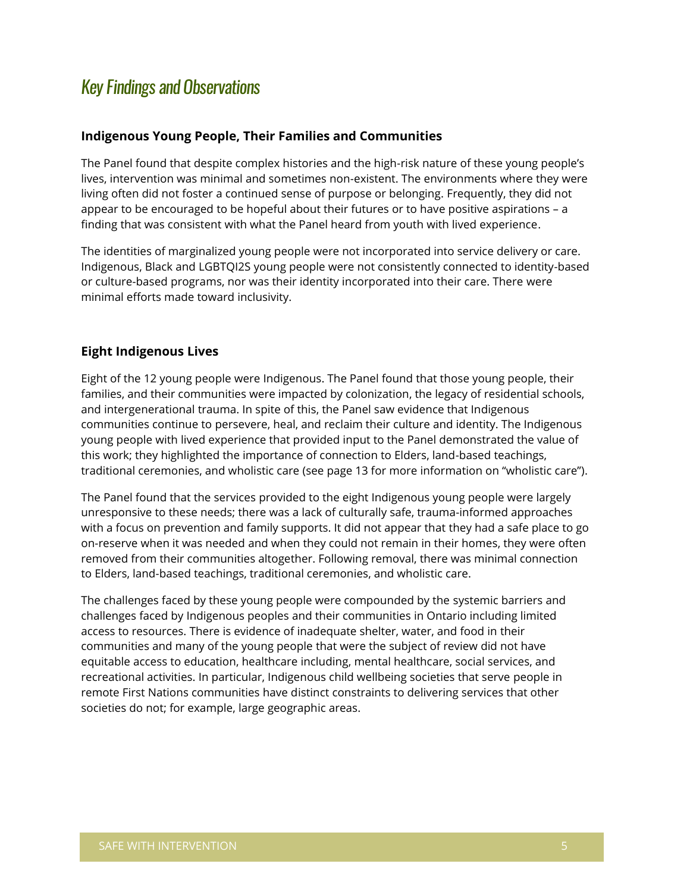# Key Findings and Observations

### Indigenous Young People, Their Families and Communities

The Panel found that despite complex histories and the high-risk nature of these young people's lives, intervention was minimal and sometimes non-existent. The environments where they were living often did not foster a continued sense of purpose or belonging. Frequently, they did not appear to be encouraged to be hopeful about their futures or to have positive aspirations – a finding that was consistent with what the Panel heard from youth with lived experience.

The identities of marginalized young people were not incorporated into service delivery or care. Indigenous, Black and LGBTQI2S young people were not consistently connected to identity-based or culture-based programs, nor was their identity incorporated into their care. There were minimal efforts made toward inclusivity.

### Eight Indigenous Lives

Eight of the 12 young people were Indigenous. The Panel found that those young people, their families, and their communities were impacted by colonization, the legacy of residential schools, and intergenerational trauma. In spite of this, the Panel saw evidence that Indigenous communities continue to persevere, heal, and reclaim their culture and identity. The Indigenous young people with lived experience that provided input to the Panel demonstrated the value of this work; they highlighted the importance of connection to Elders, land-based teachings, traditional ceremonies, and wholistic care (see page 13 for more information on "wholistic care").

The Panel found that the services provided to the eight Indigenous young people were largely unresponsive to these needs; there was a lack of culturally safe, trauma-informed approaches with a focus on prevention and family supports. It did not appear that they had a safe place to go on-reserve when it was needed and when they could not remain in their homes, they were often removed from their communities altogether. Following removal, there was minimal connection to Elders, land-based teachings, traditional ceremonies, and wholistic care.

The challenges faced by these young people were compounded by the systemic barriers and challenges faced by Indigenous peoples and their communities in Ontario including limited access to resources. There is evidence of inadequate shelter, water, and food in their communities and many of the young people that were the subject of review did not have equitable access to education, healthcare including, mental healthcare, social services, and recreational activities. In particular, Indigenous child wellbeing societies that serve people in remote First Nations communities have distinct constraints to delivering services that other societies do not; for example, large geographic areas.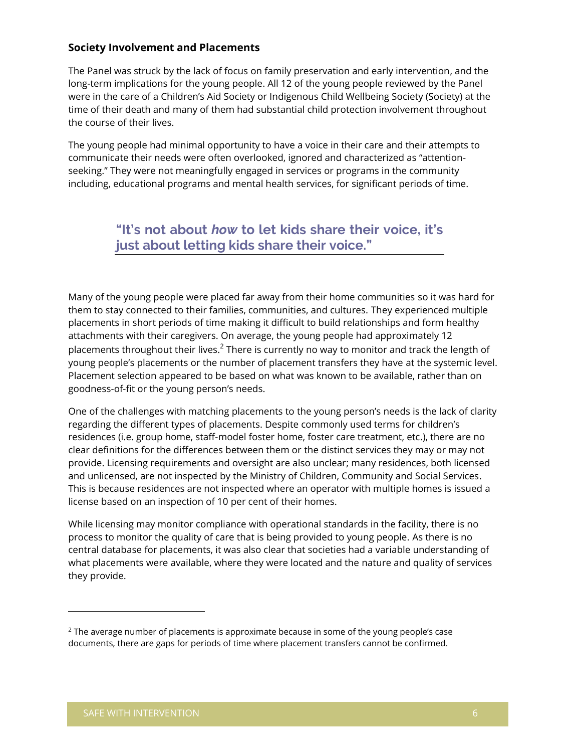### Society Involvement and Placements

The Panel was struck by the lack of focus on family preservation and early intervention, and the long-term implications for the young people. All 12 of the young people reviewed by the Panel were in the care of a Children's Aid Society or Indigenous Child Wellbeing Society (Society) at the time of their death and many of them had substantial child protection involvement throughout the course of their lives.

The young people had minimal opportunity to have a voice in their care and their attempts to communicate their needs were often overlooked, ignored and characterized as "attention-seeking." They were not meaningfully engaged in services or programs in the community including, educational programs and mental health services, for significant periods of time.

> **"It's not about *how* to let kids share their voice, it's just about letting kids share their voice."**

Many of the young people were placed far away from their home communities so it was hard for them to stay connected to their families, communities, and cultures. They experienced multiple placements in short periods of time making it difficult to build relationships and form healthy attachments with their caregivers. On average, the young people had approximately 12 placements throughout their lives.[2] There is currently no way to monitor and track the length of young people's placements or the number of placement transfers they have at the systemic level. Placement selection appeared to be based on what was known to be available, rather than on goodness-of-fit or the young person's needs.

One of the challenges with matching placements to the young person's needs is the lack of clarity regarding the different types of placements. Despite commonly used terms for children's residences (i.e. group home, staff-model foster home, foster care treatment, etc.), there are no clear definitions for the differences between them or the distinct services they may or may not provide. Licensing requirements and oversight are also unclear; many residences, both licensed and unlicensed, are not inspected by the Ministry of Children, Community and Social Services. This is because residences are not inspected where an operator with multiple homes is issued a license based on an inspection of 10 per cent of their homes.

While licensing may monitor compliance with operational standards in the facility, there is no process to monitor the quality of care that is being provided to young people. As there is no central database for placements, it was also clear that societies had a variable understanding of what placements were available, where they were located and the nature and quality of services they provide.

---

[2] The average number of placements is approximate because in some of the young people's case documents, there are gaps for periods of time where placement transfers cannot be confirmed.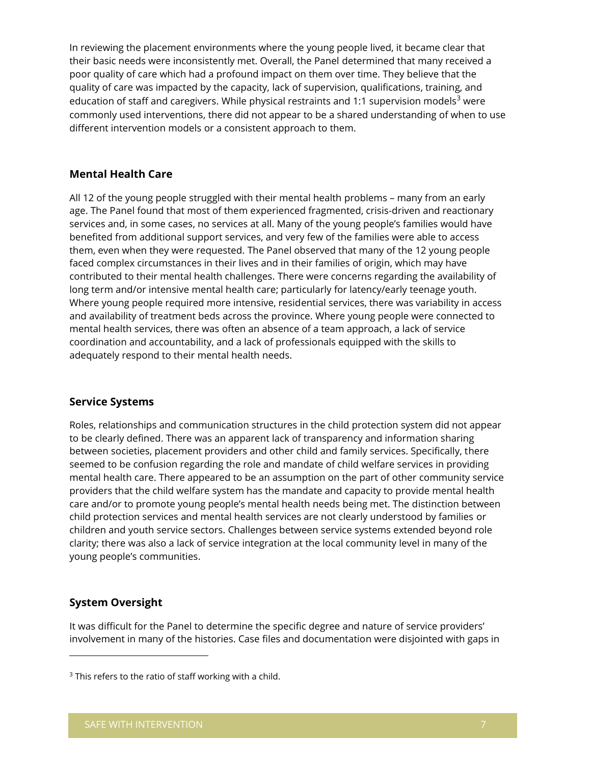In reviewing the placement environments where the young people lived, it became clear that their basic needs were inconsistently met. Overall, the Panel determined that many received a poor quality of care which had a profound impact on them over time. They believe that the quality of care was impacted by the capacity, lack of supervision, qualifications, training, and education of staff and caregivers. While physical restraints and 1:1 supervision models[3] were commonly used interventions, there did not appear to be a shared understanding of when to use different intervention models or a consistent approach to them.

## Mental Health Care

All 12 of the young people struggled with their mental health problems – many from an early age. The Panel found that most of them experienced fragmented, crisis-driven and reactionary services and, in some cases, no services at all. Many of the young people's families would have benefited from additional support services, and very few of the families were able to access them, even when they were requested. The Panel observed that many of the 12 young people faced complex circumstances in their lives and in their families of origin, which may have contributed to their mental health challenges. There were concerns regarding the availability of long term and/or intensive mental health care; particularly for latency/early teenage youth. Where young people required more intensive, residential services, there was variability in access and availability of treatment beds across the province. Where young people were connected to mental health services, there was often an absence of a team approach, a lack of service coordination and accountability, and a lack of professionals equipped with the skills to adequately respond to their mental health needs.

## Service Systems

Roles, relationships and communication structures in the child protection system did not appear to be clearly defined. There was an apparent lack of transparency and information sharing between societies, placement providers and other child and family services. Specifically, there seemed to be confusion regarding the role and mandate of child welfare services in providing mental health care. There appeared to be an assumption on the part of other community service providers that the child welfare system has the mandate and capacity to provide mental health care and/or to promote young people's mental health needs being met. The distinction between child protection services and mental health services are not clearly understood by families or children and youth service sectors. Challenges between service systems extended beyond role clarity; there was also a lack of service integration at the local community level in many of the young people's communities.

## System Oversight

It was difficult for the Panel to determine the specific degree and nature of service providers' involvement in many of the histories. Case files and documentation were disjointed with gaps in

---

[3] This refers to the ratio of staff working with a child.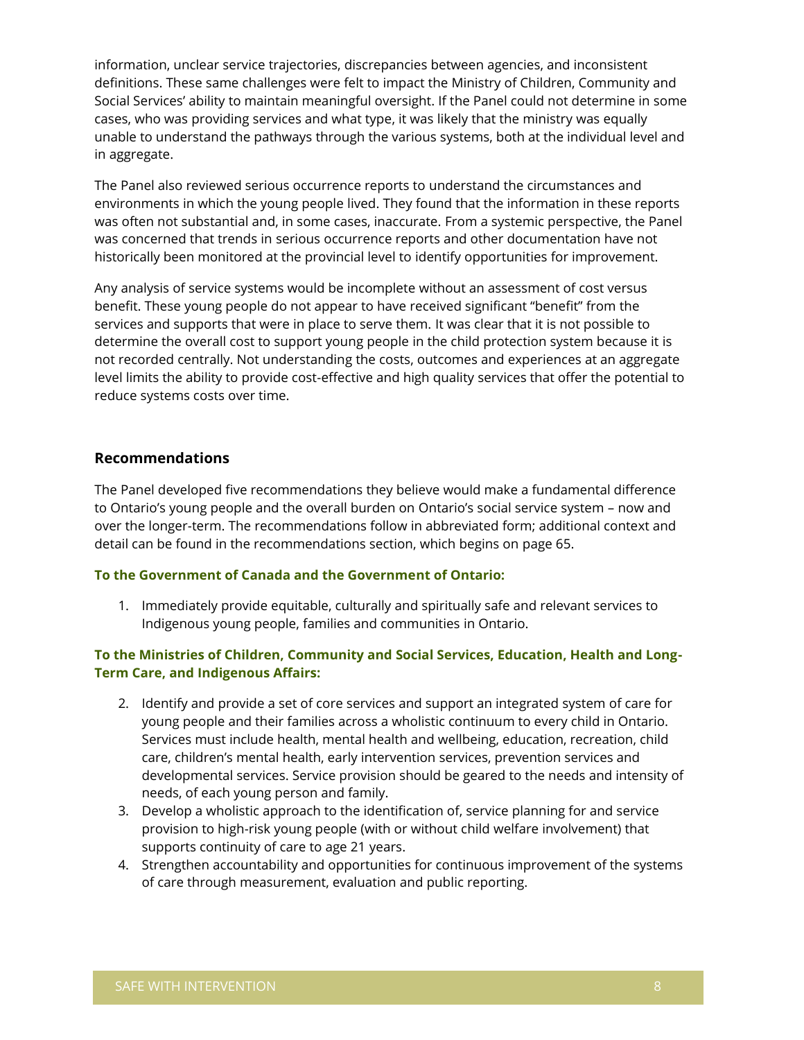information, unclear service trajectories, discrepancies between agencies, and inconsistent definitions. These same challenges were felt to impact the Ministry of Children, Community and Social Services' ability to maintain meaningful oversight. If the Panel could not determine in some cases, who was providing services and what type, it was likely that the ministry was equally unable to understand the pathways through the various systems, both at the individual level and in aggregate.

The Panel also reviewed serious occurrence reports to understand the circumstances and environments in which the young people lived. They found that the information in these reports was often not substantial and, in some cases, inaccurate. From a systemic perspective, the Panel was concerned that trends in serious occurrence reports and other documentation have not historically been monitored at the provincial level to identify opportunities for improvement.

Any analysis of service systems would be incomplete without an assessment of cost versus benefit. These young people do not appear to have received significant "benefit" from the services and supports that were in place to serve them. It was clear that it is not possible to determine the overall cost to support young people in the child protection system because it is not recorded centrally. Not understanding the costs, outcomes and experiences at an aggregate level limits the ability to provide cost-effective and high quality services that offer the potential to reduce systems costs over time.

### Recommendations

The Panel developed five recommendations they believe would make a fundamental difference to Ontario's young people and the overall burden on Ontario's social service system – now and over the longer-term. The recommendations follow in abbreviated form; additional context and detail can be found in the recommendations section, which begins on page 65.

**To the Government of Canada and the Government of Ontario:**

1. Immediately provide equitable, culturally and spiritually safe and relevant services to Indigenous young people, families and communities in Ontario.

**To the Ministries of Children, Community and Social Services, Education, Health and Long-Term Care, and Indigenous Affairs:**

2. Identify and provide a set of core services and support an integrated system of care for young people and their families across a wholistic continuum to every child in Ontario. Services must include health, mental health and wellbeing, education, recreation, child care, children's mental health, early intervention services, prevention services and developmental services. Service provision should be geared to the needs and intensity of needs, of each young person and family.
3. Develop a wholistic approach to the identification of, service planning for and service provision to high-risk young people (with or without child welfare involvement) that supports continuity of care to age 21 years.
4. Strengthen accountability and opportunities for continuous improvement of the systems of care through measurement, evaluation and public reporting.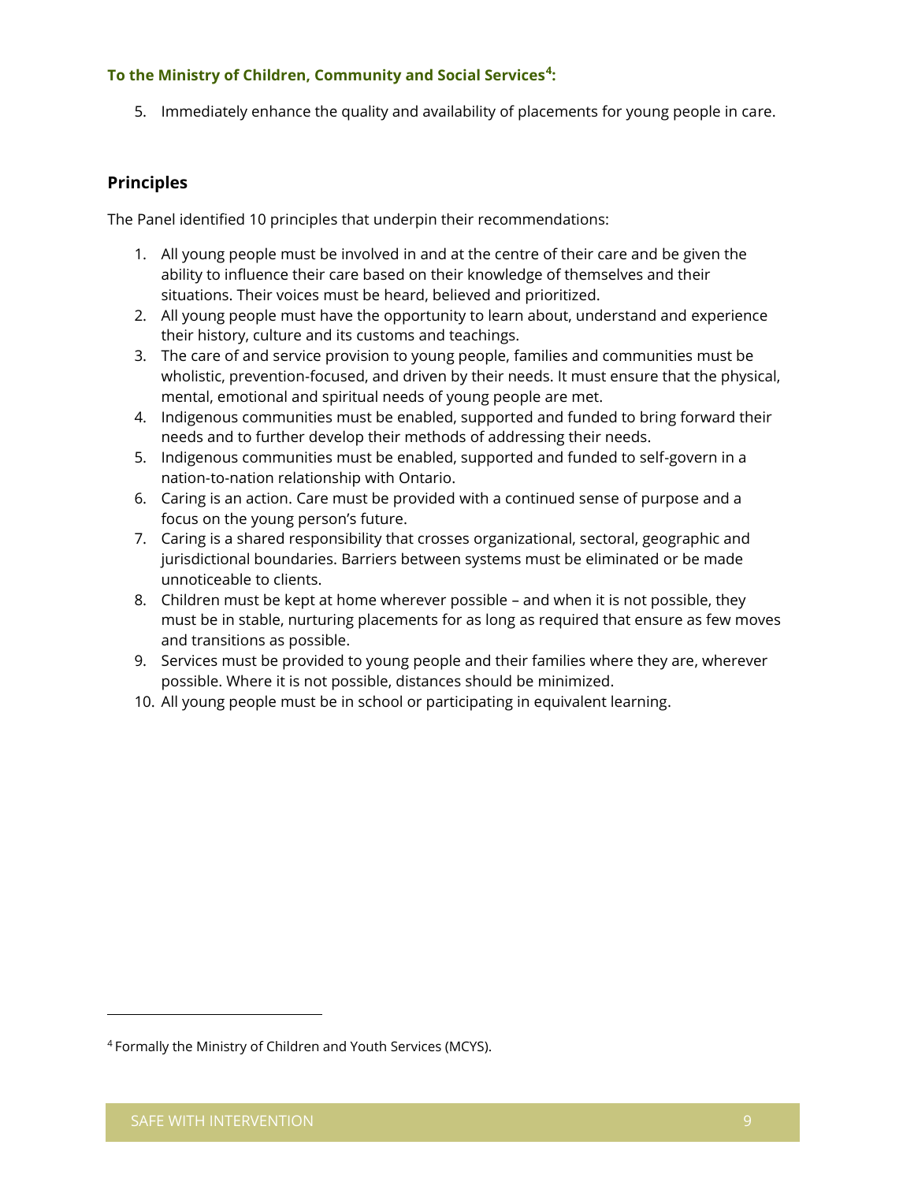**To the Ministry of Children, Community and Social Services[4]:**

5. Immediately enhance the quality and availability of placements for young people in care.

## Principles

The Panel identified 10 principles that underpin their recommendations:

1. All young people must be involved in and at the centre of their care and be given the ability to influence their care based on their knowledge of themselves and their situations. Their voices must be heard, believed and prioritized.
2. All young people must have the opportunity to learn about, understand and experience their history, culture and its customs and teachings.
3. The care of and service provision to young people, families and communities must be wholistic, prevention-focused, and driven by their needs. It must ensure that the physical, mental, emotional and spiritual needs of young people are met.
4. Indigenous communities must be enabled, supported and funded to bring forward their needs and to further develop their methods of addressing their needs.
5. Indigenous communities must be enabled, supported and funded to self-govern in a nation-to-nation relationship with Ontario.
6. Caring is an action. Care must be provided with a continued sense of purpose and a focus on the young person's future.
7. Caring is a shared responsibility that crosses organizational, sectoral, geographic and jurisdictional boundaries. Barriers between systems must be eliminated or be made unnoticeable to clients.
8. Children must be kept at home wherever possible – and when it is not possible, they must be in stable, nurturing placements for as long as required that ensure as few moves and transitions as possible.
9. Services must be provided to young people and their families where they are, wherever possible. Where it is not possible, distances should be minimized.
10. All young people must be in school or participating in equivalent learning.

[4] Formally the Ministry of Children and Youth Services (MCYS).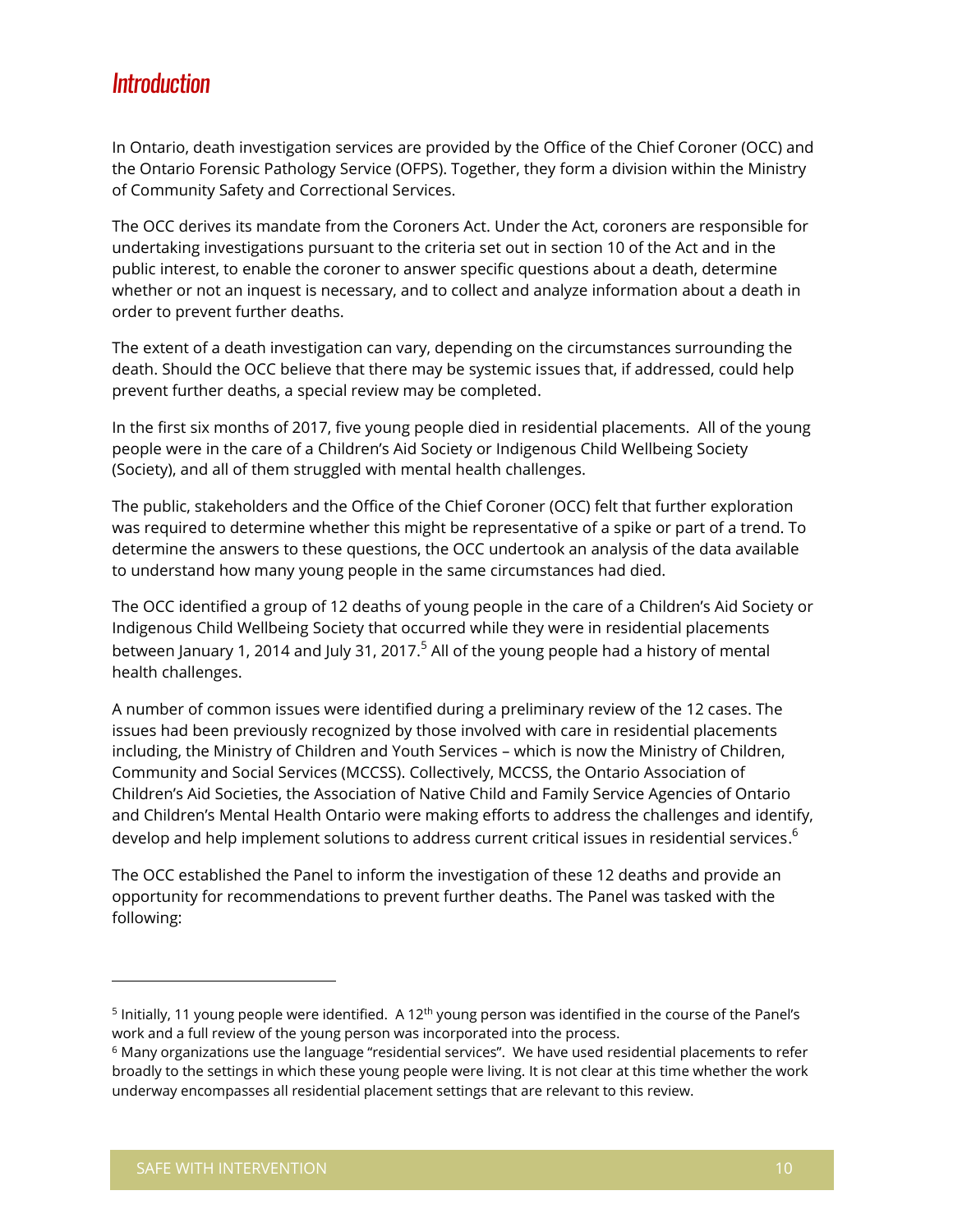## Introduction

In Ontario, death investigation services are provided by the Office of the Chief Coroner (OCC) and the Ontario Forensic Pathology Service (OFPS). Together, they form a division within the Ministry of Community Safety and Correctional Services.

The OCC derives its mandate from the Coroners Act. Under the Act, coroners are responsible for undertaking investigations pursuant to the criteria set out in section 10 of the Act and in the public interest, to enable the coroner to answer specific questions about a death, determine whether or not an inquest is necessary, and to collect and analyze information about a death in order to prevent further deaths.

The extent of a death investigation can vary, depending on the circumstances surrounding the death. Should the OCC believe that there may be systemic issues that, if addressed, could help prevent further deaths, a special review may be completed.

In the first six months of 2017, five young people died in residential placements. All of the young people were in the care of a Children's Aid Society or Indigenous Child Wellbeing Society (Society), and all of them struggled with mental health challenges.

The public, stakeholders and the Office of the Chief Coroner (OCC) felt that further exploration was required to determine whether this might be representative of a spike or part of a trend. To determine the answers to these questions, the OCC undertook an analysis of the data available to understand how many young people in the same circumstances had died.

The OCC identified a group of 12 deaths of young people in the care of a Children's Aid Society or Indigenous Child Wellbeing Society that occurred while they were in residential placements between January 1, 2014 and July 31, 2017.[5] All of the young people had a history of mental health challenges.

A number of common issues were identified during a preliminary review of the 12 cases. The issues had been previously recognized by those involved with care in residential placements including, the Ministry of Children and Youth Services – which is now the Ministry of Children, Community and Social Services (MCCSS). Collectively, MCCSS, the Ontario Association of Children's Aid Societies, the Association of Native Child and Family Service Agencies of Ontario and Children's Mental Health Ontario were making efforts to address the challenges and identify, develop and help implement solutions to address current critical issues in residential services.[6]

The OCC established the Panel to inform the investigation of these 12 deaths and provide an opportunity for recommendations to prevent further deaths. The Panel was tasked with the following:

---

[5] Initially, 11 young people were identified. A 12th young person was identified in the course of the Panel's work and a full review of the young person was incorporated into the process.

[6] Many organizations use the language "residential services". We have used residential placements to refer broadly to the settings in which these young people were living. It is not clear at this time whether the work underway encompasses all residential placement settings that are relevant to this review.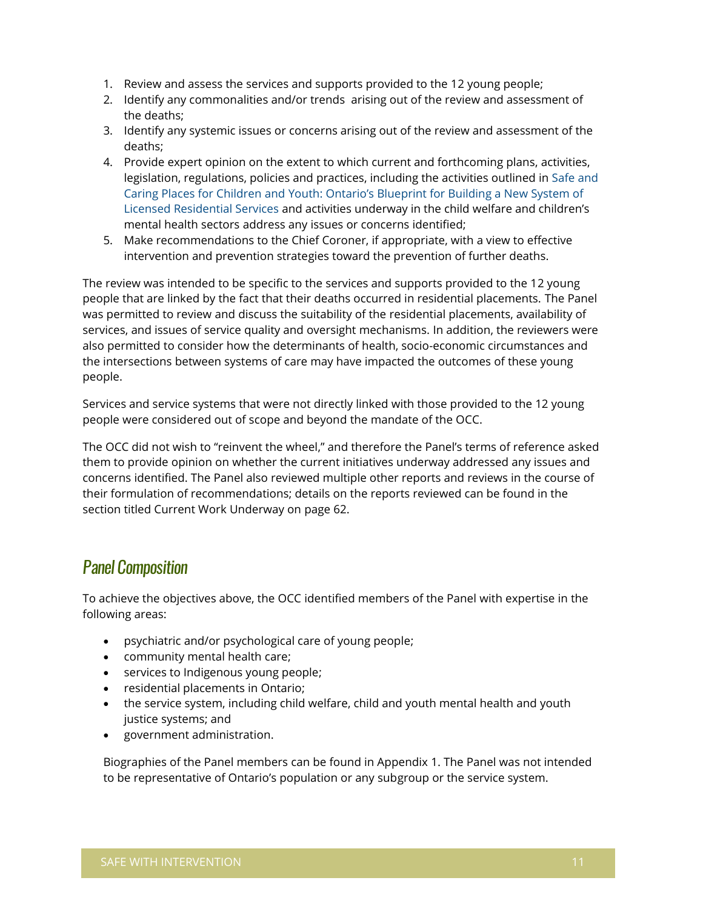1. Review and assess the services and supports provided to the 12 young people;
2. Identify any commonalities and/or trends arising out of the review and assessment of the deaths;
3. Identify any systemic issues or concerns arising out of the review and assessment of the deaths;
4. Provide expert opinion on the extent to which current and forthcoming plans, activities, legislation, regulations, policies and practices, including the activities outlined in Safe and Caring Places for Children and Youth: Ontario's Blueprint for Building a New System of Licensed Residential Services and activities underway in the child welfare and children's mental health sectors address any issues or concerns identified;
5. Make recommendations to the Chief Coroner, if appropriate, with a view to effective intervention and prevention strategies toward the prevention of further deaths.

The review was intended to be specific to the services and supports provided to the 12 young people that are linked by the fact that their deaths occurred in residential placements. The Panel was permitted to review and discuss the suitability of the residential placements, availability of services, and issues of service quality and oversight mechanisms. In addition, the reviewers were also permitted to consider how the determinants of health, socio-economic circumstances and the intersections between systems of care may have impacted the outcomes of these young people.

Services and service systems that were not directly linked with those provided to the 12 young people were considered out of scope and beyond the mandate of the OCC.

The OCC did not wish to "reinvent the wheel," and therefore the Panel's terms of reference asked them to provide opinion on whether the current initiatives underway addressed any issues and concerns identified. The Panel also reviewed multiple other reports and reviews in the course of their formulation of recommendations; details on the reports reviewed can be found in the section titled Current Work Underway on page 62.

## Panel Composition

To achieve the objectives above, the OCC identified members of the Panel with expertise in the following areas:

- psychiatric and/or psychological care of young people;
- community mental health care;
- services to Indigenous young people;
- residential placements in Ontario;
- the service system, including child welfare, child and youth mental health and youth justice systems; and
- government administration.

Biographies of the Panel members can be found in Appendix 1. The Panel was not intended to be representative of Ontario's population or any subgroup or the service system.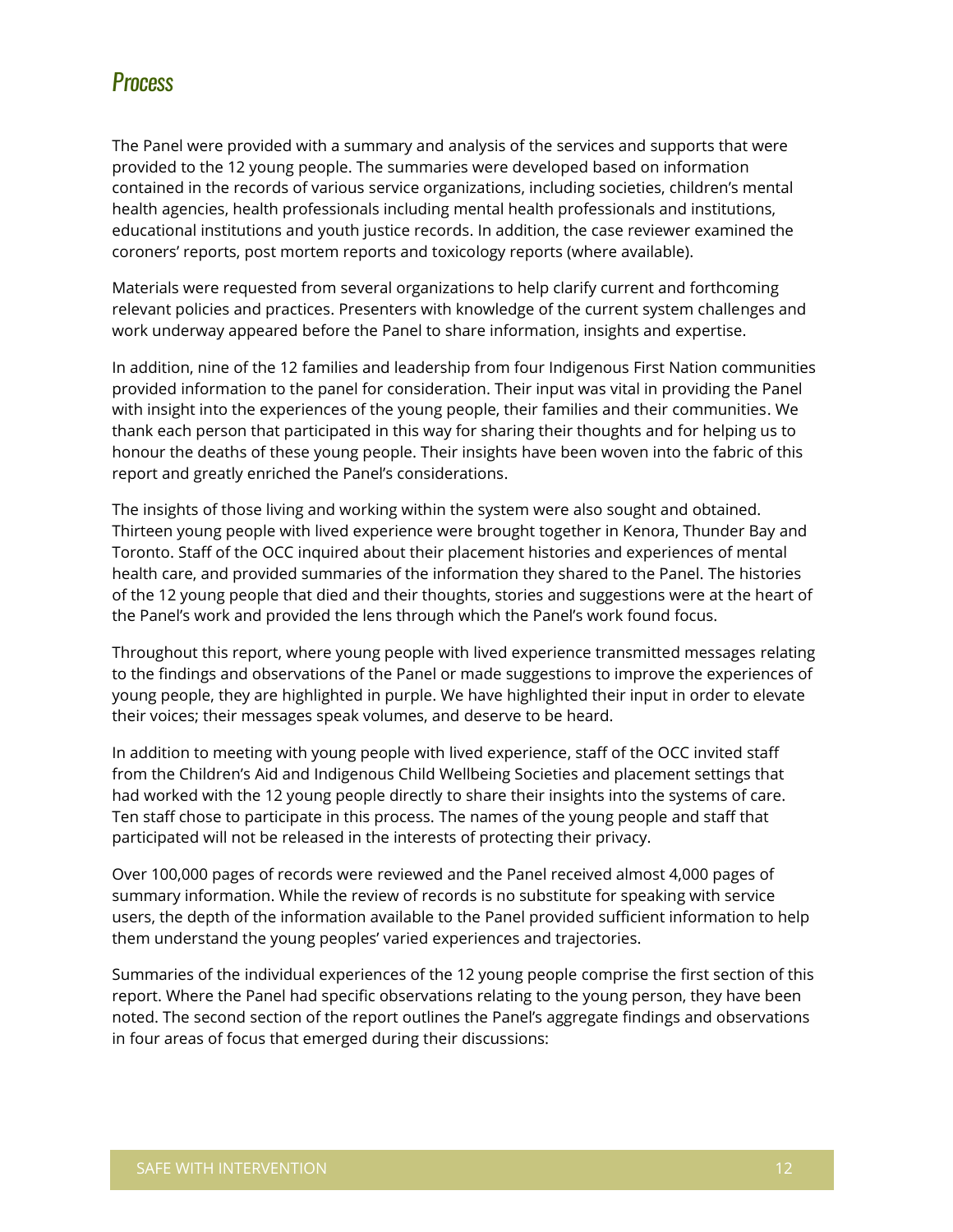## Process

The Panel were provided with a summary and analysis of the services and supports that were provided to the 12 young people. The summaries were developed based on information contained in the records of various service organizations, including societies, children's mental health agencies, health professionals including mental health professionals and institutions, educational institutions and youth justice records. In addition, the case reviewer examined the coroners' reports, post mortem reports and toxicology reports (where available).

Materials were requested from several organizations to help clarify current and forthcoming relevant policies and practices. Presenters with knowledge of the current system challenges and work underway appeared before the Panel to share information, insights and expertise.

In addition, nine of the 12 families and leadership from four Indigenous First Nation communities provided information to the panel for consideration. Their input was vital in providing the Panel with insight into the experiences of the young people, their families and their communities. We thank each person that participated in this way for sharing their thoughts and for helping us to honour the deaths of these young people. Their insights have been woven into the fabric of this report and greatly enriched the Panel's considerations.

The insights of those living and working within the system were also sought and obtained. Thirteen young people with lived experience were brought together in Kenora, Thunder Bay and Toronto. Staff of the OCC inquired about their placement histories and experiences of mental health care, and provided summaries of the information they shared to the Panel. The histories of the 12 young people that died and their thoughts, stories and suggestions were at the heart of the Panel's work and provided the lens through which the Panel's work found focus.

Throughout this report, where young people with lived experience transmitted messages relating to the findings and observations of the Panel or made suggestions to improve the experiences of young people, they are highlighted in purple. We have highlighted their input in order to elevate their voices; their messages speak volumes, and deserve to be heard.

In addition to meeting with young people with lived experience, staff of the OCC invited staff from the Children's Aid and Indigenous Child Wellbeing Societies and placement settings that had worked with the 12 young people directly to share their insights into the systems of care. Ten staff chose to participate in this process. The names of the young people and staff that participated will not be released in the interests of protecting their privacy.

Over 100,000 pages of records were reviewed and the Panel received almost 4,000 pages of summary information. While the review of records is no substitute for speaking with service users, the depth of the information available to the Panel provided sufficient information to help them understand the young peoples' varied experiences and trajectories.

Summaries of the individual experiences of the 12 young people comprise the first section of this report. Where the Panel had specific observations relating to the young person, they have been noted. The second section of the report outlines the Panel's aggregate findings and observations in four areas of focus that emerged during their discussions: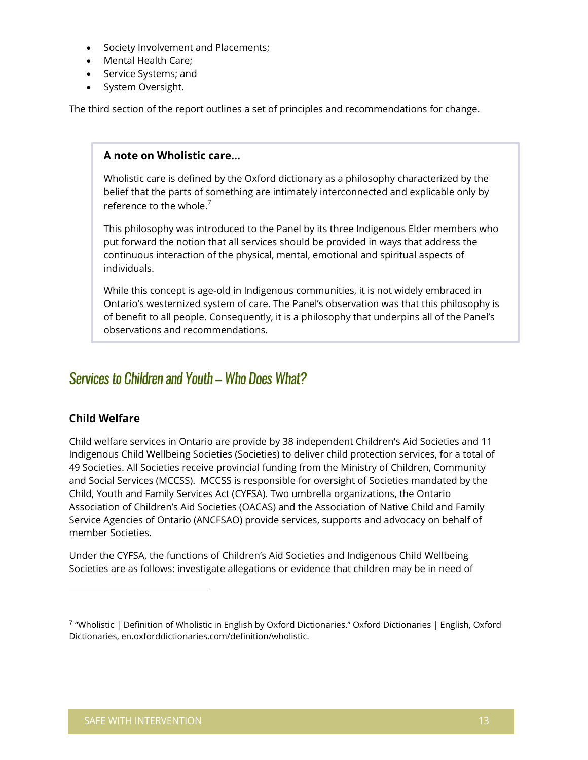- Society Involvement and Placements;
- Mental Health Care;
- Service Systems; and
- System Oversight.

The third section of the report outlines a set of principles and recommendations for change.

> **A note on Wholistic care...**
>
> Wholistic care is defined by the Oxford dictionary as a philosophy characterized by the belief that the parts of something are intimately interconnected and explicable only by reference to the whole.[7]
>
> This philosophy was introduced to the Panel by its three Indigenous Elder members who put forward the notion that all services should be provided in ways that address the continuous interaction of the physical, mental, emotional and spiritual aspects of individuals.
>
> While this concept is age-old in Indigenous communities, it is not widely embraced in Ontario's westernized system of care. The Panel's observation was that this philosophy is of benefit to all people. Consequently, it is a philosophy that underpins all of the Panel's observations and recommendations.

## *Services to Children and Youth – Who Does What?*

### Child Welfare

Child welfare services in Ontario are provide by 38 independent Children's Aid Societies and 11 Indigenous Child Wellbeing Societies (Societies) to deliver child protection services, for a total of 49 Societies. All Societies receive provincial funding from the Ministry of Children, Community and Social Services (MCCSS). MCCSS is responsible for oversight of Societies mandated by the Child, Youth and Family Services Act (CYFSA). Two umbrella organizations, the Ontario Association of Children's Aid Societies (OACAS) and the Association of Native Child and Family Service Agencies of Ontario (ANCFSAO) provide services, supports and advocacy on behalf of member Societies.

Under the CYFSA, the functions of Children's Aid Societies and Indigenous Child Wellbeing Societies are as follows: investigate allegations or evidence that children may be in need of

---

[7] "Wholistic | Definition of Wholistic in English by Oxford Dictionaries." Oxford Dictionaries | English, Oxford Dictionaries, en.oxforddictionaries.com/definition/wholistic.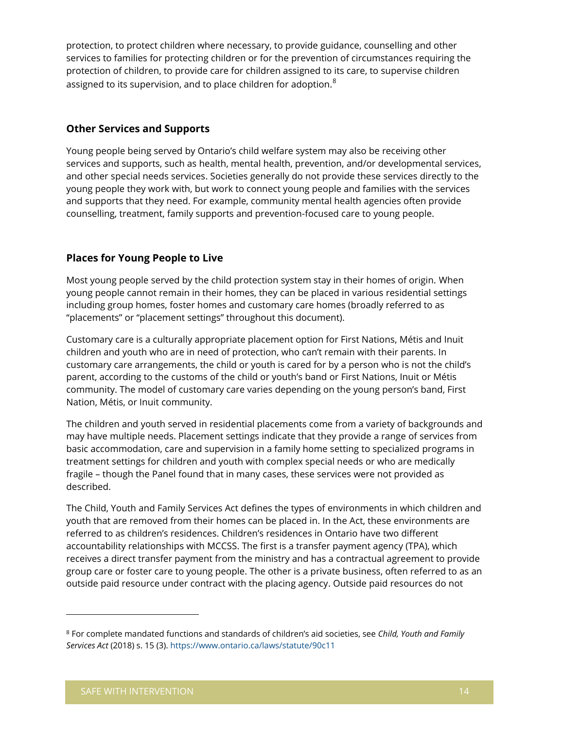protection, to protect children where necessary, to provide guidance, counselling and other services to families for protecting children or for the prevention of circumstances requiring the protection of children, to provide care for children assigned to its care, to supervise children assigned to its supervision, and to place children for adoption.[8]

### Other Services and Supports

Young people being served by Ontario's child welfare system may also be receiving other services and supports, such as health, mental health, prevention, and/or developmental services, and other special needs services. Societies generally do not provide these services directly to the young people they work with, but work to connect young people and families with the services and supports that they need. For example, community mental health agencies often provide counselling, treatment, family supports and prevention-focused care to young people.

### Places for Young People to Live

Most young people served by the child protection system stay in their homes of origin. When young people cannot remain in their homes, they can be placed in various residential settings including group homes, foster homes and customary care homes (broadly referred to as "placements" or "placement settings" throughout this document).

Customary care is a culturally appropriate placement option for First Nations, Métis and Inuit children and youth who are in need of protection, who can't remain with their parents. In customary care arrangements, the child or youth is cared for by a person who is not the child's parent, according to the customs of the child or youth's band or First Nations, Inuit or Métis community. The model of customary care varies depending on the young person's band, First Nation, Métis, or Inuit community.

The children and youth served in residential placements come from a variety of backgrounds and may have multiple needs. Placement settings indicate that they provide a range of services from basic accommodation, care and supervision in a family home setting to specialized programs in treatment settings for children and youth with complex special needs or who are medically fragile – though the Panel found that in many cases, these services were not provided as described.

The Child, Youth and Family Services Act defines the types of environments in which children and youth that are removed from their homes can be placed in. In the Act, these environments are referred to as children's residences. Children's residences in Ontario have two different accountability relationships with MCCSS. The first is a transfer payment agency (TPA), which receives a direct transfer payment from the ministry and has a contractual agreement to provide group care or foster care to young people. The other is a private business, often referred to as an outside paid resource under contract with the placing agency. Outside paid resources do not

---

[8] For complete mandated functions and standards of children's aid societies, see *Child, Youth and Family Services Act* (2018) s. 15 (3). https://www.ontario.ca/laws/statute/90c11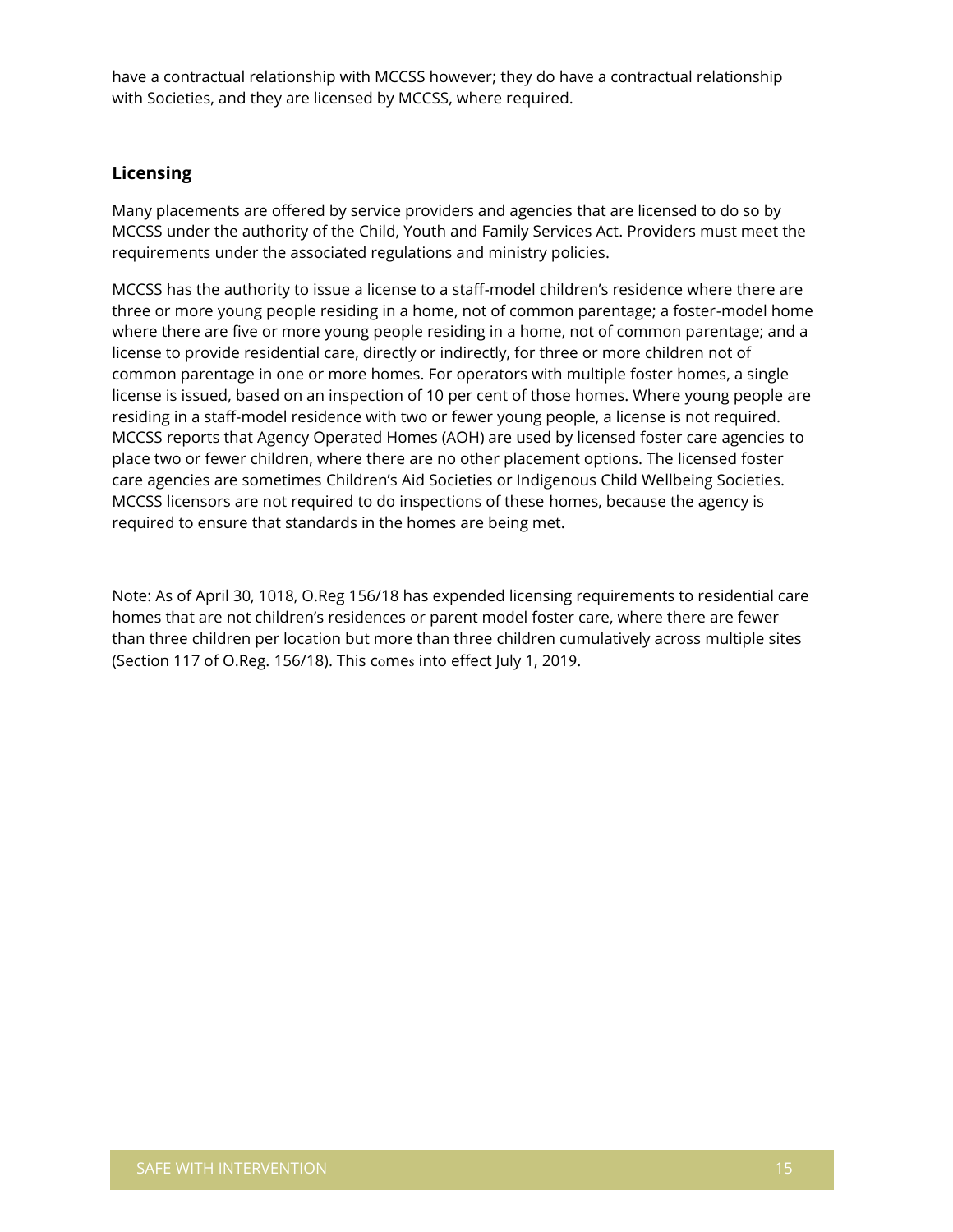have a contractual relationship with MCCSS however; they do have a contractual relationship with Societies, and they are licensed by MCCSS, where required.

## Licensing

Many placements are offered by service providers and agencies that are licensed to do so by MCCSS under the authority of the Child, Youth and Family Services Act. Providers must meet the requirements under the associated regulations and ministry policies.

MCCSS has the authority to issue a license to a staff-model children's residence where there are three or more young people residing in a home, not of common parentage; a foster-model home where there are five or more young people residing in a home, not of common parentage; and a license to provide residential care, directly or indirectly, for three or more children not of common parentage in one or more homes. For operators with multiple foster homes, a single license is issued, based on an inspection of 10 per cent of those homes. Where young people are residing in a staff-model residence with two or fewer young people, a license is not required. MCCSS reports that Agency Operated Homes (AOH) are used by licensed foster care agencies to place two or fewer children, where there are no other placement options. The licensed foster care agencies are sometimes Children's Aid Societies or Indigenous Child Wellbeing Societies. MCCSS licensors are not required to do inspections of these homes, because the agency is required to ensure that standards in the homes are being met.

Note: As of April 30, 1018, O.Reg 156/18 has expended licensing requirements to residential care homes that are not children's residences or parent model foster care, where there are fewer than three children per location but more than three children cumulatively across multiple sites (Section 117 of O.Reg. 156/18). This comes into effect July 1, 2019.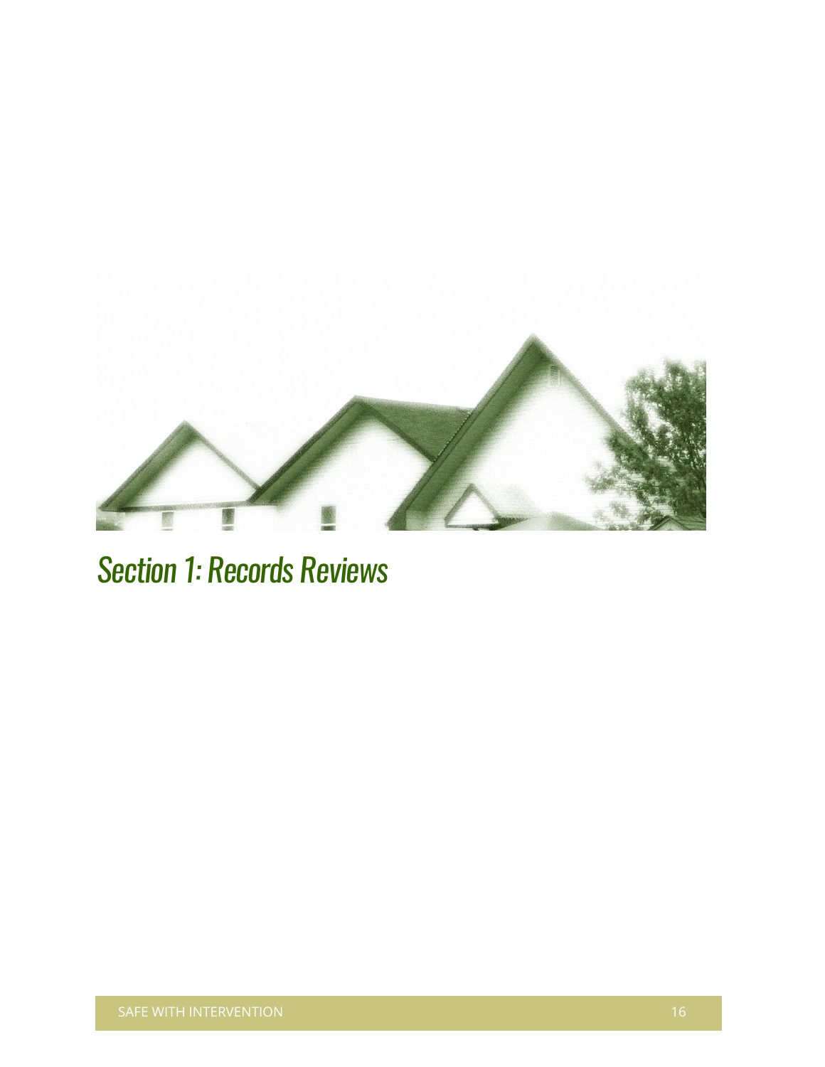# Section 1: Records Reviews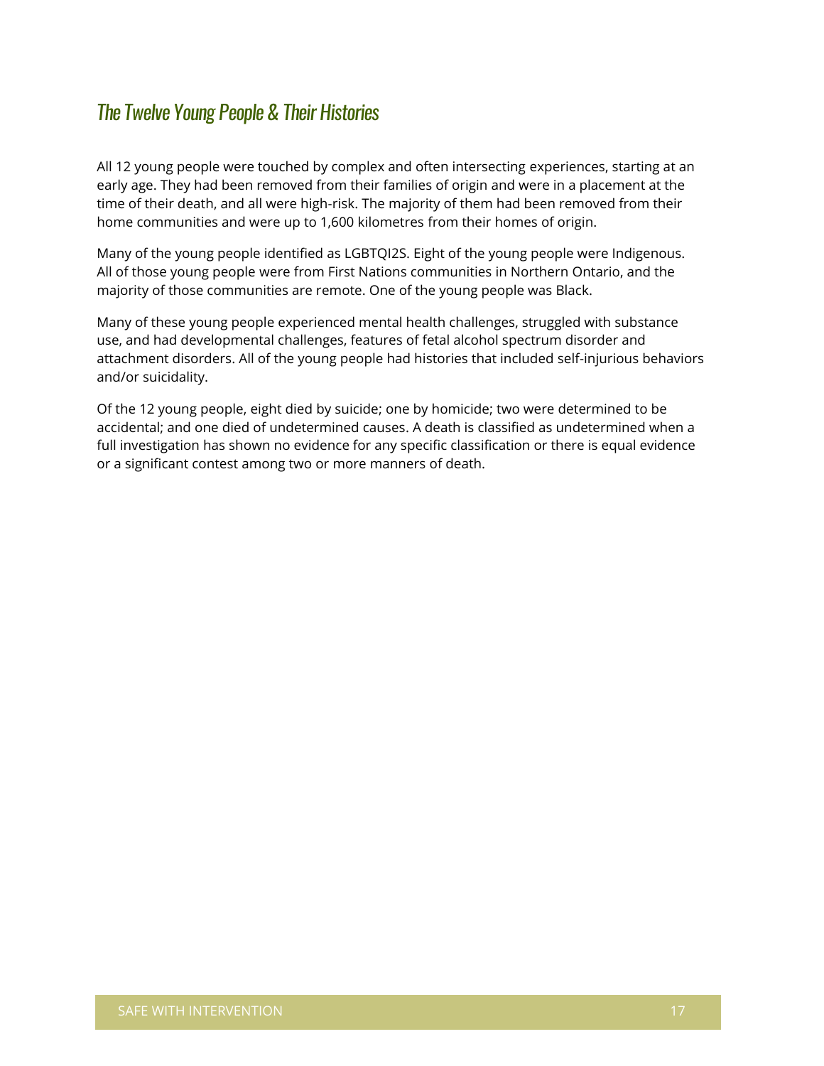## The Twelve Young People & Their Histories

All 12 young people were touched by complex and often intersecting experiences, starting at an early age. They had been removed from their families of origin and were in a placement at the time of their death, and all were high-risk. The majority of them had been removed from their home communities and were up to 1,600 kilometres from their homes of origin.

Many of the young people identified as LGBTQI2S. Eight of the young people were Indigenous. All of those young people were from First Nations communities in Northern Ontario, and the majority of those communities are remote. One of the young people was Black.

Many of these young people experienced mental health challenges, struggled with substance use, and had developmental challenges, features of fetal alcohol spectrum disorder and attachment disorders. All of the young people had histories that included self-injurious behaviors and/or suicidality.

Of the 12 young people, eight died by suicide; one by homicide; two were determined to be accidental; and one died of undetermined causes. A death is classified as undetermined when a full investigation has shown no evidence for any specific classification or there is equal evidence or a significant contest among two or more manners of death.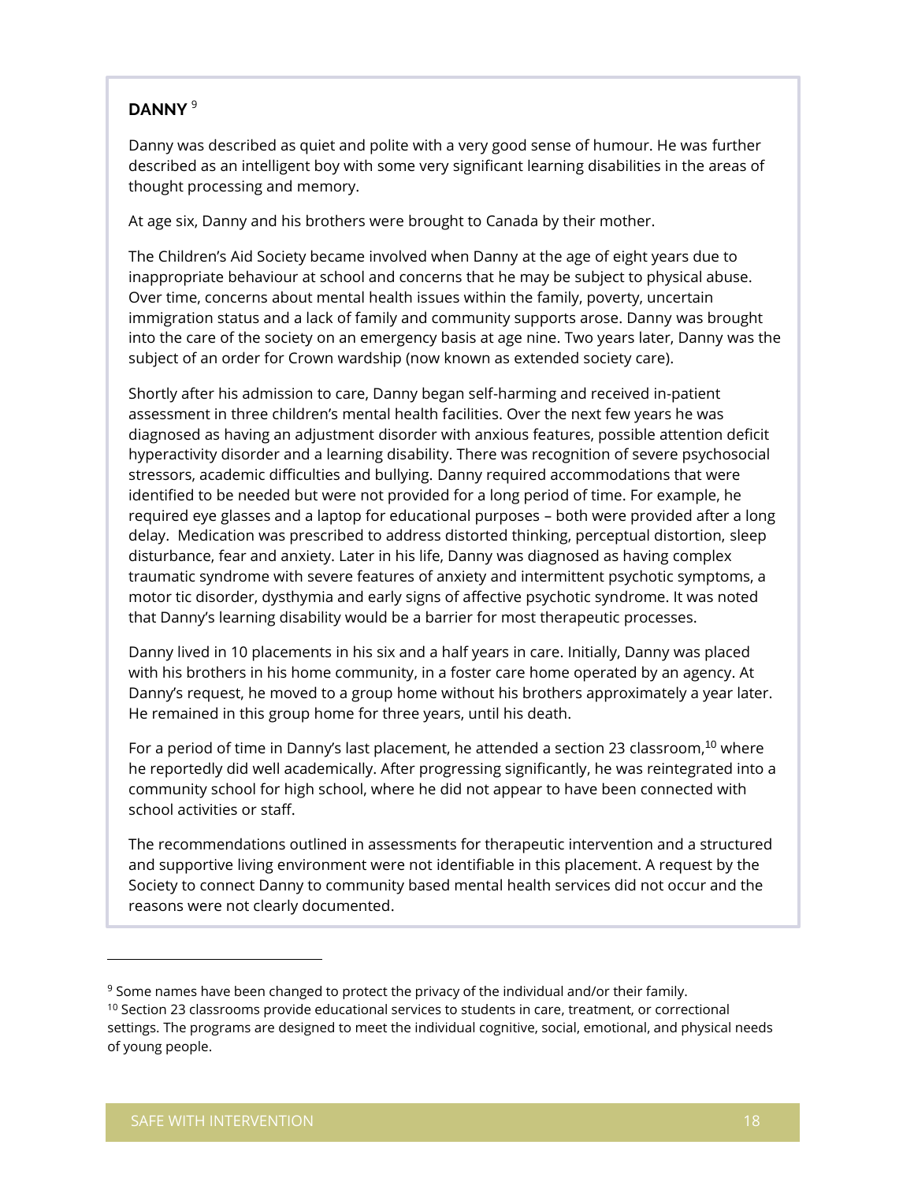**DANNY** [9]

Danny was described as quiet and polite with a very good sense of humour. He was further described as an intelligent boy with some very significant learning disabilities in the areas of thought processing and memory.

At age six, Danny and his brothers were brought to Canada by their mother.

The Children's Aid Society became involved when Danny at the age of eight years due to inappropriate behaviour at school and concerns that he may be subject to physical abuse. Over time, concerns about mental health issues within the family, poverty, uncertain immigration status and a lack of family and community supports arose. Danny was brought into the care of the society on an emergency basis at age nine. Two years later, Danny was the subject of an order for Crown wardship (now known as extended society care).

Shortly after his admission to care, Danny began self-harming and received in-patient assessment in three children's mental health facilities. Over the next few years he was diagnosed as having an adjustment disorder with anxious features, possible attention deficit hyperactivity disorder and a learning disability. There was recognition of severe psychosocial stressors, academic difficulties and bullying. Danny required accommodations that were identified to be needed but were not provided for a long period of time. For example, he required eye glasses and a laptop for educational purposes – both were provided after a long delay. Medication was prescribed to address distorted thinking, perceptual distortion, sleep disturbance, fear and anxiety. Later in his life, Danny was diagnosed as having complex traumatic syndrome with severe features of anxiety and intermittent psychotic symptoms, a motor tic disorder, dysthymia and early signs of affective psychotic syndrome. It was noted that Danny's learning disability would be a barrier for most therapeutic processes.

Danny lived in 10 placements in his six and a half years in care. Initially, Danny was placed with his brothers in his home community, in a foster care home operated by an agency. At Danny's request, he moved to a group home without his brothers approximately a year later. He remained in this group home for three years, until his death.

For a period of time in Danny's last placement, he attended a section 23 classroom,[10] where he reportedly did well academically. After progressing significantly, he was reintegrated into a community school for high school, where he did not appear to have been connected with school activities or staff.

The recommendations outlined in assessments for therapeutic intervention and a structured and supportive living environment were not identifiable in this placement. A request by the Society to connect Danny to community based mental health services did not occur and the reasons were not clearly documented.

---

[9] Some names have been changed to protect the privacy of the individual and/or their family.

[10] Section 23 classrooms provide educational services to students in care, treatment, or correctional settings. The programs are designed to meet the individual cognitive, social, emotional, and physical needs of young people.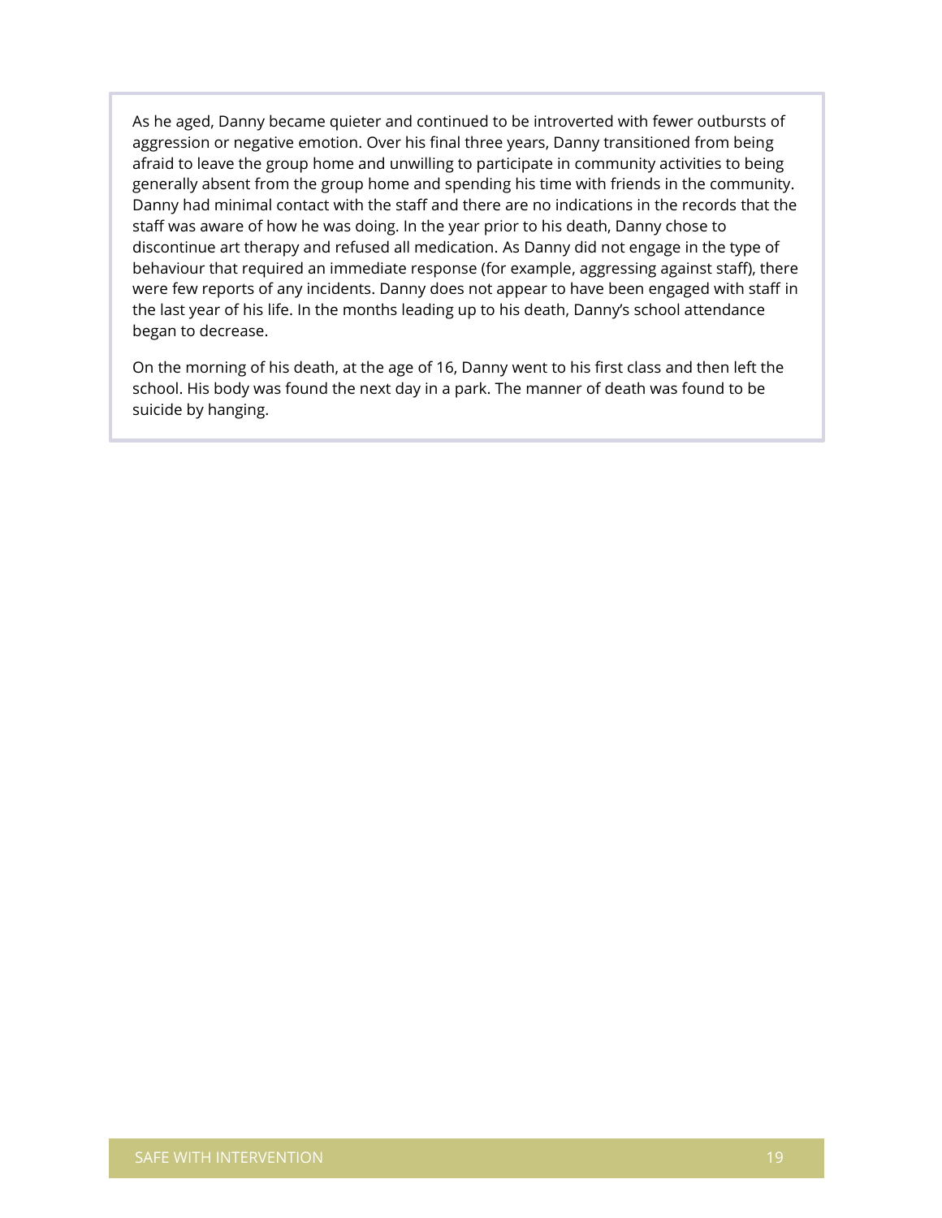As he aged, Danny became quieter and continued to be introverted with fewer outbursts of aggression or negative emotion. Over his final three years, Danny transitioned from being afraid to leave the group home and unwilling to participate in community activities to being generally absent from the group home and spending his time with friends in the community. Danny had minimal contact with the staff and there are no indications in the records that the staff was aware of how he was doing. In the year prior to his death, Danny chose to discontinue art therapy and refused all medication. As Danny did not engage in the type of behaviour that required an immediate response (for example, aggressing against staff), there were few reports of any incidents. Danny does not appear to have been engaged with staff in the last year of his life. In the months leading up to his death, Danny's school attendance began to decrease.

On the morning of his death, at the age of 16, Danny went to his first class and then left the school. His body was found the next day in a park. The manner of death was found to be suicide by hanging.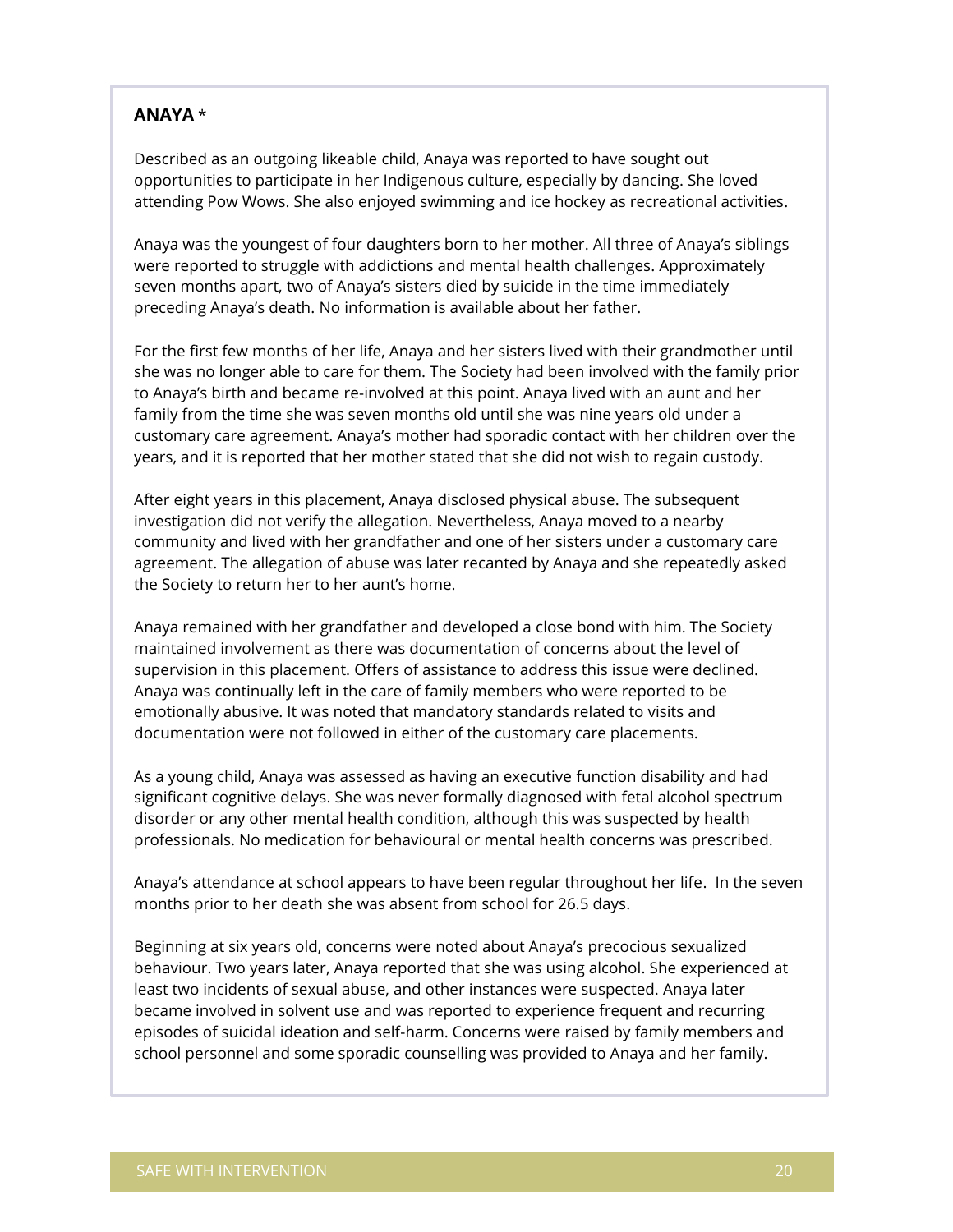**ANAYA** *

Described as an outgoing likeable child, Anaya was reported to have sought out opportunities to participate in her Indigenous culture, especially by dancing. She loved attending Pow Wows. She also enjoyed swimming and ice hockey as recreational activities.

Anaya was the youngest of four daughters born to her mother. All three of Anaya's siblings were reported to struggle with addictions and mental health challenges. Approximately seven months apart, two of Anaya's sisters died by suicide in the time immediately preceding Anaya's death. No information is available about her father.

For the first few months of her life, Anaya and her sisters lived with their grandmother until she was no longer able to care for them. The Society had been involved with the family prior to Anaya's birth and became re-involved at this point. Anaya lived with an aunt and her family from the time she was seven months old until she was nine years old under a customary care agreement. Anaya's mother had sporadic contact with her children over the years, and it is reported that her mother stated that she did not wish to regain custody.

After eight years in this placement, Anaya disclosed physical abuse. The subsequent investigation did not verify the allegation. Nevertheless, Anaya moved to a nearby community and lived with her grandfather and one of her sisters under a customary care agreement. The allegation of abuse was later recanted by Anaya and she repeatedly asked the Society to return her to her aunt's home.

Anaya remained with her grandfather and developed a close bond with him. The Society maintained involvement as there was documentation of concerns about the level of supervision in this placement. Offers of assistance to address this issue were declined. Anaya was continually left in the care of family members who were reported to be emotionally abusive. It was noted that mandatory standards related to visits and documentation were not followed in either of the customary care placements.

As a young child, Anaya was assessed as having an executive function disability and had significant cognitive delays. She was never formally diagnosed with fetal alcohol spectrum disorder or any other mental health condition, although this was suspected by health professionals. No medication for behavioural or mental health concerns was prescribed.

Anaya's attendance at school appears to have been regular throughout her life. In the seven months prior to her death she was absent from school for 26.5 days.

Beginning at six years old, concerns were noted about Anaya's precocious sexualized behaviour. Two years later, Anaya reported that she was using alcohol. She experienced at least two incidents of sexual abuse, and other instances were suspected. Anaya later became involved in solvent use and was reported to experience frequent and recurring episodes of suicidal ideation and self-harm. Concerns were raised by family members and school personnel and some sporadic counselling was provided to Anaya and her family.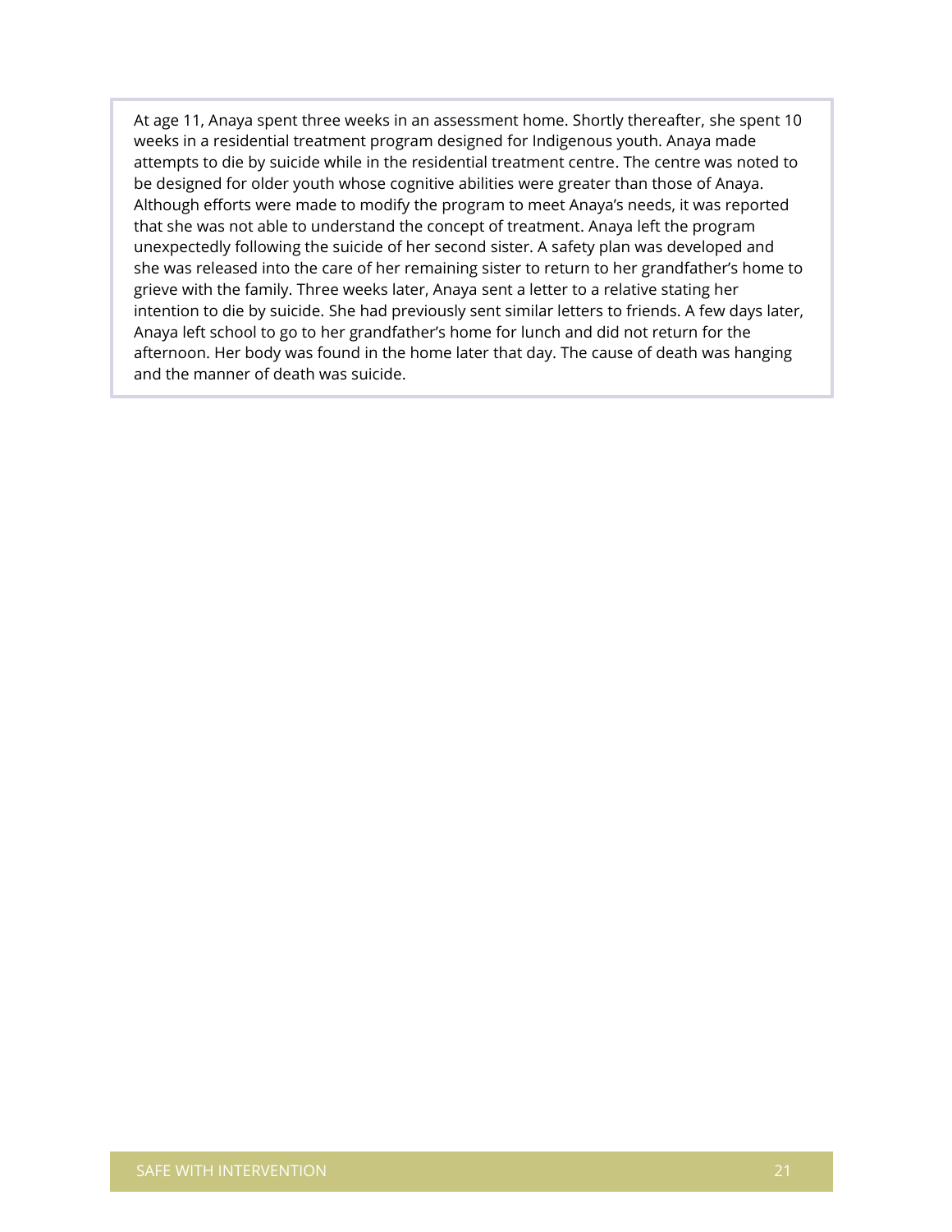At age 11, Anaya spent three weeks in an assessment home. Shortly thereafter, she spent 10 weeks in a residential treatment program designed for Indigenous youth. Anaya made attempts to die by suicide while in the residential treatment centre. The centre was noted to be designed for older youth whose cognitive abilities were greater than those of Anaya. Although efforts were made to modify the program to meet Anaya's needs, it was reported that she was not able to understand the concept of treatment. Anaya left the program unexpectedly following the suicide of her second sister. A safety plan was developed and she was released into the care of her remaining sister to return to her grandfather's home to grieve with the family. Three weeks later, Anaya sent a letter to a relative stating her intention to die by suicide. She had previously sent similar letters to friends. A few days later, Anaya left school to go to her grandfather's home for lunch and did not return for the afternoon. Her body was found in the home later that day. The cause of death was hanging and the manner of death was suicide.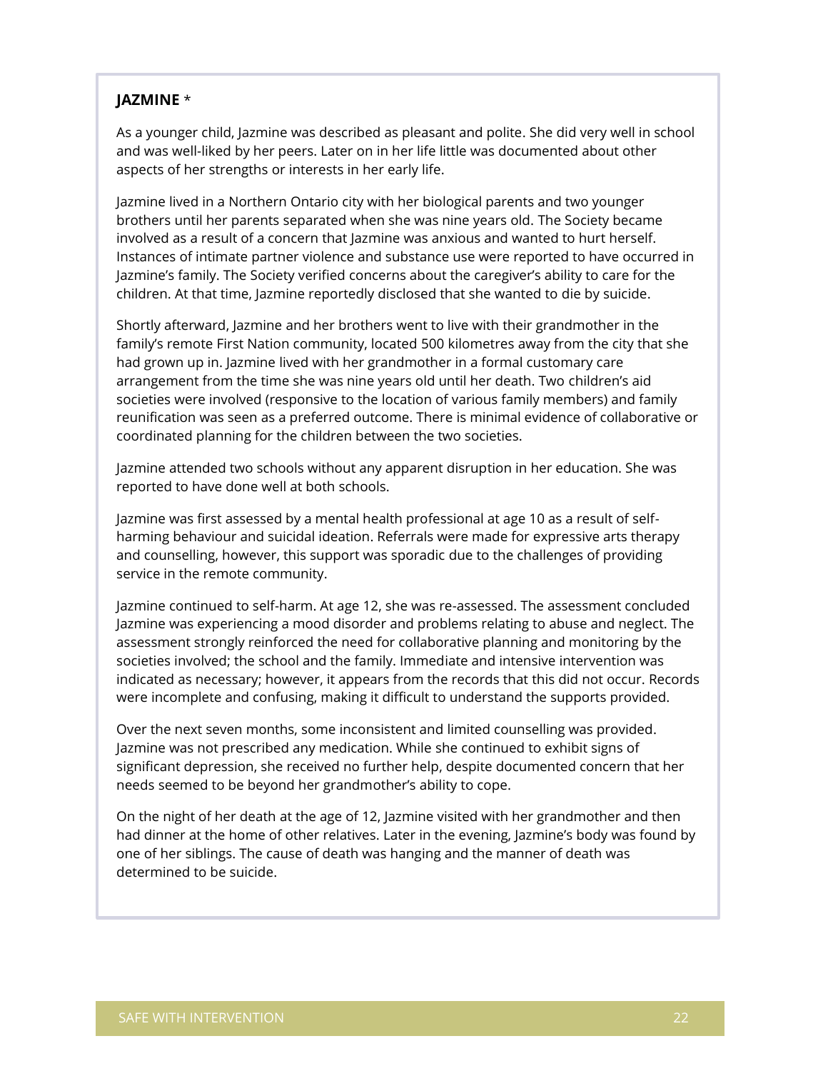**JAZMINE** *

As a younger child, Jazmine was described as pleasant and polite. She did very well in school and was well-liked by her peers. Later on in her life little was documented about other aspects of her strengths or interests in her early life.

Jazmine lived in a Northern Ontario city with her biological parents and two younger brothers until her parents separated when she was nine years old. The Society became involved as a result of a concern that Jazmine was anxious and wanted to hurt herself. Instances of intimate partner violence and substance use were reported to have occurred in Jazmine's family. The Society verified concerns about the caregiver's ability to care for the children. At that time, Jazmine reportedly disclosed that she wanted to die by suicide.

Shortly afterward, Jazmine and her brothers went to live with their grandmother in the family's remote First Nation community, located 500 kilometres away from the city that she had grown up in. Jazmine lived with her grandmother in a formal customary care arrangement from the time she was nine years old until her death. Two children's aid societies were involved (responsive to the location of various family members) and family reunification was seen as a preferred outcome. There is minimal evidence of collaborative or coordinated planning for the children between the two societies.

Jazmine attended two schools without any apparent disruption in her education. She was reported to have done well at both schools.

Jazmine was first assessed by a mental health professional at age 10 as a result of self-harming behaviour and suicidal ideation. Referrals were made for expressive arts therapy and counselling, however, this support was sporadic due to the challenges of providing service in the remote community.

Jazmine continued to self-harm. At age 12, she was re-assessed. The assessment concluded Jazmine was experiencing a mood disorder and problems relating to abuse and neglect. The assessment strongly reinforced the need for collaborative planning and monitoring by the societies involved; the school and the family. Immediate and intensive intervention was indicated as necessary; however, it appears from the records that this did not occur. Records were incomplete and confusing, making it difficult to understand the supports provided.

Over the next seven months, some inconsistent and limited counselling was provided. Jazmine was not prescribed any medication. While she continued to exhibit signs of significant depression, she received no further help, despite documented concern that her needs seemed to be beyond her grandmother's ability to cope.

On the night of her death at the age of 12, Jazmine visited with her grandmother and then had dinner at the home of other relatives. Later in the evening, Jazmine's body was found by one of her siblings. The cause of death was hanging and the manner of death was determined to be suicide.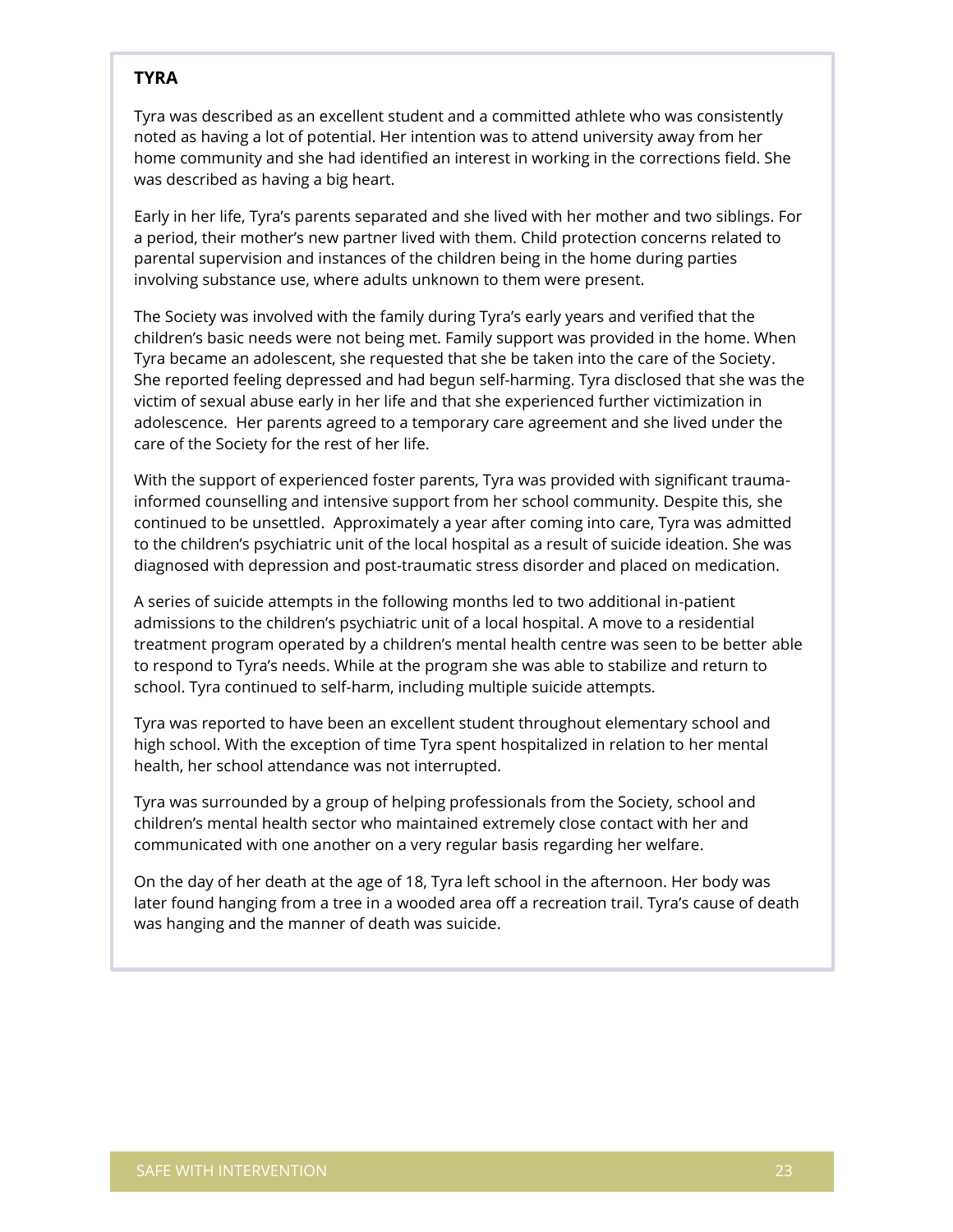**TYRA**

Tyra was described as an excellent student and a committed athlete who was consistently noted as having a lot of potential. Her intention was to attend university away from her home community and she had identified an interest in working in the corrections field. She was described as having a big heart.

Early in her life, Tyra's parents separated and she lived with her mother and two siblings. For a period, their mother's new partner lived with them. Child protection concerns related to parental supervision and instances of the children being in the home during parties involving substance use, where adults unknown to them were present.

The Society was involved with the family during Tyra's early years and verified that the children's basic needs were not being met. Family support was provided in the home. When Tyra became an adolescent, she requested that she be taken into the care of the Society. She reported feeling depressed and had begun self-harming. Tyra disclosed that she was the victim of sexual abuse early in her life and that she experienced further victimization in adolescence. Her parents agreed to a temporary care agreement and she lived under the care of the Society for the rest of her life.

With the support of experienced foster parents, Tyra was provided with significant trauma-informed counselling and intensive support from her school community. Despite this, she continued to be unsettled. Approximately a year after coming into care, Tyra was admitted to the children's psychiatric unit of the local hospital as a result of suicide ideation. She was diagnosed with depression and post-traumatic stress disorder and placed on medication.

A series of suicide attempts in the following months led to two additional in-patient admissions to the children's psychiatric unit of a local hospital. A move to a residential treatment program operated by a children's mental health centre was seen to be better able to respond to Tyra's needs. While at the program she was able to stabilize and return to school. Tyra continued to self-harm, including multiple suicide attempts.

Tyra was reported to have been an excellent student throughout elementary school and high school. With the exception of time Tyra spent hospitalized in relation to her mental health, her school attendance was not interrupted.

Tyra was surrounded by a group of helping professionals from the Society, school and children's mental health sector who maintained extremely close contact with her and communicated with one another on a very regular basis regarding her welfare.

On the day of her death at the age of 18, Tyra left school in the afternoon. Her body was later found hanging from a tree in a wooded area off a recreation trail. Tyra's cause of death was hanging and the manner of death was suicide.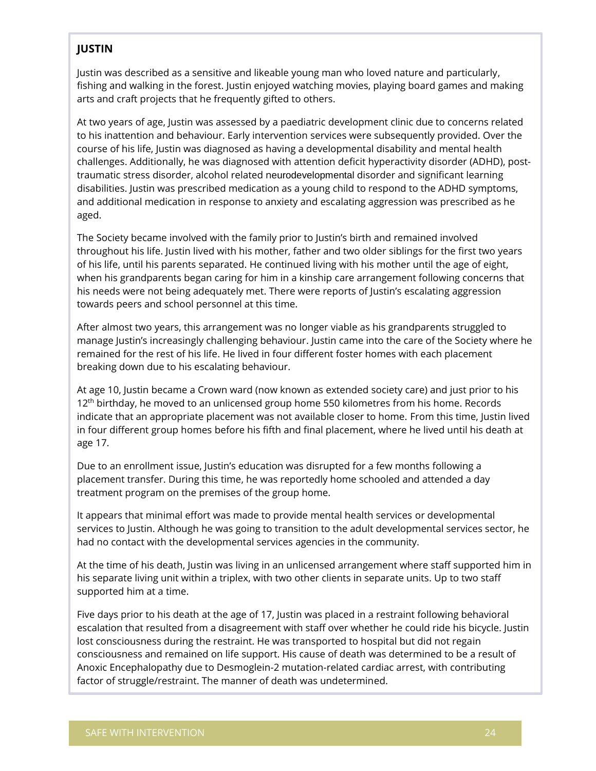## JUSTIN

Justin was described as a sensitive and likeable young man who loved nature and particularly, fishing and walking in the forest. Justin enjoyed watching movies, playing board games and making arts and craft projects that he frequently gifted to others.

At two years of age, Justin was assessed by a paediatric development clinic due to concerns related to his inattention and behaviour. Early intervention services were subsequently provided. Over the course of his life, Justin was diagnosed as having a developmental disability and mental health challenges. Additionally, he was diagnosed with attention deficit hyperactivity disorder (ADHD), post-traumatic stress disorder, alcohol related neurodevelopmental disorder and significant learning disabilities. Justin was prescribed medication as a young child to respond to the ADHD symptoms, and additional medication in response to anxiety and escalating aggression was prescribed as he aged.

The Society became involved with the family prior to Justin's birth and remained involved throughout his life. Justin lived with his mother, father and two older siblings for the first two years of his life, until his parents separated. He continued living with his mother until the age of eight, when his grandparents began caring for him in a kinship care arrangement following concerns that his needs were not being adequately met. There were reports of Justin's escalating aggression towards peers and school personnel at this time.

After almost two years, this arrangement was no longer viable as his grandparents struggled to manage Justin's increasingly challenging behaviour. Justin came into the care of the Society where he remained for the rest of his life. He lived in four different foster homes with each placement breaking down due to his escalating behaviour.

At age 10, Justin became a Crown ward (now known as extended society care) and just prior to his 12th birthday, he moved to an unlicensed group home 550 kilometres from his home. Records indicate that an appropriate placement was not available closer to home. From this time, Justin lived in four different group homes before his fifth and final placement, where he lived until his death at age 17.

Due to an enrollment issue, Justin's education was disrupted for a few months following a placement transfer. During this time, he was reportedly home schooled and attended a day treatment program on the premises of the group home.

It appears that minimal effort was made to provide mental health services or developmental services to Justin. Although he was going to transition to the adult developmental services sector, he had no contact with the developmental services agencies in the community.

At the time of his death, Justin was living in an unlicensed arrangement where staff supported him in his separate living unit within a triplex, with two other clients in separate units. Up to two staff supported him at a time.

Five days prior to his death at the age of 17, Justin was placed in a restraint following behavioral escalation that resulted from a disagreement with staff over whether he could ride his bicycle. Justin lost consciousness during the restraint. He was transported to hospital but did not regain consciousness and remained on life support. His cause of death was determined to be a result of Anoxic Encephalopathy due to Desmoglein-2 mutation-related cardiac arrest, with contributing factor of struggle/restraint. The manner of death was undetermined.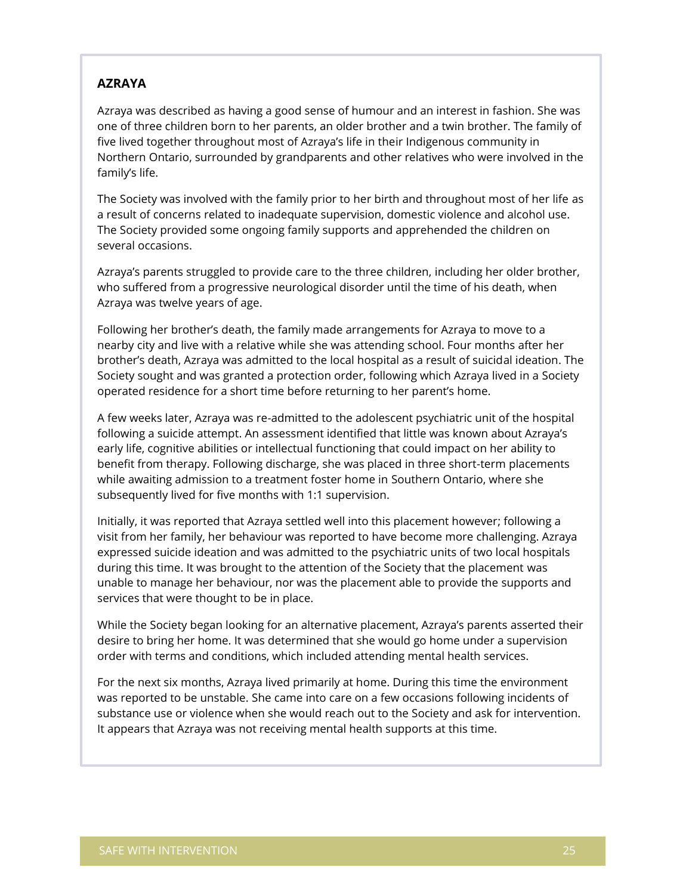### AZRAYA

Azraya was described as having a good sense of humour and an interest in fashion. She was one of three children born to her parents, an older brother and a twin brother. The family of five lived together throughout most of Azraya's life in their Indigenous community in Northern Ontario, surrounded by grandparents and other relatives who were involved in the family's life.

The Society was involved with the family prior to her birth and throughout most of her life as a result of concerns related to inadequate supervision, domestic violence and alcohol use. The Society provided some ongoing family supports and apprehended the children on several occasions.

Azraya's parents struggled to provide care to the three children, including her older brother, who suffered from a progressive neurological disorder until the time of his death, when Azraya was twelve years of age.

Following her brother's death, the family made arrangements for Azraya to move to a nearby city and live with a relative while she was attending school. Four months after her brother's death, Azraya was admitted to the local hospital as a result of suicidal ideation. The Society sought and was granted a protection order, following which Azraya lived in a Society operated residence for a short time before returning to her parent's home.

A few weeks later, Azraya was re-admitted to the adolescent psychiatric unit of the hospital following a suicide attempt. An assessment identified that little was known about Azraya's early life, cognitive abilities or intellectual functioning that could impact on her ability to benefit from therapy. Following discharge, she was placed in three short-term placements while awaiting admission to a treatment foster home in Southern Ontario, where she subsequently lived for five months with 1:1 supervision.

Initially, it was reported that Azraya settled well into this placement however; following a visit from her family, her behaviour was reported to have become more challenging. Azraya expressed suicide ideation and was admitted to the psychiatric units of two local hospitals during this time. It was brought to the attention of the Society that the placement was unable to manage her behaviour, nor was the placement able to provide the supports and services that were thought to be in place.

While the Society began looking for an alternative placement, Azraya's parents asserted their desire to bring her home. It was determined that she would go home under a supervision order with terms and conditions, which included attending mental health services.

For the next six months, Azraya lived primarily at home. During this time the environment was reported to be unstable. She came into care on a few occasions following incidents of substance use or violence when she would reach out to the Society and ask for intervention. It appears that Azraya was not receiving mental health supports at this time.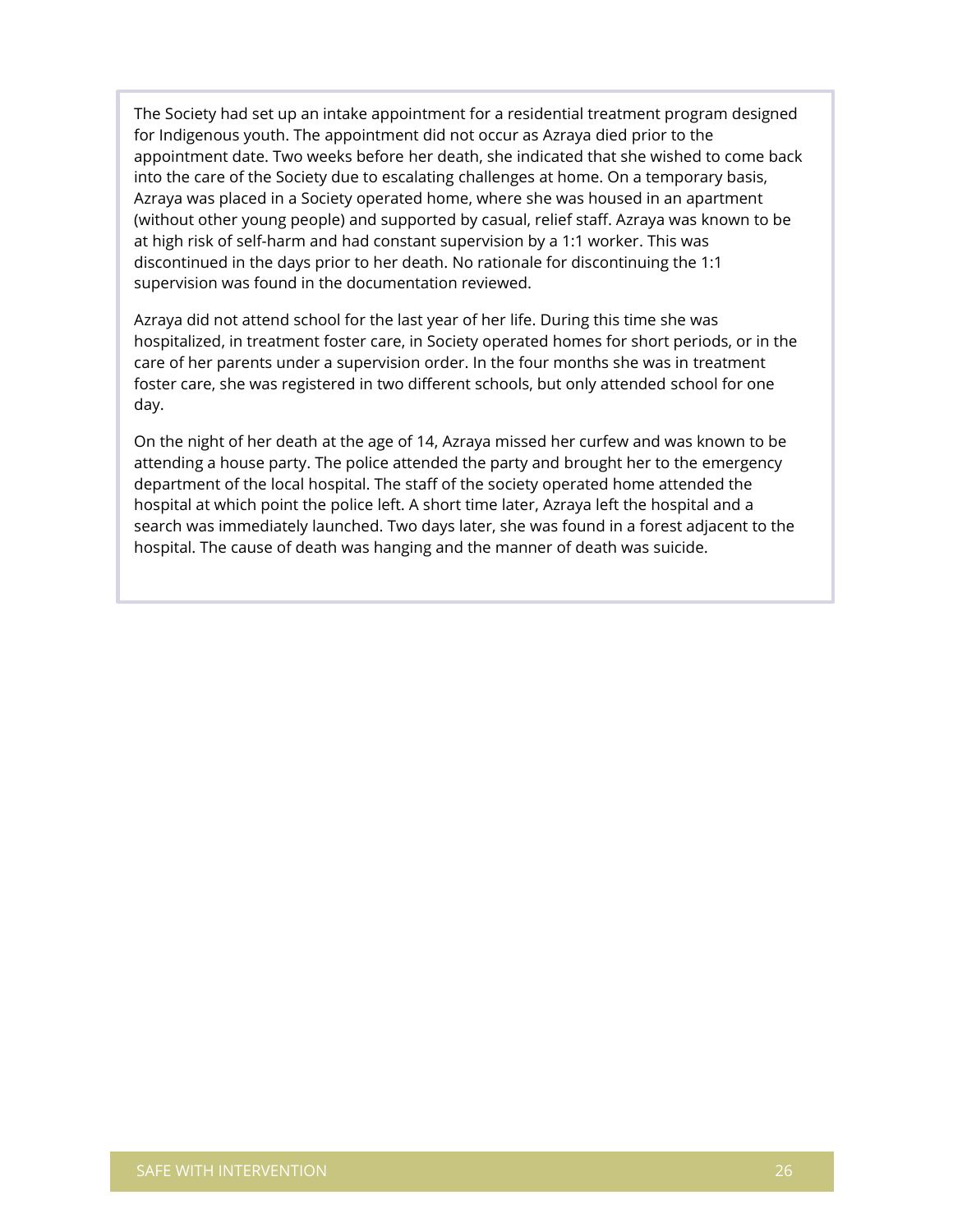The Society had set up an intake appointment for a residential treatment program designed for Indigenous youth. The appointment did not occur as Azraya died prior to the appointment date. Two weeks before her death, she indicated that she wished to come back into the care of the Society due to escalating challenges at home. On a temporary basis, Azraya was placed in a Society operated home, where she was housed in an apartment (without other young people) and supported by casual, relief staff. Azraya was known to be at high risk of self-harm and had constant supervision by a 1:1 worker. This was discontinued in the days prior to her death. No rationale for discontinuing the 1:1 supervision was found in the documentation reviewed.

Azraya did not attend school for the last year of her life. During this time she was hospitalized, in treatment foster care, in Society operated homes for short periods, or in the care of her parents under a supervision order. In the four months she was in treatment foster care, she was registered in two different schools, but only attended school for one day.

On the night of her death at the age of 14, Azraya missed her curfew and was known to be attending a house party. The police attended the party and brought her to the emergency department of the local hospital. The staff of the society operated home attended the hospital at which point the police left. A short time later, Azraya left the hospital and a search was immediately launched. Two days later, she was found in a forest adjacent to the hospital. The cause of death was hanging and the manner of death was suicide.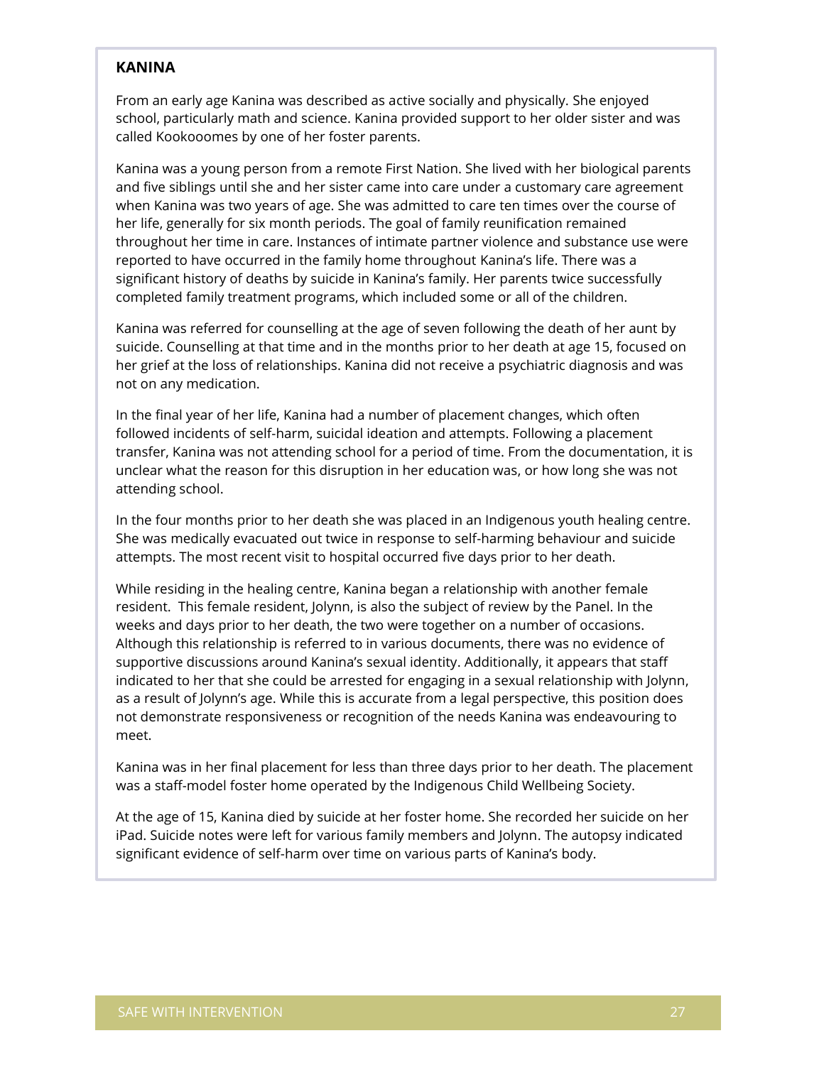## KANINA

From an early age Kanina was described as active socially and physically. She enjoyed school, particularly math and science. Kanina provided support to her older sister and was called Kookooomes by one of her foster parents.

Kanina was a young person from a remote First Nation. She lived with her biological parents and five siblings until she and her sister came into care under a customary care agreement when Kanina was two years of age. She was admitted to care ten times over the course of her life, generally for six month periods. The goal of family reunification remained throughout her time in care. Instances of intimate partner violence and substance use were reported to have occurred in the family home throughout Kanina's life. There was a significant history of deaths by suicide in Kanina's family. Her parents twice successfully completed family treatment programs, which included some or all of the children.

Kanina was referred for counselling at the age of seven following the death of her aunt by suicide. Counselling at that time and in the months prior to her death at age 15, focused on her grief at the loss of relationships. Kanina did not receive a psychiatric diagnosis and was not on any medication.

In the final year of her life, Kanina had a number of placement changes, which often followed incidents of self-harm, suicidal ideation and attempts. Following a placement transfer, Kanina was not attending school for a period of time. From the documentation, it is unclear what the reason for this disruption in her education was, or how long she was not attending school.

In the four months prior to her death she was placed in an Indigenous youth healing centre. She was medically evacuated out twice in response to self-harming behaviour and suicide attempts. The most recent visit to hospital occurred five days prior to her death.

While residing in the healing centre, Kanina began a relationship with another female resident. This female resident, Jolynn, is also the subject of review by the Panel. In the weeks and days prior to her death, the two were together on a number of occasions. Although this relationship is referred to in various documents, there was no evidence of supportive discussions around Kanina's sexual identity. Additionally, it appears that staff indicated to her that she could be arrested for engaging in a sexual relationship with Jolynn, as a result of Jolynn's age. While this is accurate from a legal perspective, this position does not demonstrate responsiveness or recognition of the needs Kanina was endeavouring to meet.

Kanina was in her final placement for less than three days prior to her death. The placement was a staff-model foster home operated by the Indigenous Child Wellbeing Society.

At the age of 15, Kanina died by suicide at her foster home. She recorded her suicide on her iPad. Suicide notes were left for various family members and Jolynn. The autopsy indicated significant evidence of self-harm over time on various parts of Kanina's body.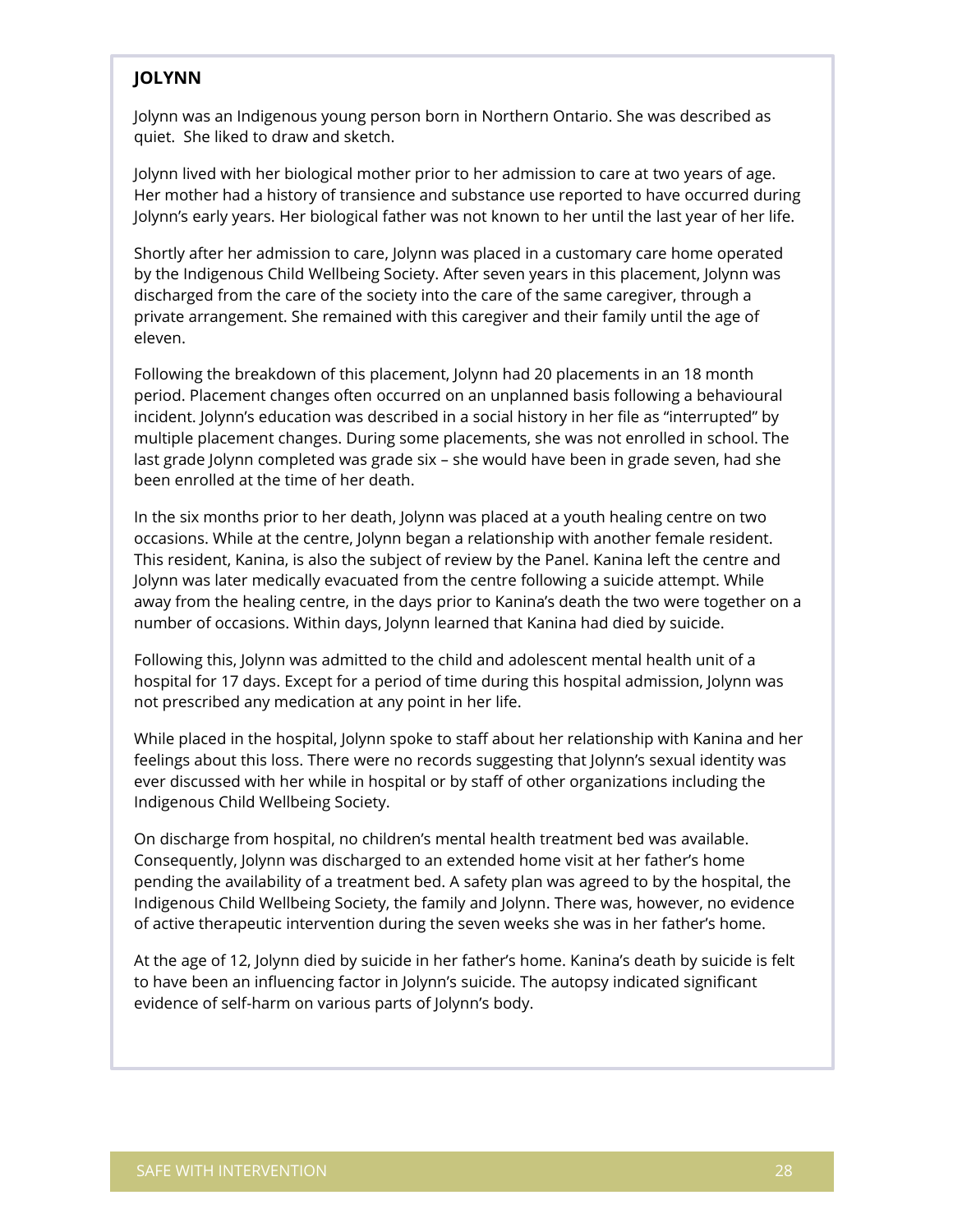**JOLYNN**

Jolynn was an Indigenous young person born in Northern Ontario. She was described as quiet. She liked to draw and sketch.

Jolynn lived with her biological mother prior to her admission to care at two years of age. Her mother had a history of transience and substance use reported to have occurred during Jolynn's early years. Her biological father was not known to her until the last year of her life.

Shortly after her admission to care, Jolynn was placed in a customary care home operated by the Indigenous Child Wellbeing Society. After seven years in this placement, Jolynn was discharged from the care of the society into the care of the same caregiver, through a private arrangement. She remained with this caregiver and their family until the age of eleven.

Following the breakdown of this placement, Jolynn had 20 placements in an 18 month period. Placement changes often occurred on an unplanned basis following a behavioural incident. Jolynn's education was described in a social history in her file as "interrupted" by multiple placement changes. During some placements, she was not enrolled in school. The last grade Jolynn completed was grade six – she would have been in grade seven, had she been enrolled at the time of her death.

In the six months prior to her death, Jolynn was placed at a youth healing centre on two occasions. While at the centre, Jolynn began a relationship with another female resident. This resident, Kanina, is also the subject of review by the Panel. Kanina left the centre and Jolynn was later medically evacuated from the centre following a suicide attempt. While away from the healing centre, in the days prior to Kanina's death the two were together on a number of occasions. Within days, Jolynn learned that Kanina had died by suicide.

Following this, Jolynn was admitted to the child and adolescent mental health unit of a hospital for 17 days. Except for a period of time during this hospital admission, Jolynn was not prescribed any medication at any point in her life.

While placed in the hospital, Jolynn spoke to staff about her relationship with Kanina and her feelings about this loss. There were no records suggesting that Jolynn's sexual identity was ever discussed with her while in hospital or by staff of other organizations including the Indigenous Child Wellbeing Society.

On discharge from hospital, no children's mental health treatment bed was available. Consequently, Jolynn was discharged to an extended home visit at her father's home pending the availability of a treatment bed. A safety plan was agreed to by the hospital, the Indigenous Child Wellbeing Society, the family and Jolynn. There was, however, no evidence of active therapeutic intervention during the seven weeks she was in her father's home.

At the age of 12, Jolynn died by suicide in her father's home. Kanina's death by suicide is felt to have been an influencing factor in Jolynn's suicide. The autopsy indicated significant evidence of self-harm on various parts of Jolynn's body.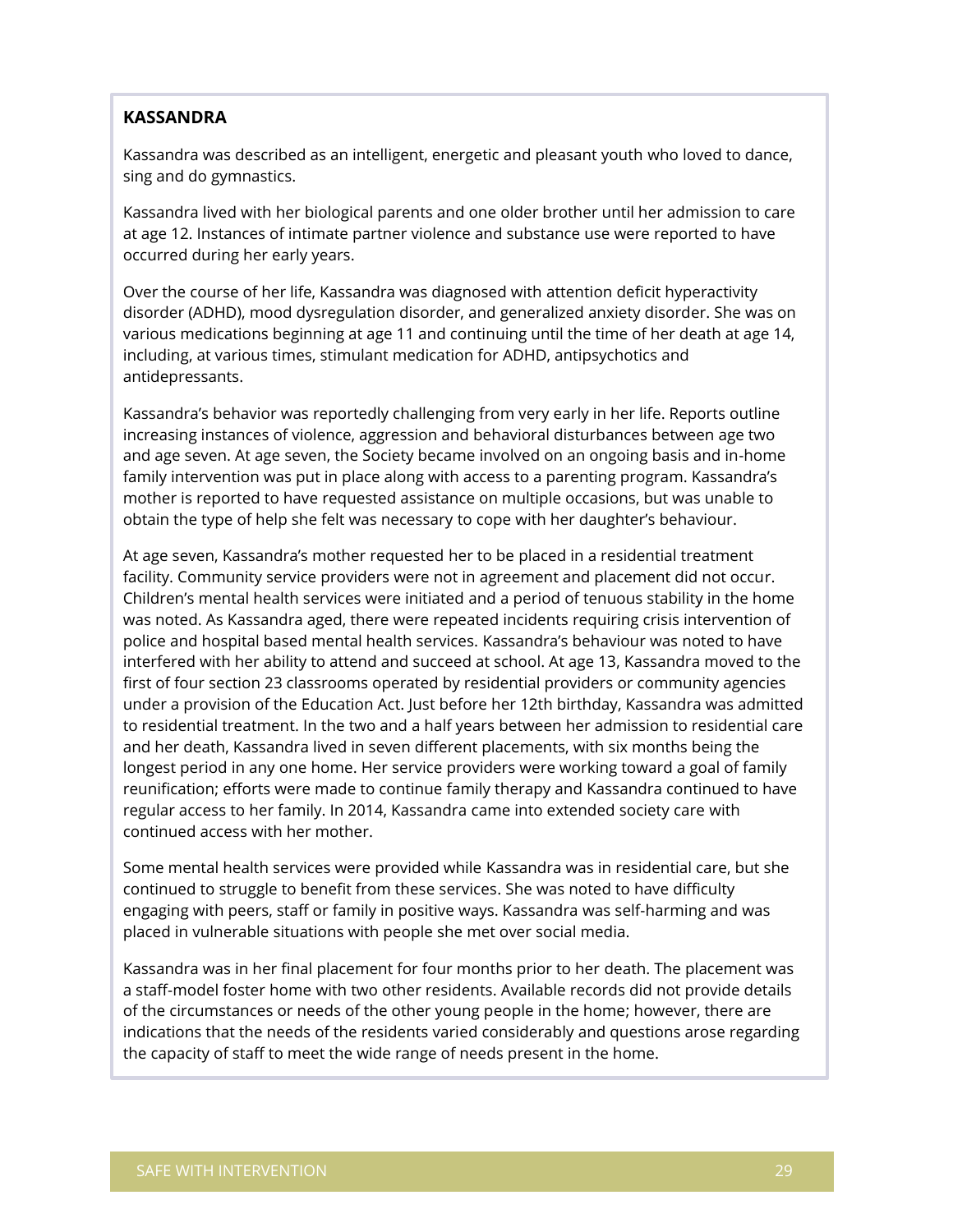**KASSANDRA**

Kassandra was described as an intelligent, energetic and pleasant youth who loved to dance, sing and do gymnastics.

Kassandra lived with her biological parents and one older brother until her admission to care at age 12. Instances of intimate partner violence and substance use were reported to have occurred during her early years.

Over the course of her life, Kassandra was diagnosed with attention deficit hyperactivity disorder (ADHD), mood dysregulation disorder, and generalized anxiety disorder. She was on various medications beginning at age 11 and continuing until the time of her death at age 14, including, at various times, stimulant medication for ADHD, antipsychotics and antidepressants.

Kassandra's behavior was reportedly challenging from very early in her life. Reports outline increasing instances of violence, aggression and behavioral disturbances between age two and age seven. At age seven, the Society became involved on an ongoing basis and in-home family intervention was put in place along with access to a parenting program. Kassandra's mother is reported to have requested assistance on multiple occasions, but was unable to obtain the type of help she felt was necessary to cope with her daughter's behaviour.

At age seven, Kassandra's mother requested her to be placed in a residential treatment facility. Community service providers were not in agreement and placement did not occur. Children's mental health services were initiated and a period of tenuous stability in the home was noted. As Kassandra aged, there were repeated incidents requiring crisis intervention of police and hospital based mental health services. Kassandra's behaviour was noted to have interfered with her ability to attend and succeed at school. At age 13, Kassandra moved to the first of four section 23 classrooms operated by residential providers or community agencies under a provision of the Education Act. Just before her 12th birthday, Kassandra was admitted to residential treatment. In the two and a half years between her admission to residential care and her death, Kassandra lived in seven different placements, with six months being the longest period in any one home. Her service providers were working toward a goal of family reunification; efforts were made to continue family therapy and Kassandra continued to have regular access to her family. In 2014, Kassandra came into extended society care with continued access with her mother.

Some mental health services were provided while Kassandra was in residential care, but she continued to struggle to benefit from these services. She was noted to have difficulty engaging with peers, staff or family in positive ways. Kassandra was self-harming and was placed in vulnerable situations with people she met over social media.

Kassandra was in her final placement for four months prior to her death. The placement was a staff-model foster home with two other residents. Available records did not provide details of the circumstances or needs of the other young people in the home; however, there are indications that the needs of the residents varied considerably and questions arose regarding the capacity of staff to meet the wide range of needs present in the home.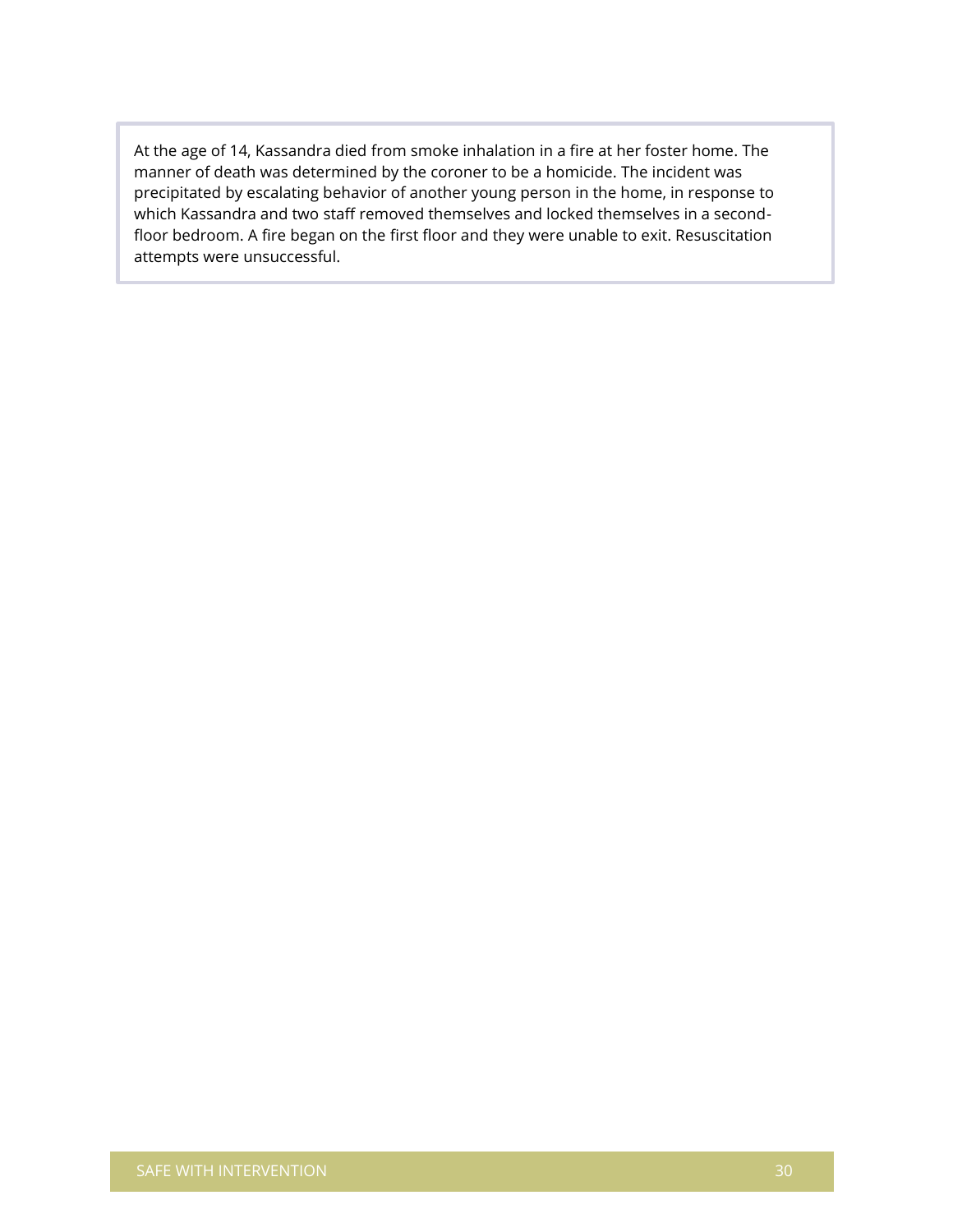At the age of 14, Kassandra died from smoke inhalation in a fire at her foster home. The manner of death was determined by the coroner to be a homicide. The incident was precipitated by escalating behavior of another young person in the home, in response to which Kassandra and two staff removed themselves and locked themselves in a second-floor bedroom. A fire began on the first floor and they were unable to exit. Resuscitation attempts were unsuccessful.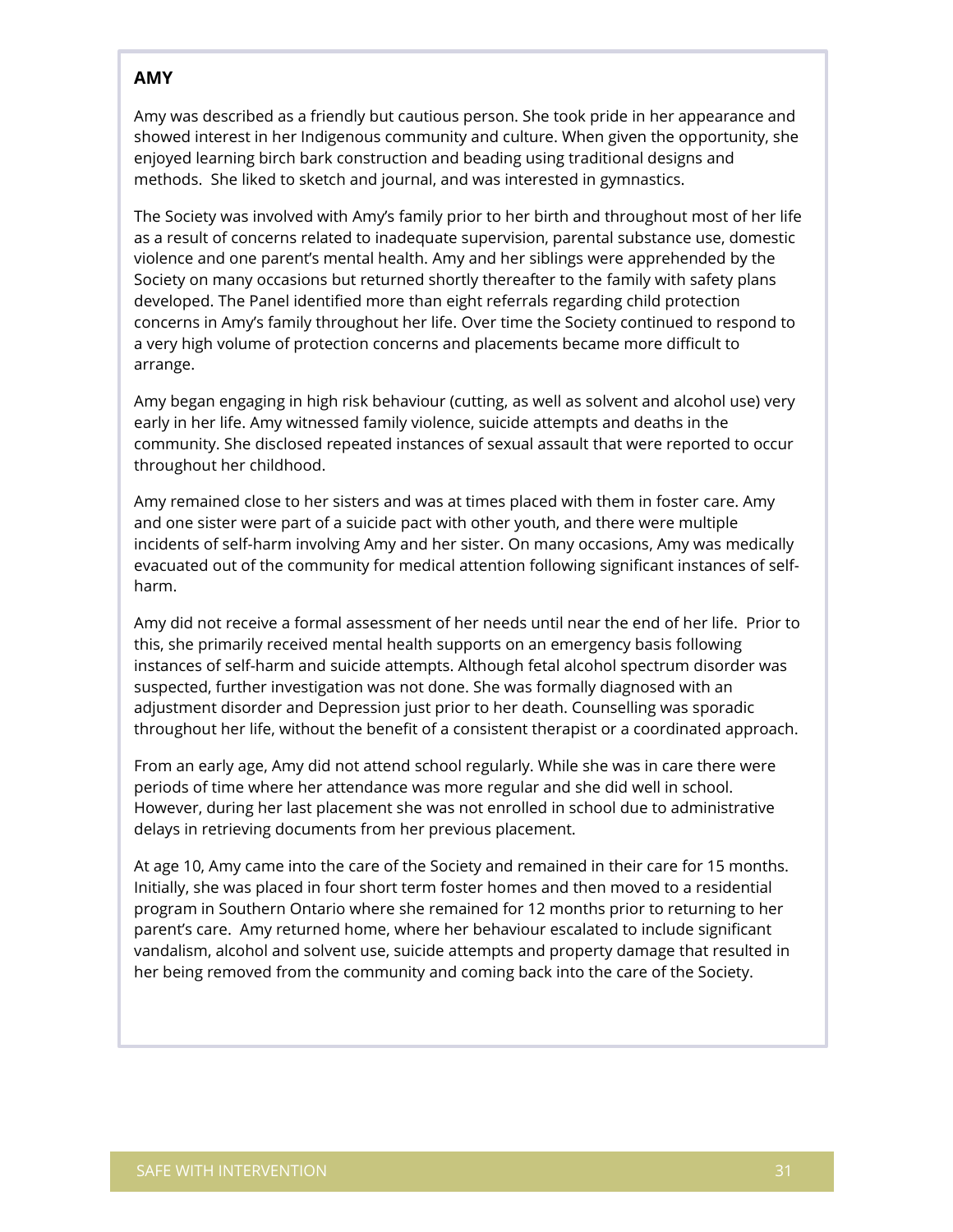**AMY**

Amy was described as a friendly but cautious person. She took pride in her appearance and showed interest in her Indigenous community and culture. When given the opportunity, she enjoyed learning birch bark construction and beading using traditional designs and methods. She liked to sketch and journal, and was interested in gymnastics.

The Society was involved with Amy's family prior to her birth and throughout most of her life as a result of concerns related to inadequate supervision, parental substance use, domestic violence and one parent's mental health. Amy and her siblings were apprehended by the Society on many occasions but returned shortly thereafter to the family with safety plans developed. The Panel identified more than eight referrals regarding child protection concerns in Amy's family throughout her life. Over time the Society continued to respond to a very high volume of protection concerns and placements became more difficult to arrange.

Amy began engaging in high risk behaviour (cutting, as well as solvent and alcohol use) very early in her life. Amy witnessed family violence, suicide attempts and deaths in the community. She disclosed repeated instances of sexual assault that were reported to occur throughout her childhood.

Amy remained close to her sisters and was at times placed with them in foster care. Amy and one sister were part of a suicide pact with other youth, and there were multiple incidents of self-harm involving Amy and her sister. On many occasions, Amy was medically evacuated out of the community for medical attention following significant instances of self-harm.

Amy did not receive a formal assessment of her needs until near the end of her life. Prior to this, she primarily received mental health supports on an emergency basis following instances of self-harm and suicide attempts. Although fetal alcohol spectrum disorder was suspected, further investigation was not done. She was formally diagnosed with an adjustment disorder and Depression just prior to her death. Counselling was sporadic throughout her life, without the benefit of a consistent therapist or a coordinated approach.

From an early age, Amy did not attend school regularly. While she was in care there were periods of time where her attendance was more regular and she did well in school. However, during her last placement she was not enrolled in school due to administrative delays in retrieving documents from her previous placement.

At age 10, Amy came into the care of the Society and remained in their care for 15 months. Initially, she was placed in four short term foster homes and then moved to a residential program in Southern Ontario where she remained for 12 months prior to returning to her parent's care. Amy returned home, where her behaviour escalated to include significant vandalism, alcohol and solvent use, suicide attempts and property damage that resulted in her being removed from the community and coming back into the care of the Society.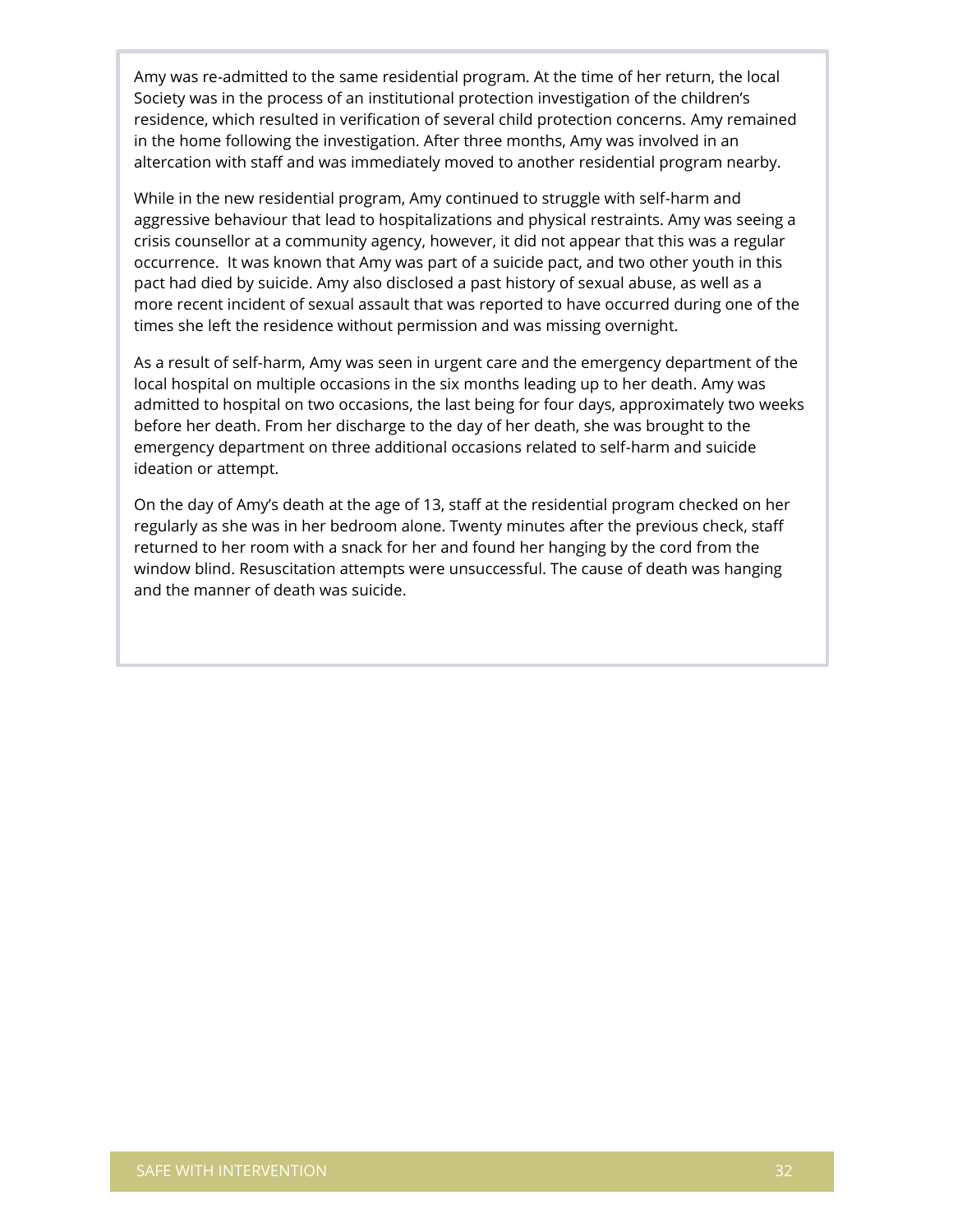Amy was re-admitted to the same residential program. At the time of her return, the local Society was in the process of an institutional protection investigation of the children's residence, which resulted in verification of several child protection concerns. Amy remained in the home following the investigation. After three months, Amy was involved in an altercation with staff and was immediately moved to another residential program nearby.

While in the new residential program, Amy continued to struggle with self-harm and aggressive behaviour that lead to hospitalizations and physical restraints. Amy was seeing a crisis counsellor at a community agency, however, it did not appear that this was a regular occurrence. It was known that Amy was part of a suicide pact, and two other youth in this pact had died by suicide. Amy also disclosed a past history of sexual abuse, as well as a more recent incident of sexual assault that was reported to have occurred during one of the times she left the residence without permission and was missing overnight.

As a result of self-harm, Amy was seen in urgent care and the emergency department of the local hospital on multiple occasions in the six months leading up to her death. Amy was admitted to hospital on two occasions, the last being for four days, approximately two weeks before her death. From her discharge to the day of her death, she was brought to the emergency department on three additional occasions related to self-harm and suicide ideation or attempt.

On the day of Amy's death at the age of 13, staff at the residential program checked on her regularly as she was in her bedroom alone. Twenty minutes after the previous check, staff returned to her room with a snack for her and found her hanging by the cord from the window blind. Resuscitation attempts were unsuccessful. The cause of death was hanging and the manner of death was suicide.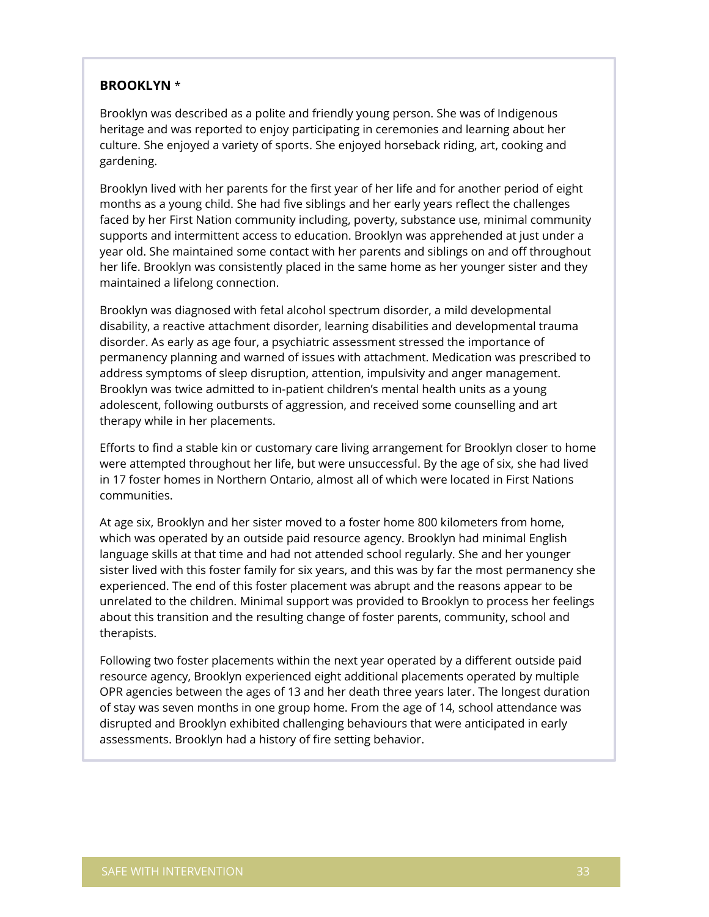**BROOKLYN** *

Brooklyn was described as a polite and friendly young person. She was of Indigenous heritage and was reported to enjoy participating in ceremonies and learning about her culture. She enjoyed a variety of sports. She enjoyed horseback riding, art, cooking and gardening.

Brooklyn lived with her parents for the first year of her life and for another period of eight months as a young child. She had five siblings and her early years reflect the challenges faced by her First Nation community including, poverty, substance use, minimal community supports and intermittent access to education. Brooklyn was apprehended at just under a year old. She maintained some contact with her parents and siblings on and off throughout her life. Brooklyn was consistently placed in the same home as her younger sister and they maintained a lifelong connection.

Brooklyn was diagnosed with fetal alcohol spectrum disorder, a mild developmental disability, a reactive attachment disorder, learning disabilities and developmental trauma disorder. As early as age four, a psychiatric assessment stressed the importance of permanency planning and warned of issues with attachment. Medication was prescribed to address symptoms of sleep disruption, attention, impulsivity and anger management. Brooklyn was twice admitted to in-patient children's mental health units as a young adolescent, following outbursts of aggression, and received some counselling and art therapy while in her placements.

Efforts to find a stable kin or customary care living arrangement for Brooklyn closer to home were attempted throughout her life, but were unsuccessful. By the age of six, she had lived in 17 foster homes in Northern Ontario, almost all of which were located in First Nations communities.

At age six, Brooklyn and her sister moved to a foster home 800 kilometers from home, which was operated by an outside paid resource agency. Brooklyn had minimal English language skills at that time and had not attended school regularly. She and her younger sister lived with this foster family for six years, and this was by far the most permanency she experienced. The end of this foster placement was abrupt and the reasons appear to be unrelated to the children. Minimal support was provided to Brooklyn to process her feelings about this transition and the resulting change of foster parents, community, school and therapists.

Following two foster placements within the next year operated by a different outside paid resource agency, Brooklyn experienced eight additional placements operated by multiple OPR agencies between the ages of 13 and her death three years later. The longest duration of stay was seven months in one group home. From the age of 14, school attendance was disrupted and Brooklyn exhibited challenging behaviours that were anticipated in early assessments. Brooklyn had a history of fire setting behavior.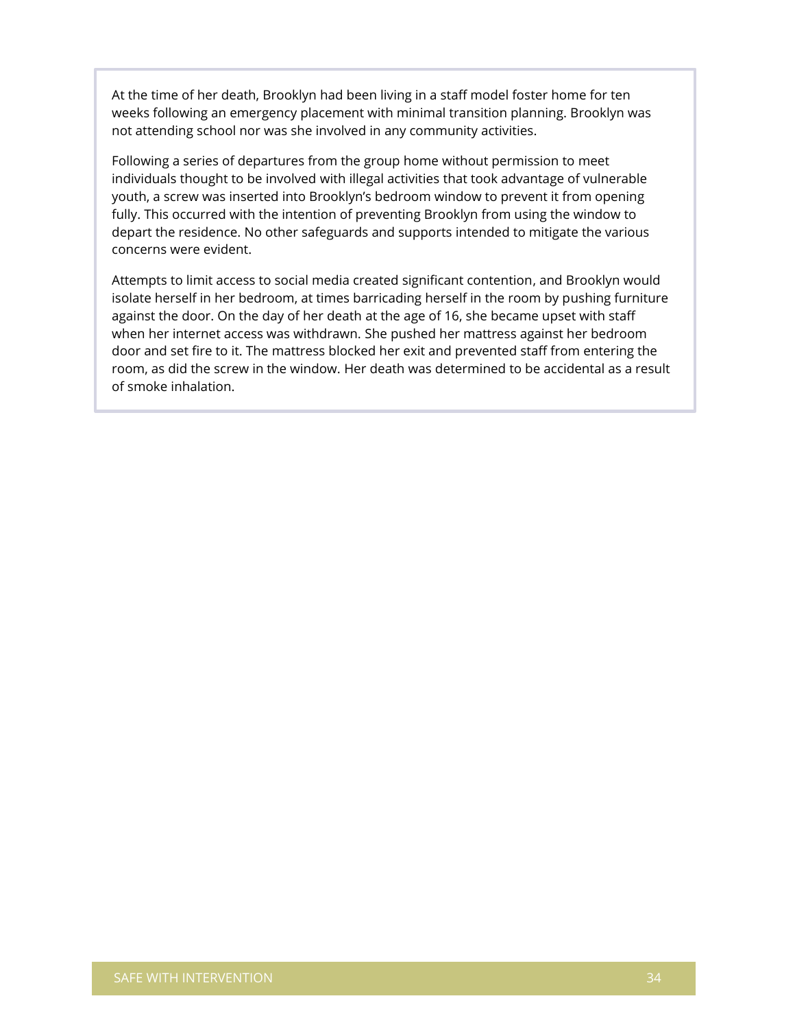At the time of her death, Brooklyn had been living in a staff model foster home for ten weeks following an emergency placement with minimal transition planning. Brooklyn was not attending school nor was she involved in any community activities.

Following a series of departures from the group home without permission to meet individuals thought to be involved with illegal activities that took advantage of vulnerable youth, a screw was inserted into Brooklyn's bedroom window to prevent it from opening fully. This occurred with the intention of preventing Brooklyn from using the window to depart the residence. No other safeguards and supports intended to mitigate the various concerns were evident.

Attempts to limit access to social media created significant contention, and Brooklyn would isolate herself in her bedroom, at times barricading herself in the room by pushing furniture against the door. On the day of her death at the age of 16, she became upset with staff when her internet access was withdrawn. She pushed her mattress against her bedroom door and set fire to it. The mattress blocked her exit and prevented staff from entering the room, as did the screw in the window. Her death was determined to be accidental as a result of smoke inhalation.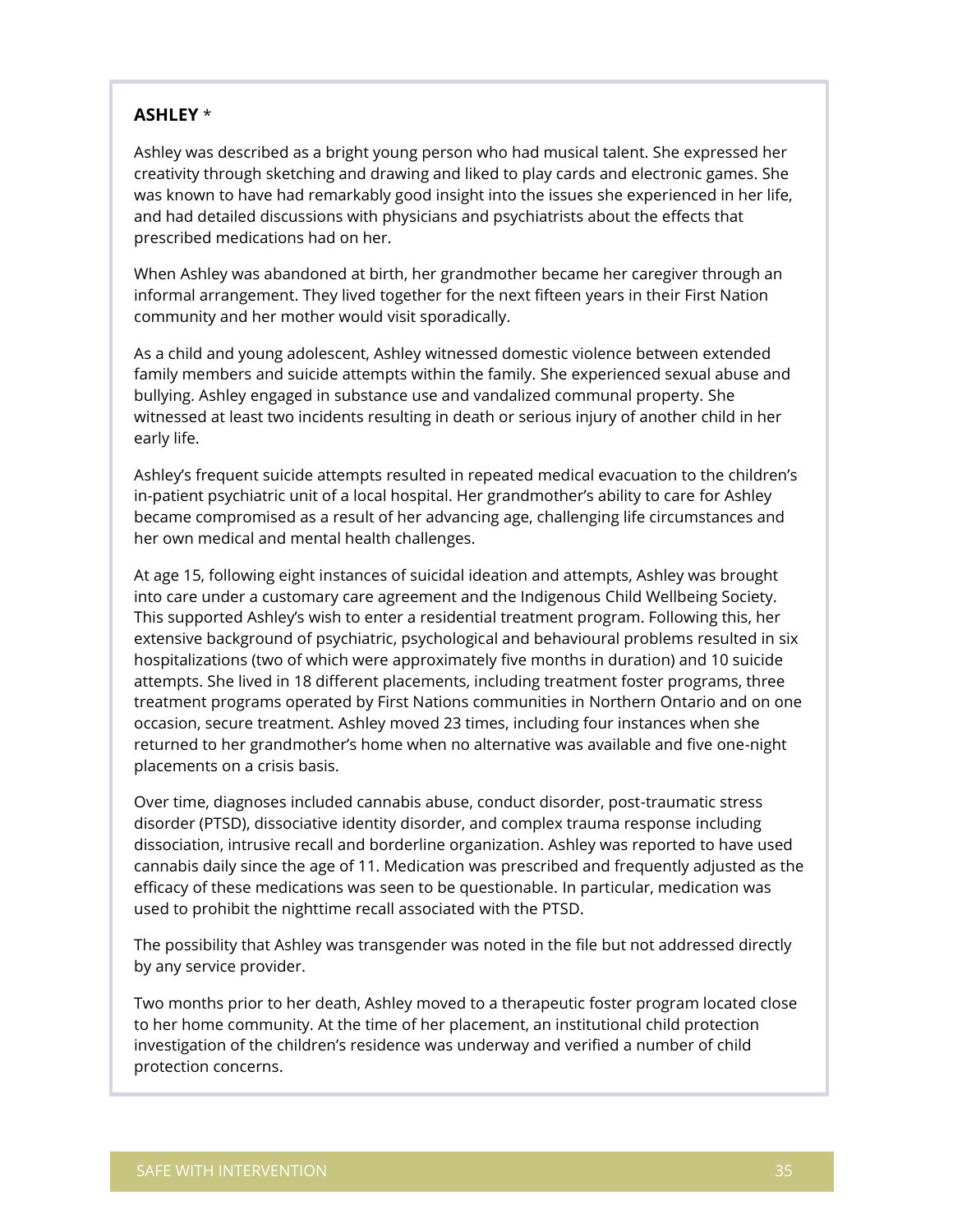**ASHLEY** *

Ashley was described as a bright young person who had musical talent. She expressed her creativity through sketching and drawing and liked to play cards and electronic games. She was known to have had remarkably good insight into the issues she experienced in her life, and had detailed discussions with physicians and psychiatrists about the effects that prescribed medications had on her.

When Ashley was abandoned at birth, her grandmother became her caregiver through an informal arrangement. They lived together for the next fifteen years in their First Nation community and her mother would visit sporadically.

As a child and young adolescent, Ashley witnessed domestic violence between extended family members and suicide attempts within the family. She experienced sexual abuse and bullying. Ashley engaged in substance use and vandalized communal property. She witnessed at least two incidents resulting in death or serious injury of another child in her early life.

Ashley's frequent suicide attempts resulted in repeated medical evacuation to the children's in-patient psychiatric unit of a local hospital. Her grandmother's ability to care for Ashley became compromised as a result of her advancing age, challenging life circumstances and her own medical and mental health challenges.

At age 15, following eight instances of suicidal ideation and attempts, Ashley was brought into care under a customary care agreement and the Indigenous Child Wellbeing Society. This supported Ashley's wish to enter a residential treatment program. Following this, her extensive background of psychiatric, psychological and behavioural problems resulted in six hospitalizations (two of which were approximately five months in duration) and 10 suicide attempts. She lived in 18 different placements, including treatment foster programs, three treatment programs operated by First Nations communities in Northern Ontario and on one occasion, secure treatment. Ashley moved 23 times, including four instances when she returned to her grandmother's home when no alternative was available and five one-night placements on a crisis basis.

Over time, diagnoses included cannabis abuse, conduct disorder, post-traumatic stress disorder (PTSD), dissociative identity disorder, and complex trauma response including dissociation, intrusive recall and borderline organization. Ashley was reported to have used cannabis daily since the age of 11. Medication was prescribed and frequently adjusted as the efficacy of these medications was seen to be questionable. In particular, medication was used to prohibit the nighttime recall associated with the PTSD.

The possibility that Ashley was transgender was noted in the file but not addressed directly by any service provider.

Two months prior to her death, Ashley moved to a therapeutic foster program located close to her home community. At the time of her placement, an institutional child protection investigation of the children's residence was underway and verified a number of child protection concerns.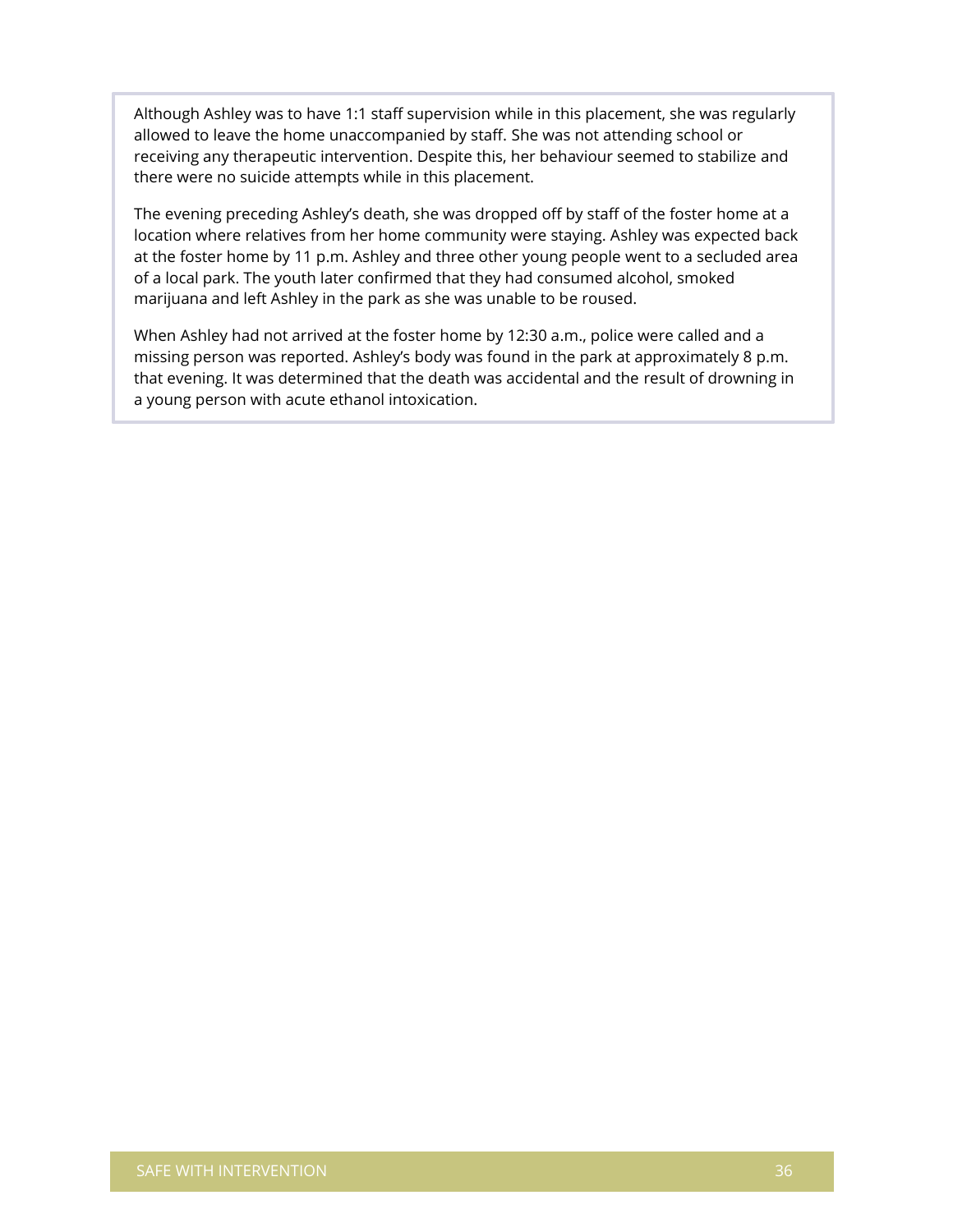Although Ashley was to have 1:1 staff supervision while in this placement, she was regularly allowed to leave the home unaccompanied by staff. She was not attending school or receiving any therapeutic intervention. Despite this, her behaviour seemed to stabilize and there were no suicide attempts while in this placement.

The evening preceding Ashley's death, she was dropped off by staff of the foster home at a location where relatives from her home community were staying. Ashley was expected back at the foster home by 11 p.m. Ashley and three other young people went to a secluded area of a local park. The youth later confirmed that they had consumed alcohol, smoked marijuana and left Ashley in the park as she was unable to be roused.

When Ashley had not arrived at the foster home by 12:30 a.m., police were called and a missing person was reported. Ashley's body was found in the park at approximately 8 p.m. that evening. It was determined that the death was accidental and the result of drowning in a young person with acute ethanol intoxication.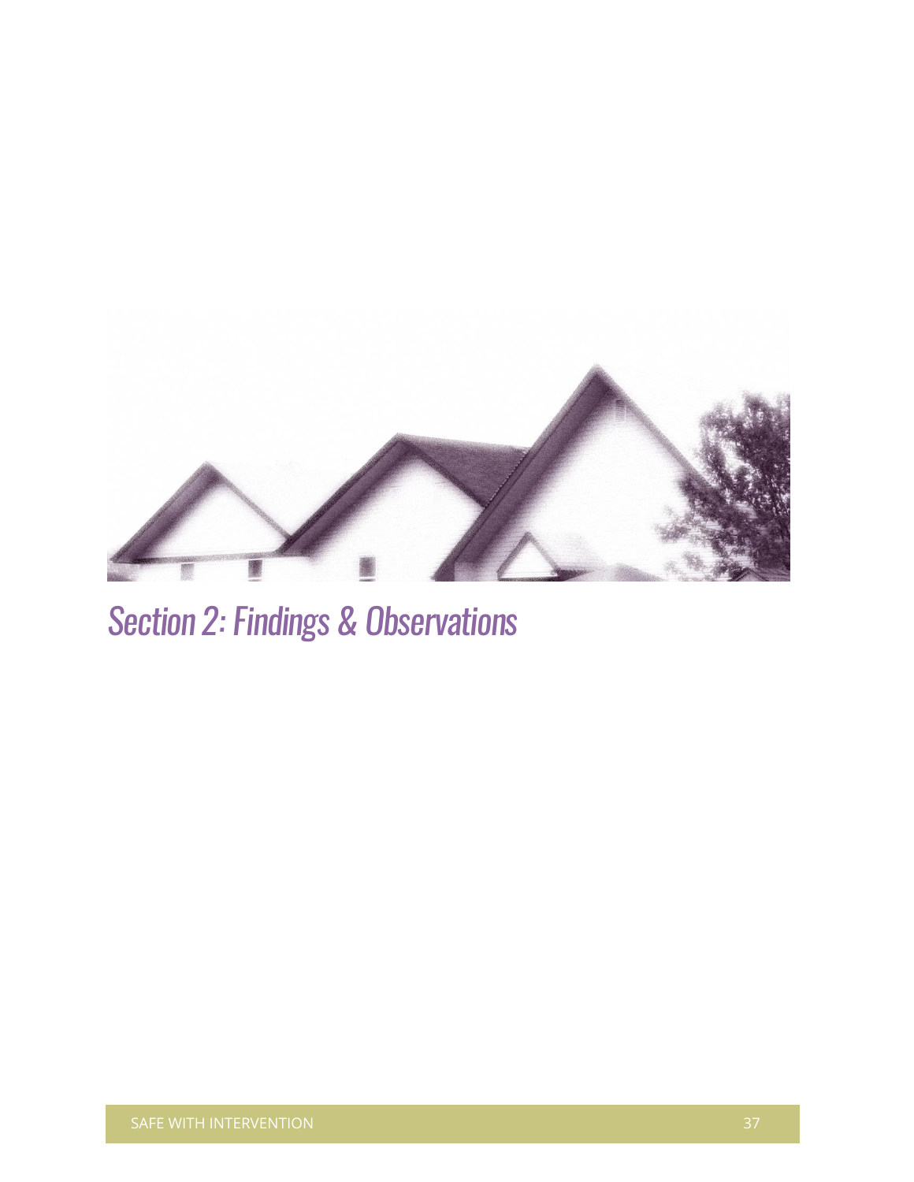# Section 2: Findings & Observations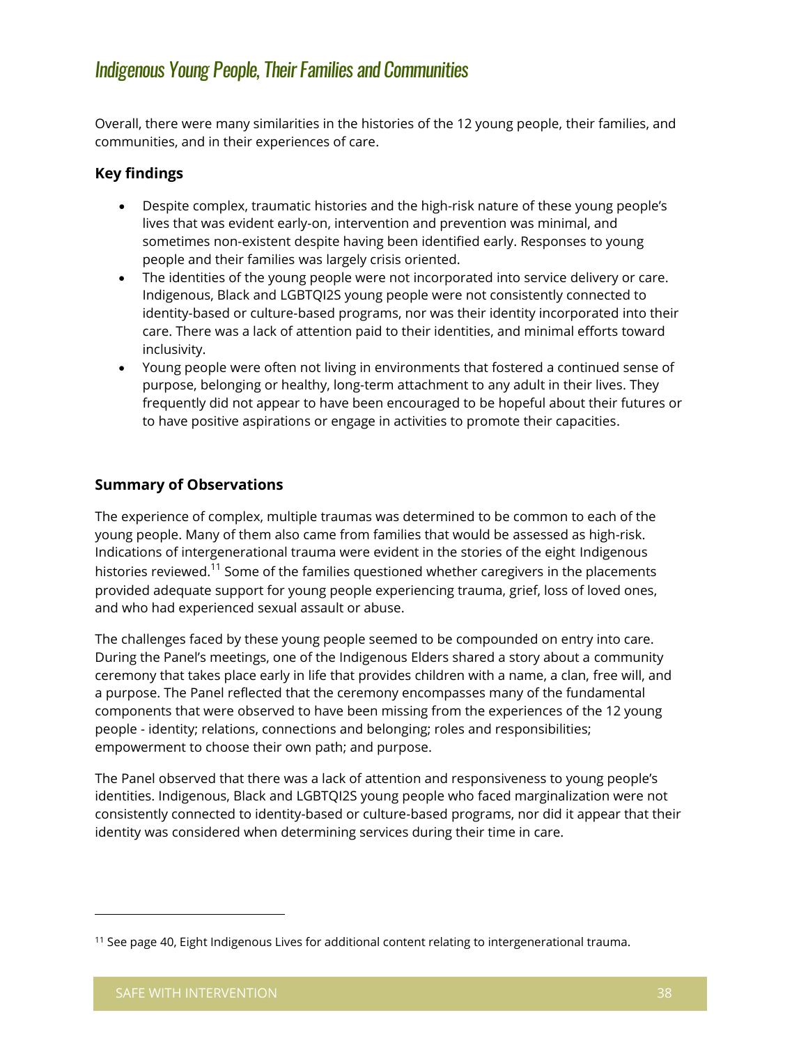## *Indigenous Young People, Their Families and Communities*

Overall, there were many similarities in the histories of the 12 young people, their families, and communities, and in their experiences of care.

### Key findings

- Despite complex, traumatic histories and the high-risk nature of these young people's lives that was evident early-on, intervention and prevention was minimal, and sometimes non-existent despite having been identified early. Responses to young people and their families was largely crisis oriented.
- The identities of the young people were not incorporated into service delivery or care. Indigenous, Black and LGBTQI2S young people were not consistently connected to identity-based or culture-based programs, nor was their identity incorporated into their care. There was a lack of attention paid to their identities, and minimal efforts toward inclusivity.
- Young people were often not living in environments that fostered a continued sense of purpose, belonging or healthy, long-term attachment to any adult in their lives. They frequently did not appear to have been encouraged to be hopeful about their futures or to have positive aspirations or engage in activities to promote their capacities.

### Summary of Observations

The experience of complex, multiple traumas was determined to be common to each of the young people. Many of them also came from families that would be assessed as high-risk. Indications of intergenerational trauma were evident in the stories of the eight Indigenous histories reviewed.[11] Some of the families questioned whether caregivers in the placements provided adequate support for young people experiencing trauma, grief, loss of loved ones, and who had experienced sexual assault or abuse.

The challenges faced by these young people seemed to be compounded on entry into care. During the Panel's meetings, one of the Indigenous Elders shared a story about a community ceremony that takes place early in life that provides children with a name, a clan, free will, and a purpose. The Panel reflected that the ceremony encompasses many of the fundamental components that were observed to have been missing from the experiences of the 12 young people - identity; relations, connections and belonging; roles and responsibilities; empowerment to choose their own path; and purpose.

The Panel observed that there was a lack of attention and responsiveness to young people's identities. Indigenous, Black and LGBTQI2S young people who faced marginalization were not consistently connected to identity-based or culture-based programs, nor did it appear that their identity was considered when determining services during their time in care.

---

[11] See page 40, Eight Indigenous Lives for additional content relating to intergenerational trauma.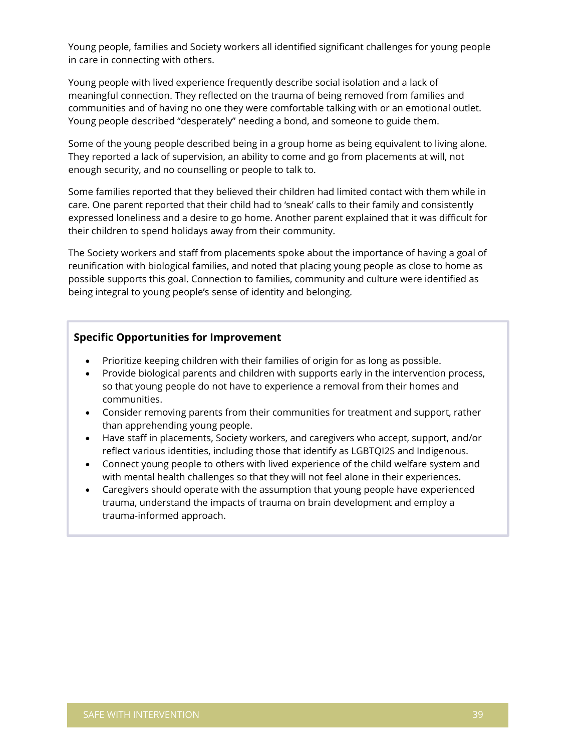Young people, families and Society workers all identified significant challenges for young people in care in connecting with others.

Young people with lived experience frequently describe social isolation and a lack of meaningful connection. They reflected on the trauma of being removed from families and communities and of having no one they were comfortable talking with or an emotional outlet. Young people described "desperately" needing a bond, and someone to guide them.

Some of the young people described being in a group home as being equivalent to living alone. They reported a lack of supervision, an ability to come and go from placements at will, not enough security, and no counselling or people to talk to.

Some families reported that they believed their children had limited contact with them while in care. One parent reported that their child had to 'sneak' calls to their family and consistently expressed loneliness and a desire to go home. Another parent explained that it was difficult for their children to spend holidays away from their community.

The Society workers and staff from placements spoke about the importance of having a goal of reunification with biological families, and noted that placing young people as close to home as possible supports this goal. Connection to families, community and culture were identified as being integral to young people's sense of identity and belonging.

**Specific Opportunities for Improvement**

- Prioritize keeping children with their families of origin for as long as possible.
- Provide biological parents and children with supports early in the intervention process, so that young people do not have to experience a removal from their homes and communities.
- Consider removing parents from their communities for treatment and support, rather than apprehending young people.
- Have staff in placements, Society workers, and caregivers who accept, support, and/or reflect various identities, including those that identify as LGBTQI2S and Indigenous.
- Connect young people to others with lived experience of the child welfare system and with mental health challenges so that they will not feel alone in their experiences.
- Caregivers should operate with the assumption that young people have experienced trauma, understand the impacts of trauma on brain development and employ a trauma-informed approach.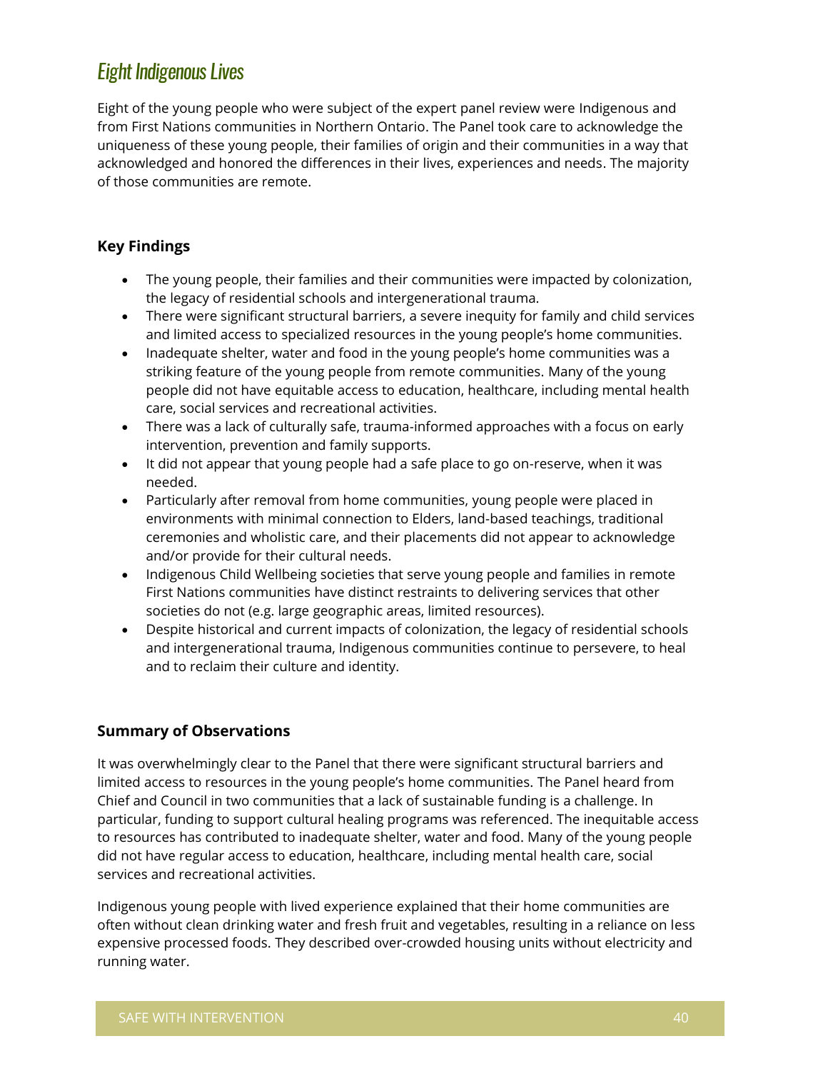## *Eight Indigenous Lives*

Eight of the young people who were subject of the expert panel review were Indigenous and from First Nations communities in Northern Ontario. The Panel took care to acknowledge the uniqueness of these young people, their families of origin and their communities in a way that acknowledged and honored the differences in their lives, experiences and needs. The majority of those communities are remote.

### Key Findings

- The young people, their families and their communities were impacted by colonization, the legacy of residential schools and intergenerational trauma.
- There were significant structural barriers, a severe inequity for family and child services and limited access to specialized resources in the young people's home communities.
- Inadequate shelter, water and food in the young people's home communities was a striking feature of the young people from remote communities. Many of the young people did not have equitable access to education, healthcare, including mental health care, social services and recreational activities.
- There was a lack of culturally safe, trauma-informed approaches with a focus on early intervention, prevention and family supports.
- It did not appear that young people had a safe place to go on-reserve, when it was needed.
- Particularly after removal from home communities, young people were placed in environments with minimal connection to Elders, land-based teachings, traditional ceremonies and wholistic care, and their placements did not appear to acknowledge and/or provide for their cultural needs.
- Indigenous Child Wellbeing societies that serve young people and families in remote First Nations communities have distinct restraints to delivering services that other societies do not (e.g. large geographic areas, limited resources).
- Despite historical and current impacts of colonization, the legacy of residential schools and intergenerational trauma, Indigenous communities continue to persevere, to heal and to reclaim their culture and identity.

### Summary of Observations

It was overwhelmingly clear to the Panel that there were significant structural barriers and limited access to resources in the young people's home communities. The Panel heard from Chief and Council in two communities that a lack of sustainable funding is a challenge. In particular, funding to support cultural healing programs was referenced. The inequitable access to resources has contributed to inadequate shelter, water and food. Many of the young people did not have regular access to education, healthcare, including mental health care, social services and recreational activities.

Indigenous young people with lived experience explained that their home communities are often without clean drinking water and fresh fruit and vegetables, resulting in a reliance on less expensive processed foods. They described over-crowded housing units without electricity and running water.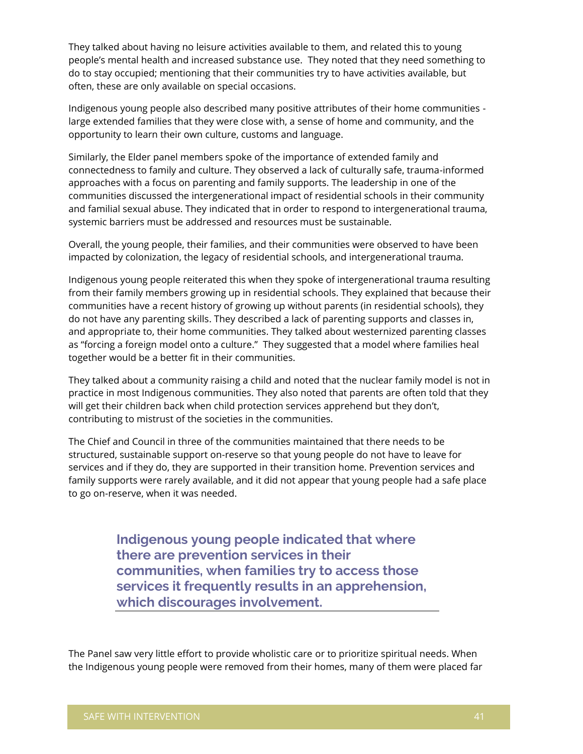They talked about having no leisure activities available to them, and related this to young people's mental health and increased substance use. They noted that they need something to do to stay occupied; mentioning that their communities try to have activities available, but often, these are only available on special occasions.

Indigenous young people also described many positive attributes of their home communities - large extended families that they were close with, a sense of home and community, and the opportunity to learn their own culture, customs and language.

Similarly, the Elder panel members spoke of the importance of extended family and connectedness to family and culture. They observed a lack of culturally safe, trauma-informed approaches with a focus on parenting and family supports. The leadership in one of the communities discussed the intergenerational impact of residential schools in their community and familial sexual abuse. They indicated that in order to respond to intergenerational trauma, systemic barriers must be addressed and resources must be sustainable.

Overall, the young people, their families, and their communities were observed to have been impacted by colonization, the legacy of residential schools, and intergenerational trauma.

Indigenous young people reiterated this when they spoke of intergenerational trauma resulting from their family members growing up in residential schools. They explained that because their communities have a recent history of growing up without parents (in residential schools), they do not have any parenting skills. They described a lack of parenting supports and classes in, and appropriate to, their home communities. They talked about westernized parenting classes as "forcing a foreign model onto a culture." They suggested that a model where families heal together would be a better fit in their communities.

They talked about a community raising a child and noted that the nuclear family model is not in practice in most Indigenous communities. They also noted that parents are often told that they will get their children back when child protection services apprehend but they don't, contributing to mistrust of the societies in the communities.

The Chief and Council in three of the communities maintained that there needs to be structured, sustainable support on-reserve so that young people do not have to leave for services and if they do, they are supported in their transition home. Prevention services and family supports were rarely available, and it did not appear that young people had a safe place to go on-reserve, when it was needed.

> **Indigenous young people indicated that where there are prevention services in their communities, when families try to access those services it frequently results in an apprehension, which discourages involvement.**

The Panel saw very little effort to provide wholistic care or to prioritize spiritual needs. When the Indigenous young people were removed from their homes, many of them were placed far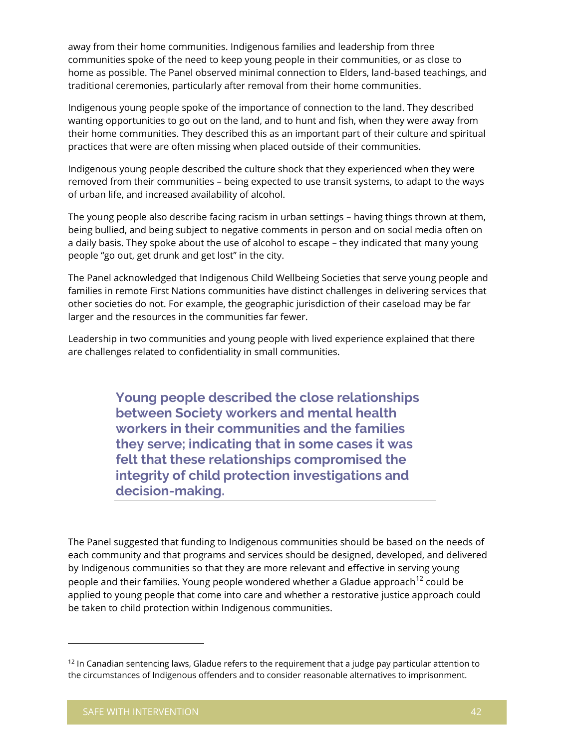away from their home communities. Indigenous families and leadership from three communities spoke of the need to keep young people in their communities, or as close to home as possible. The Panel observed minimal connection to Elders, land-based teachings, and traditional ceremonies, particularly after removal from their home communities.

Indigenous young people spoke of the importance of connection to the land. They described wanting opportunities to go out on the land, and to hunt and fish, when they were away from their home communities. They described this as an important part of their culture and spiritual practices that were are often missing when placed outside of their communities.

Indigenous young people described the culture shock that they experienced when they were removed from their communities – being expected to use transit systems, to adapt to the ways of urban life, and increased availability of alcohol.

The young people also describe facing racism in urban settings – having things thrown at them, being bullied, and being subject to negative comments in person and on social media often on a daily basis. They spoke about the use of alcohol to escape – they indicated that many young people "go out, get drunk and get lost" in the city.

The Panel acknowledged that Indigenous Child Wellbeing Societies that serve young people and families in remote First Nations communities have distinct challenges in delivering services that other societies do not. For example, the geographic jurisdiction of their caseload may be far larger and the resources in the communities far fewer.

Leadership in two communities and young people with lived experience explained that there are challenges related to confidentiality in small communities.

> **Young people described the close relationships between Society workers and mental health workers in their communities and the families they serve; indicating that in some cases it was felt that these relationships compromised the integrity of child protection investigations and decision-making.**

The Panel suggested that funding to Indigenous communities should be based on the needs of each community and that programs and services should be designed, developed, and delivered by Indigenous communities so that they are more relevant and effective in serving young people and their families. Young people wondered whether a Gladue approach[12] could be applied to young people that come into care and whether a restorative justice approach could be taken to child protection within Indigenous communities.

[12] In Canadian sentencing laws, Gladue refers to the requirement that a judge pay particular attention to the circumstances of Indigenous offenders and to consider reasonable alternatives to imprisonment.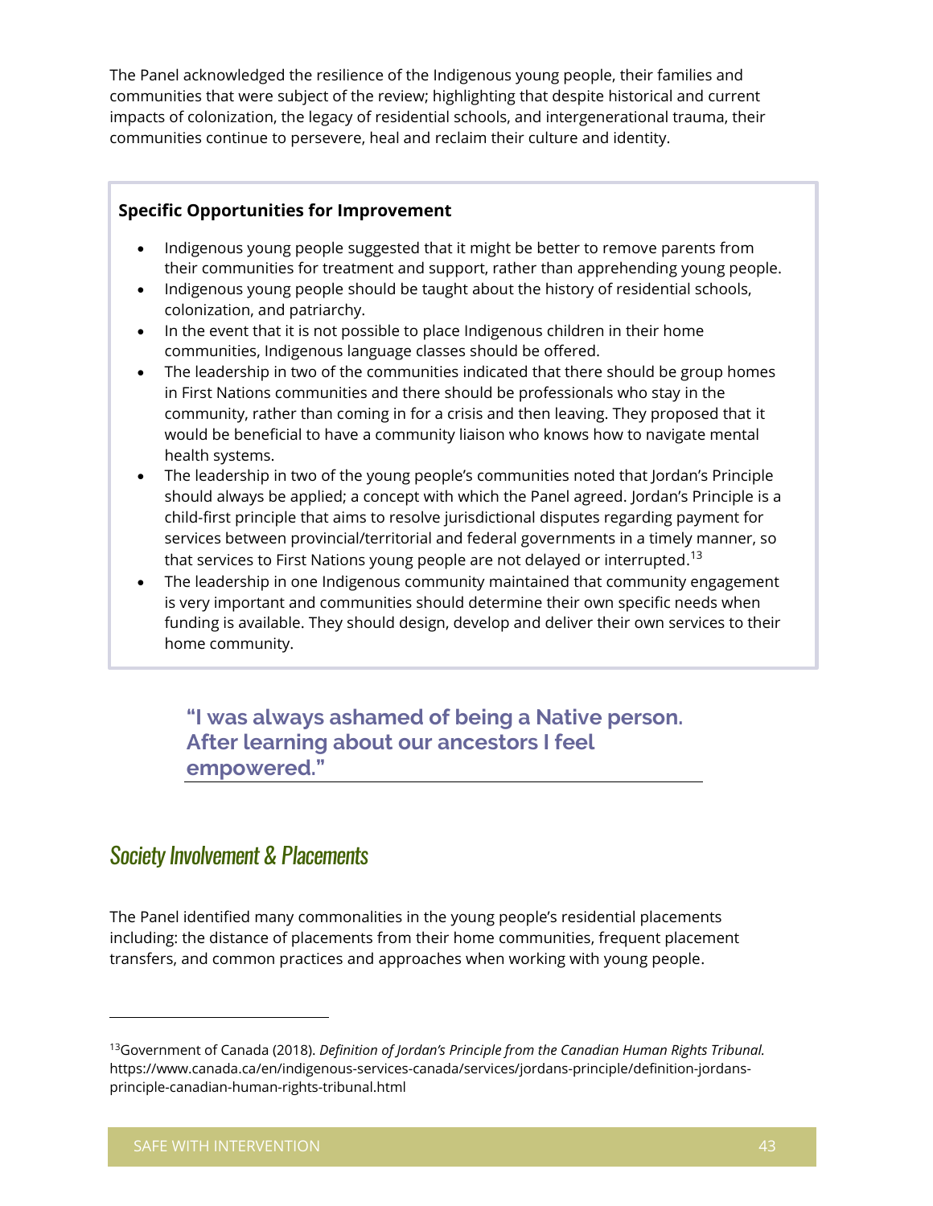The Panel acknowledged the resilience of the Indigenous young people, their families and communities that were subject of the review; highlighting that despite historical and current impacts of colonization, the legacy of residential schools, and intergenerational trauma, their communities continue to persevere, heal and reclaim their culture and identity.

**Specific Opportunities for Improvement**

- Indigenous young people suggested that it might be better to remove parents from their communities for treatment and support, rather than apprehending young people.
- Indigenous young people should be taught about the history of residential schools, colonization, and patriarchy.
- In the event that it is not possible to place Indigenous children in their home communities, Indigenous language classes should be offered.
- The leadership in two of the communities indicated that there should be group homes in First Nations communities and there should be professionals who stay in the community, rather than coming in for a crisis and then leaving. They proposed that it would be beneficial to have a community liaison who knows how to navigate mental health systems.
- The leadership in two of the young people's communities noted that Jordan's Principle should always be applied; a concept with which the Panel agreed. Jordan's Principle is a child-first principle that aims to resolve jurisdictional disputes regarding payment for services between provincial/territorial and federal governments in a timely manner, so that services to First Nations young people are not delayed or interrupted.[13]
- The leadership in one Indigenous community maintained that community engagement is very important and communities should determine their own specific needs when funding is available. They should design, develop and deliver their own services to their home community.

> **"I was always ashamed of being a Native person. After learning about our ancestors I feel empowered."**

## *Society Involvement & Placements*

The Panel identified many commonalities in the young people's residential placements including: the distance of placements from their home communities, frequent placement transfers, and common practices and approaches when working with young people.

---

[13]Government of Canada (2018). *Definition of Jordan's Principle from the Canadian Human Rights Tribunal.* https://www.canada.ca/en/indigenous-services-canada/services/jordans-principle/definition-jordans-principle-canadian-human-rights-tribunal.html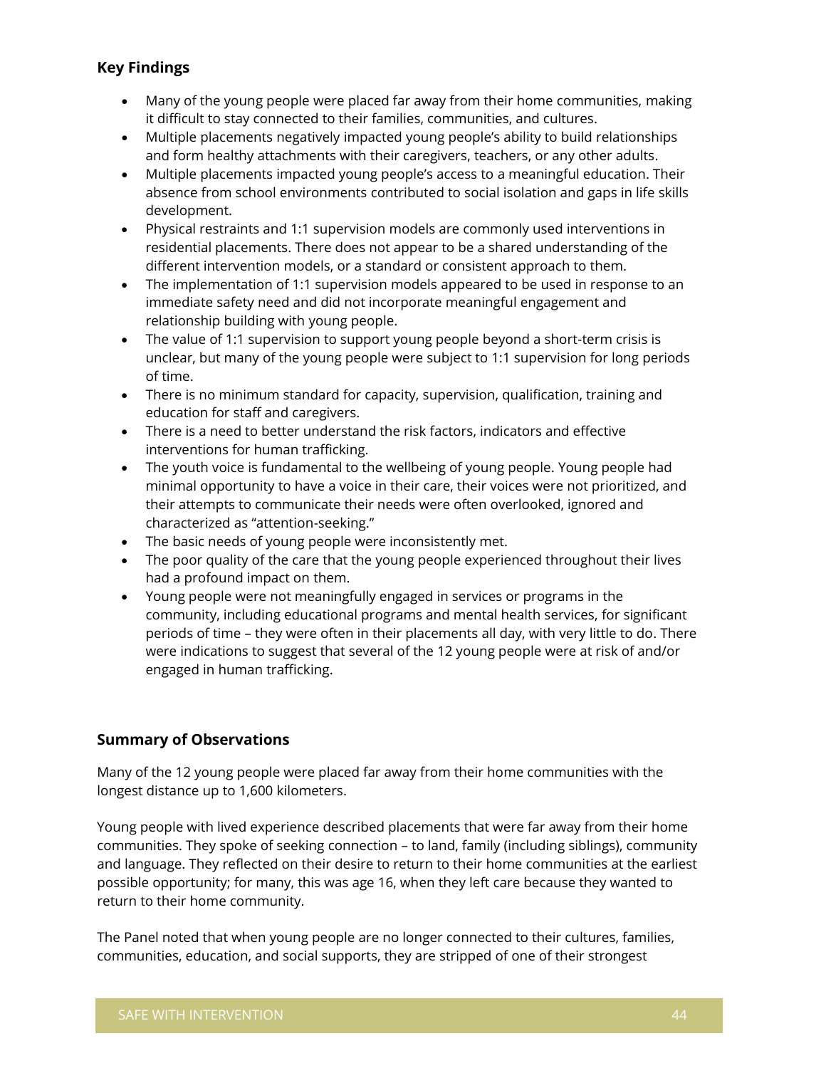### Key Findings

- Many of the young people were placed far away from their home communities, making it difficult to stay connected to their families, communities, and cultures.
- Multiple placements negatively impacted young people's ability to build relationships and form healthy attachments with their caregivers, teachers, or any other adults.
- Multiple placements impacted young people's access to a meaningful education. Their absence from school environments contributed to social isolation and gaps in life skills development.
- Physical restraints and 1:1 supervision models are commonly used interventions in residential placements. There does not appear to be a shared understanding of the different intervention models, or a standard or consistent approach to them.
- The implementation of 1:1 supervision models appeared to be used in response to an immediate safety need and did not incorporate meaningful engagement and relationship building with young people.
- The value of 1:1 supervision to support young people beyond a short-term crisis is unclear, but many of the young people were subject to 1:1 supervision for long periods of time.
- There is no minimum standard for capacity, supervision, qualification, training and education for staff and caregivers.
- There is a need to better understand the risk factors, indicators and effective interventions for human trafficking.
- The youth voice is fundamental to the wellbeing of young people. Young people had minimal opportunity to have a voice in their care, their voices were not prioritized, and their attempts to communicate their needs were often overlooked, ignored and characterized as "attention-seeking."
- The basic needs of young people were inconsistently met.
- The poor quality of the care that the young people experienced throughout their lives had a profound impact on them.
- Young people were not meaningfully engaged in services or programs in the community, including educational programs and mental health services, for significant periods of time – they were often in their placements all day, with very little to do. There were indications to suggest that several of the 12 young people were at risk of and/or engaged in human trafficking.

### Summary of Observations

Many of the 12 young people were placed far away from their home communities with the longest distance up to 1,600 kilometers.

Young people with lived experience described placements that were far away from their home communities. They spoke of seeking connection – to land, family (including siblings), community and language. They reflected on their desire to return to their home communities at the earliest possible opportunity; for many, this was age 16, when they left care because they wanted to return to their home community.

The Panel noted that when young people are no longer connected to their cultures, families, communities, education, and social supports, they are stripped of one of their strongest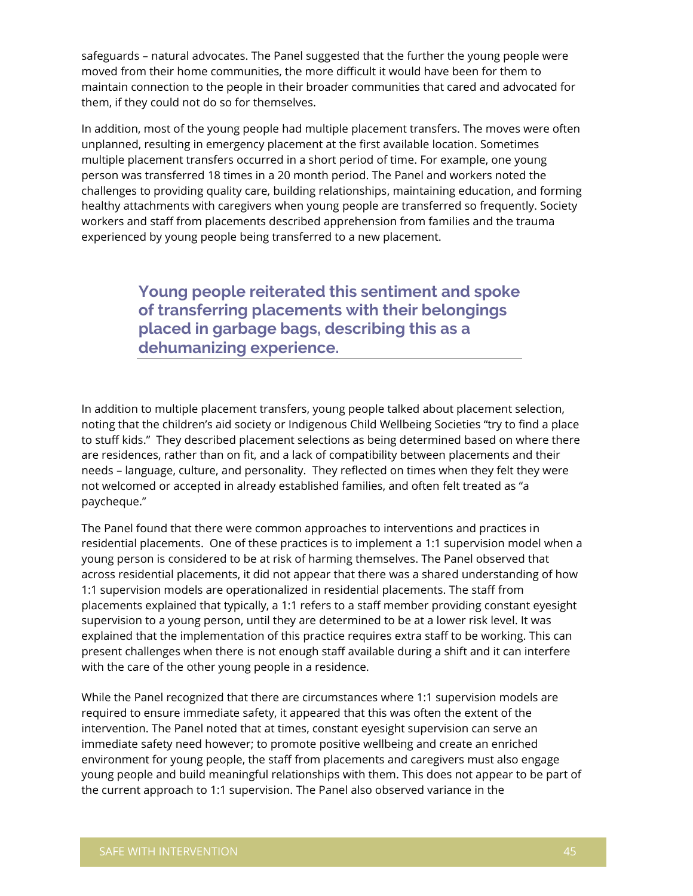safeguards – natural advocates. The Panel suggested that the further the young people were moved from their home communities, the more difficult it would have been for them to maintain connection to the people in their broader communities that cared and advocated for them, if they could not do so for themselves.

In addition, most of the young people had multiple placement transfers. The moves were often unplanned, resulting in emergency placement at the first available location. Sometimes multiple placement transfers occurred in a short period of time. For example, one young person was transferred 18 times in a 20 month period. The Panel and workers noted the challenges to providing quality care, building relationships, maintaining education, and forming healthy attachments with caregivers when young people are transferred so frequently. Society workers and staff from placements described apprehension from families and the trauma experienced by young people being transferred to a new placement.

> **Young people reiterated this sentiment and spoke of transferring placements with their belongings placed in garbage bags, describing this as a dehumanizing experience.**

In addition to multiple placement transfers, young people talked about placement selection, noting that the children's aid society or Indigenous Child Wellbeing Societies "try to find a place to stuff kids." They described placement selections as being determined based on where there are residences, rather than on fit, and a lack of compatibility between placements and their needs – language, culture, and personality. They reflected on times when they felt they were not welcomed or accepted in already established families, and often felt treated as "a paycheque."

The Panel found that there were common approaches to interventions and practices in residential placements. One of these practices is to implement a 1:1 supervision model when a young person is considered to be at risk of harming themselves. The Panel observed that across residential placements, it did not appear that there was a shared understanding of how 1:1 supervision models are operationalized in residential placements. The staff from placements explained that typically, a 1:1 refers to a staff member providing constant eyesight supervision to a young person, until they are determined to be at a lower risk level. It was explained that the implementation of this practice requires extra staff to be working. This can present challenges when there is not enough staff available during a shift and it can interfere with the care of the other young people in a residence.

While the Panel recognized that there are circumstances where 1:1 supervision models are required to ensure immediate safety, it appeared that this was often the extent of the intervention. The Panel noted that at times, constant eyesight supervision can serve an immediate safety need however; to promote positive wellbeing and create an enriched environment for young people, the staff from placements and caregivers must also engage young people and build meaningful relationships with them. This does not appear to be part of the current approach to 1:1 supervision. The Panel also observed variance in the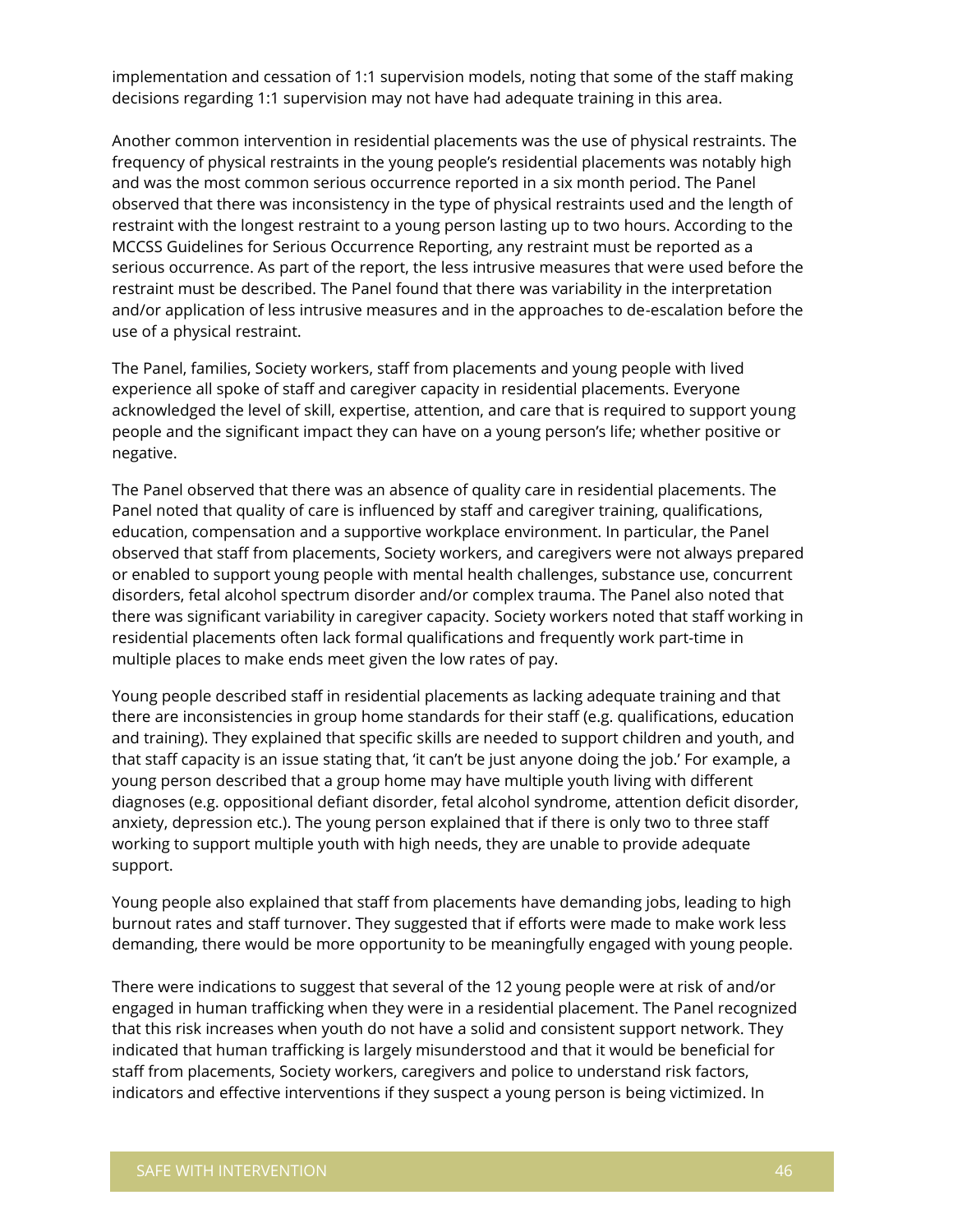implementation and cessation of 1:1 supervision models, noting that some of the staff making decisions regarding 1:1 supervision may not have had adequate training in this area.

Another common intervention in residential placements was the use of physical restraints. The frequency of physical restraints in the young people's residential placements was notably high and was the most common serious occurrence reported in a six month period. The Panel observed that there was inconsistency in the type of physical restraints used and the length of restraint with the longest restraint to a young person lasting up to two hours. According to the MCCSS Guidelines for Serious Occurrence Reporting, any restraint must be reported as a serious occurrence. As part of the report, the less intrusive measures that were used before the restraint must be described. The Panel found that there was variability in the interpretation and/or application of less intrusive measures and in the approaches to de-escalation before the use of a physical restraint.

The Panel, families, Society workers, staff from placements and young people with lived experience all spoke of staff and caregiver capacity in residential placements. Everyone acknowledged the level of skill, expertise, attention, and care that is required to support young people and the significant impact they can have on a young person's life; whether positive or negative.

The Panel observed that there was an absence of quality care in residential placements. The Panel noted that quality of care is influenced by staff and caregiver training, qualifications, education, compensation and a supportive workplace environment. In particular, the Panel observed that staff from placements, Society workers, and caregivers were not always prepared or enabled to support young people with mental health challenges, substance use, concurrent disorders, fetal alcohol spectrum disorder and/or complex trauma. The Panel also noted that there was significant variability in caregiver capacity. Society workers noted that staff working in residential placements often lack formal qualifications and frequently work part-time in multiple places to make ends meet given the low rates of pay.

Young people described staff in residential placements as lacking adequate training and that there are inconsistencies in group home standards for their staff (e.g. qualifications, education and training). They explained that specific skills are needed to support children and youth, and that staff capacity is an issue stating that, 'it can't be just anyone doing the job.' For example, a young person described that a group home may have multiple youth living with different diagnoses (e.g. oppositional defiant disorder, fetal alcohol syndrome, attention deficit disorder, anxiety, depression etc.). The young person explained that if there is only two to three staff working to support multiple youth with high needs, they are unable to provide adequate support.

Young people also explained that staff from placements have demanding jobs, leading to high burnout rates and staff turnover. They suggested that if efforts were made to make work less demanding, there would be more opportunity to be meaningfully engaged with young people.

There were indications to suggest that several of the 12 young people were at risk of and/or engaged in human trafficking when they were in a residential placement. The Panel recognized that this risk increases when youth do not have a solid and consistent support network. They indicated that human trafficking is largely misunderstood and that it would be beneficial for staff from placements, Society workers, caregivers and police to understand risk factors, indicators and effective interventions if they suspect a young person is being victimized. In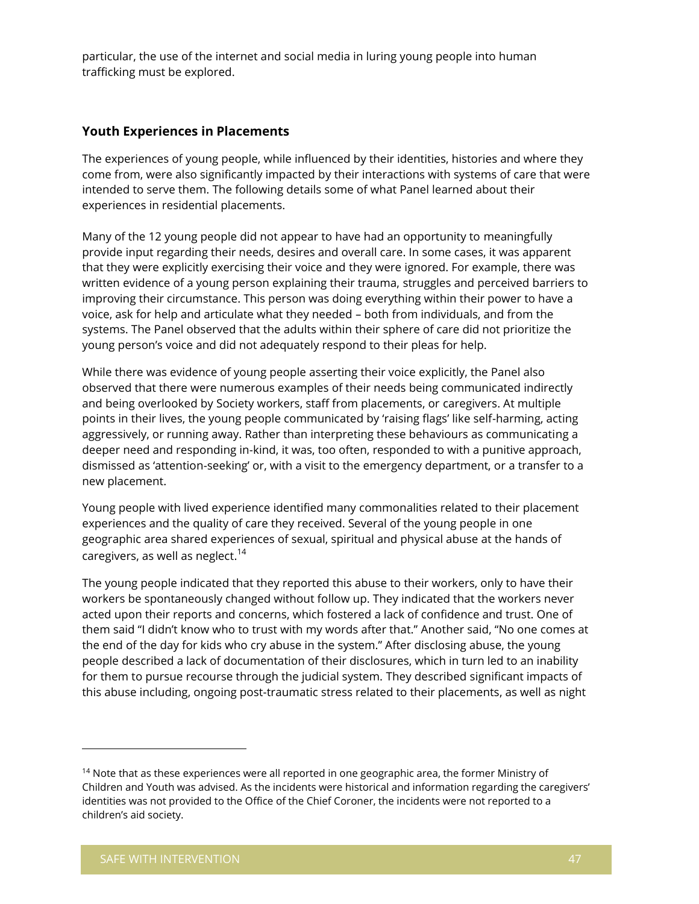particular, the use of the internet and social media in luring young people into human trafficking must be explored.

### Youth Experiences in Placements

The experiences of young people, while influenced by their identities, histories and where they come from, were also significantly impacted by their interactions with systems of care that were intended to serve them. The following details some of what Panel learned about their experiences in residential placements.

Many of the 12 young people did not appear to have had an opportunity to meaningfully provide input regarding their needs, desires and overall care. In some cases, it was apparent that they were explicitly exercising their voice and they were ignored. For example, there was written evidence of a young person explaining their trauma, struggles and perceived barriers to improving their circumstance. This person was doing everything within their power to have a voice, ask for help and articulate what they needed – both from individuals, and from the systems. The Panel observed that the adults within their sphere of care did not prioritize the young person's voice and did not adequately respond to their pleas for help.

While there was evidence of young people asserting their voice explicitly, the Panel also observed that there were numerous examples of their needs being communicated indirectly and being overlooked by Society workers, staff from placements, or caregivers. At multiple points in their lives, the young people communicated by 'raising flags' like self-harming, acting aggressively, or running away. Rather than interpreting these behaviours as communicating a deeper need and responding in-kind, it was, too often, responded to with a punitive approach, dismissed as 'attention-seeking' or, with a visit to the emergency department, or a transfer to a new placement.

Young people with lived experience identified many commonalities related to their placement experiences and the quality of care they received. Several of the young people in one geographic area shared experiences of sexual, spiritual and physical abuse at the hands of caregivers, as well as neglect.[14]

The young people indicated that they reported this abuse to their workers, only to have their workers be spontaneously changed without follow up. They indicated that the workers never acted upon their reports and concerns, which fostered a lack of confidence and trust. One of them said "I didn't know who to trust with my words after that." Another said, "No one comes at the end of the day for kids who cry abuse in the system." After disclosing abuse, the young people described a lack of documentation of their disclosures, which in turn led to an inability for them to pursue recourse through the judicial system. They described significant impacts of this abuse including, ongoing post-traumatic stress related to their placements, as well as night

---

[14] Note that as these experiences were all reported in one geographic area, the former Ministry of Children and Youth was advised. As the incidents were historical and information regarding the caregivers' identities was not provided to the Office of the Chief Coroner, the incidents were not reported to a children's aid society.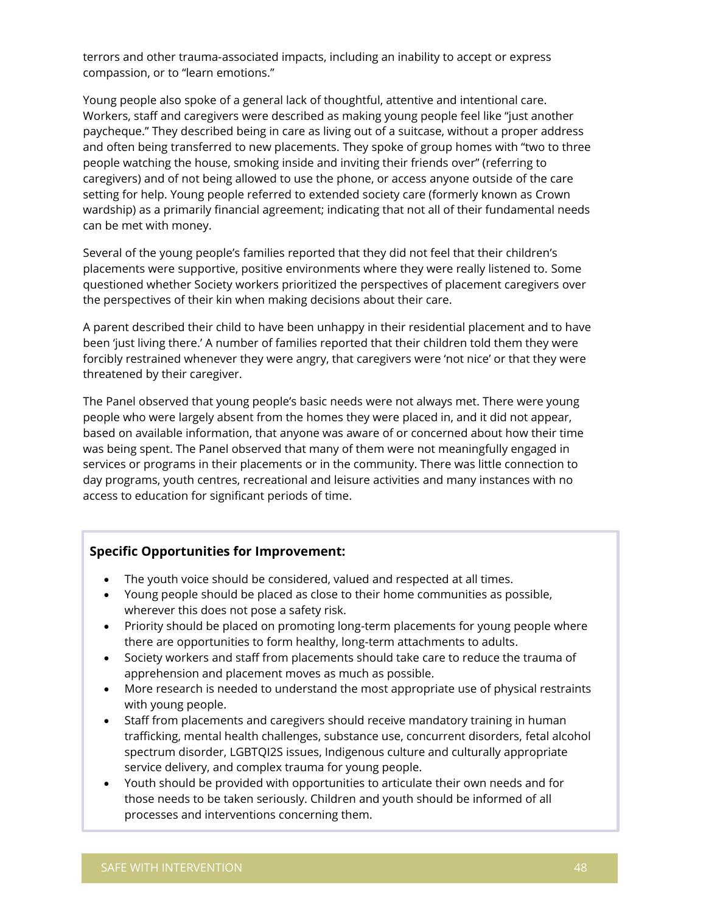terrors and other trauma-associated impacts, including an inability to accept or express compassion, or to "learn emotions."

Young people also spoke of a general lack of thoughtful, attentive and intentional care. Workers, staff and caregivers were described as making young people feel like "just another paycheque." They described being in care as living out of a suitcase, without a proper address and often being transferred to new placements. They spoke of group homes with "two to three people watching the house, smoking inside and inviting their friends over" (referring to caregivers) and of not being allowed to use the phone, or access anyone outside of the care setting for help. Young people referred to extended society care (formerly known as Crown wardship) as a primarily financial agreement; indicating that not all of their fundamental needs can be met with money.

Several of the young people's families reported that they did not feel that their children's placements were supportive, positive environments where they were really listened to. Some questioned whether Society workers prioritized the perspectives of placement caregivers over the perspectives of their kin when making decisions about their care.

A parent described their child to have been unhappy in their residential placement and to have been 'just living there.' A number of families reported that their children told them they were forcibly restrained whenever they were angry, that caregivers were 'not nice' or that they were threatened by their caregiver.

The Panel observed that young people's basic needs were not always met. There were young people who were largely absent from the homes they were placed in, and it did not appear, based on available information, that anyone was aware of or concerned about how their time was being spent. The Panel observed that many of them were not meaningfully engaged in services or programs in their placements or in the community. There was little connection to day programs, youth centres, recreational and leisure activities and many instances with no access to education for significant periods of time.

**Specific Opportunities for Improvement:**

- The youth voice should be considered, valued and respected at all times.
- Young people should be placed as close to their home communities as possible, wherever this does not pose a safety risk.
- Priority should be placed on promoting long-term placements for young people where there are opportunities to form healthy, long-term attachments to adults.
- Society workers and staff from placements should take care to reduce the trauma of apprehension and placement moves as much as possible.
- More research is needed to understand the most appropriate use of physical restraints with young people.
- Staff from placements and caregivers should receive mandatory training in human trafficking, mental health challenges, substance use, concurrent disorders, fetal alcohol spectrum disorder, LGBTQI2S issues, Indigenous culture and culturally appropriate service delivery, and complex trauma for young people.
- Youth should be provided with opportunities to articulate their own needs and for those needs to be taken seriously. Children and youth should be informed of all processes and interventions concerning them.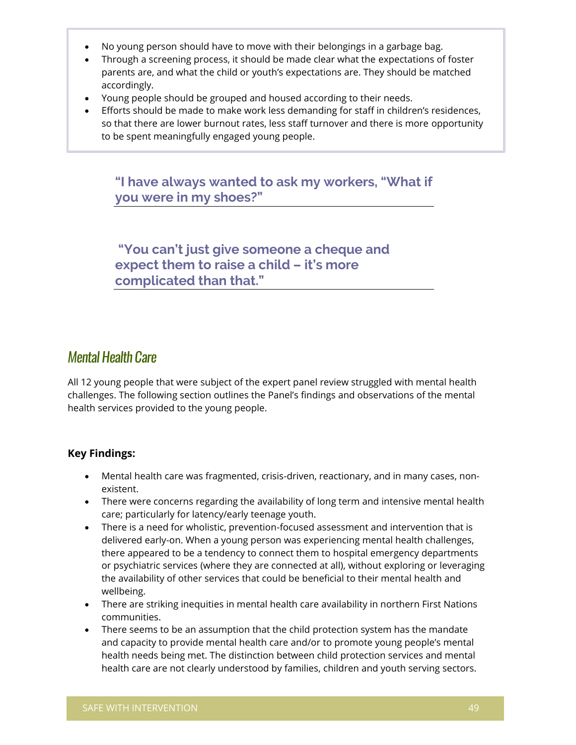- No young person should have to move with their belongings in a garbage bag.
- Through a screening process, it should be made clear what the expectations of foster parents are, and what the child or youth's expectations are. They should be matched accordingly.
- Young people should be grouped and housed according to their needs.
- Efforts should be made to make work less demanding for staff in children's residences, so that there are lower burnout rates, less staff turnover and there is more opportunity to be spent meaningfully engaged young people.

**"I have always wanted to ask my workers, "What if you were in my shoes?"**

**"You can't just give someone a cheque and expect them to raise a child – it's more complicated than that."**

## *Mental Health Care*

All 12 young people that were subject of the expert panel review struggled with mental health challenges. The following section outlines the Panel's findings and observations of the mental health services provided to the young people.

**Key Findings:**

- Mental health care was fragmented, crisis-driven, reactionary, and in many cases, non-existent.
- There were concerns regarding the availability of long term and intensive mental health care; particularly for latency/early teenage youth.
- There is a need for wholistic, prevention-focused assessment and intervention that is delivered early-on. When a young person was experiencing mental health challenges, there appeared to be a tendency to connect them to hospital emergency departments or psychiatric services (where they are connected at all), without exploring or leveraging the availability of other services that could be beneficial to their mental health and wellbeing.
- There are striking inequities in mental health care availability in northern First Nations communities.
- There seems to be an assumption that the child protection system has the mandate and capacity to provide mental health care and/or to promote young people's mental health needs being met. The distinction between child protection services and mental health care are not clearly understood by families, children and youth serving sectors.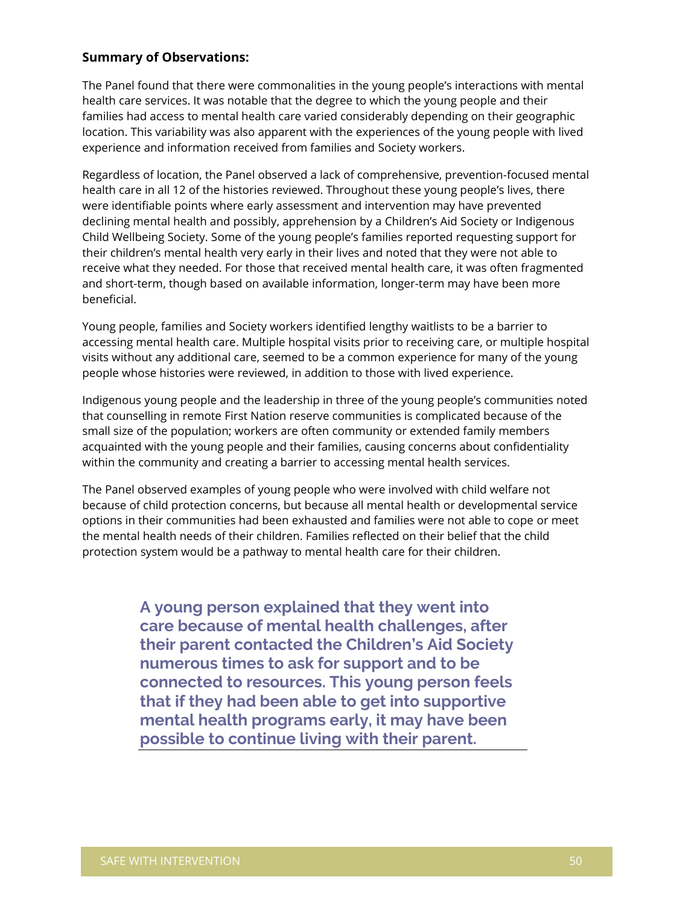**Summary of Observations:**

The Panel found that there were commonalities in the young people's interactions with mental health care services. It was notable that the degree to which the young people and their families had access to mental health care varied considerably depending on their geographic location. This variability was also apparent with the experiences of the young people with lived experience and information received from families and Society workers.

Regardless of location, the Panel observed a lack of comprehensive, prevention-focused mental health care in all 12 of the histories reviewed. Throughout these young people's lives, there were identifiable points where early assessment and intervention may have prevented declining mental health and possibly, apprehension by a Children's Aid Society or Indigenous Child Wellbeing Society. Some of the young people's families reported requesting support for their children's mental health very early in their lives and noted that they were not able to receive what they needed. For those that received mental health care, it was often fragmented and short-term, though based on available information, longer-term may have been more beneficial.

Young people, families and Society workers identified lengthy waitlists to be a barrier to accessing mental health care. Multiple hospital visits prior to receiving care, or multiple hospital visits without any additional care, seemed to be a common experience for many of the young people whose histories were reviewed, in addition to those with lived experience.

Indigenous young people and the leadership in three of the young people's communities noted that counselling in remote First Nation reserve communities is complicated because of the small size of the population; workers are often community or extended family members acquainted with the young people and their families, causing concerns about confidentiality within the community and creating a barrier to accessing mental health services.

The Panel observed examples of young people who were involved with child welfare not because of child protection concerns, but because all mental health or developmental service options in their communities had been exhausted and families were not able to cope or meet the mental health needs of their children. Families reflected on their belief that the child protection system would be a pathway to mental health care for their children.

> **A young person explained that they went into care because of mental health challenges, after their parent contacted the Children's Aid Society numerous times to ask for support and to be connected to resources. This young person feels that if they had been able to get into supportive mental health programs early, it may have been possible to continue living with their parent.**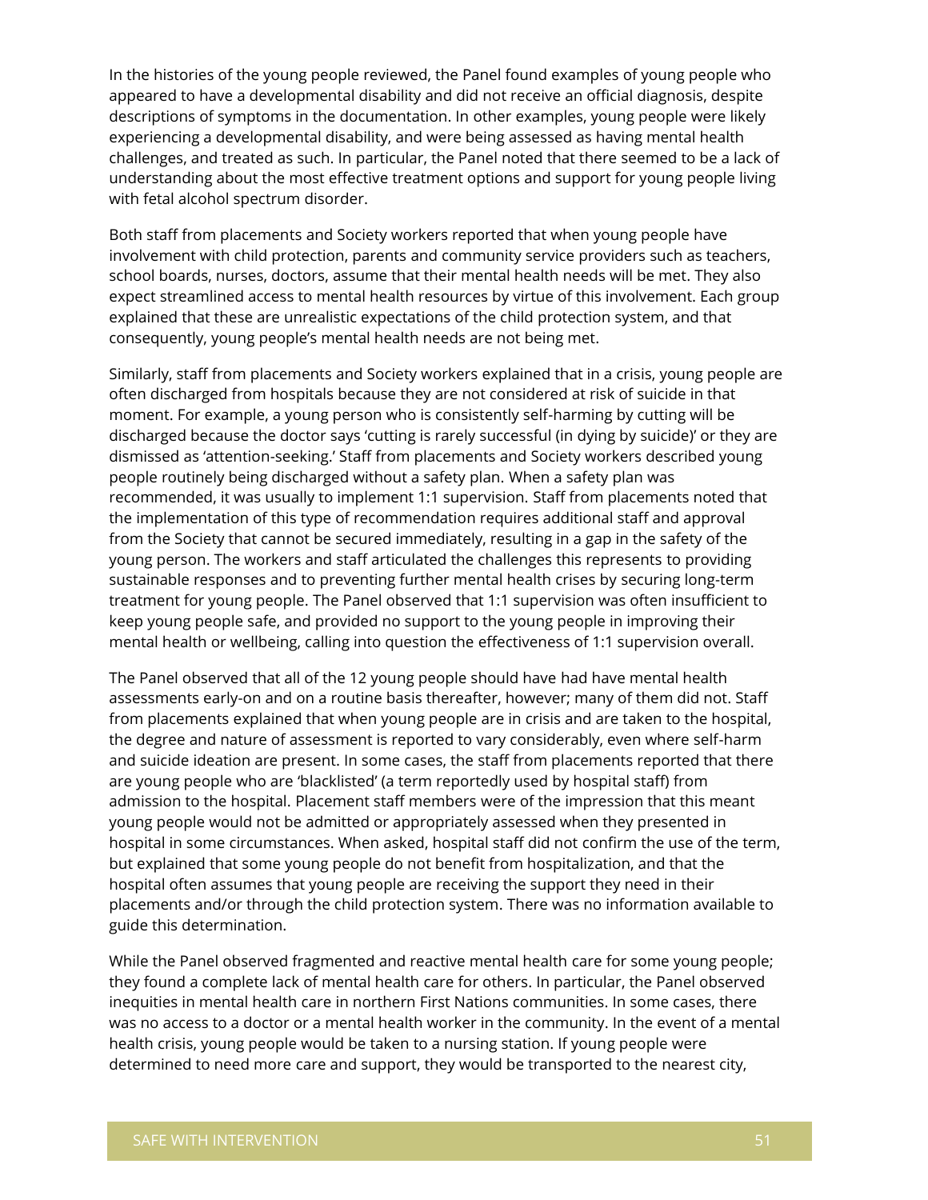In the histories of the young people reviewed, the Panel found examples of young people who appeared to have a developmental disability and did not receive an official diagnosis, despite descriptions of symptoms in the documentation. In other examples, young people were likely experiencing a developmental disability, and were being assessed as having mental health challenges, and treated as such. In particular, the Panel noted that there seemed to be a lack of understanding about the most effective treatment options and support for young people living with fetal alcohol spectrum disorder.

Both staff from placements and Society workers reported that when young people have involvement with child protection, parents and community service providers such as teachers, school boards, nurses, doctors, assume that their mental health needs will be met. They also expect streamlined access to mental health resources by virtue of this involvement. Each group explained that these are unrealistic expectations of the child protection system, and that consequently, young people's mental health needs are not being met.

Similarly, staff from placements and Society workers explained that in a crisis, young people are often discharged from hospitals because they are not considered at risk of suicide in that moment. For example, a young person who is consistently self-harming by cutting will be discharged because the doctor says 'cutting is rarely successful (in dying by suicide)' or they are dismissed as 'attention-seeking.' Staff from placements and Society workers described young people routinely being discharged without a safety plan. When a safety plan was recommended, it was usually to implement 1:1 supervision. Staff from placements noted that the implementation of this type of recommendation requires additional staff and approval from the Society that cannot be secured immediately, resulting in a gap in the safety of the young person. The workers and staff articulated the challenges this represents to providing sustainable responses and to preventing further mental health crises by securing long-term treatment for young people. The Panel observed that 1:1 supervision was often insufficient to keep young people safe, and provided no support to the young people in improving their mental health or wellbeing, calling into question the effectiveness of 1:1 supervision overall.

The Panel observed that all of the 12 young people should have had have mental health assessments early-on and on a routine basis thereafter, however; many of them did not. Staff from placements explained that when young people are in crisis and are taken to the hospital, the degree and nature of assessment is reported to vary considerably, even where self-harm and suicide ideation are present. In some cases, the staff from placements reported that there are young people who are 'blacklisted' (a term reportedly used by hospital staff) from admission to the hospital. Placement staff members were of the impression that this meant young people would not be admitted or appropriately assessed when they presented in hospital in some circumstances. When asked, hospital staff did not confirm the use of the term, but explained that some young people do not benefit from hospitalization, and that the hospital often assumes that young people are receiving the support they need in their placements and/or through the child protection system. There was no information available to guide this determination.

While the Panel observed fragmented and reactive mental health care for some young people; they found a complete lack of mental health care for others. In particular, the Panel observed inequities in mental health care in northern First Nations communities. In some cases, there was no access to a doctor or a mental health worker in the community. In the event of a mental health crisis, young people would be taken to a nursing station. If young people were determined to need more care and support, they would be transported to the nearest city,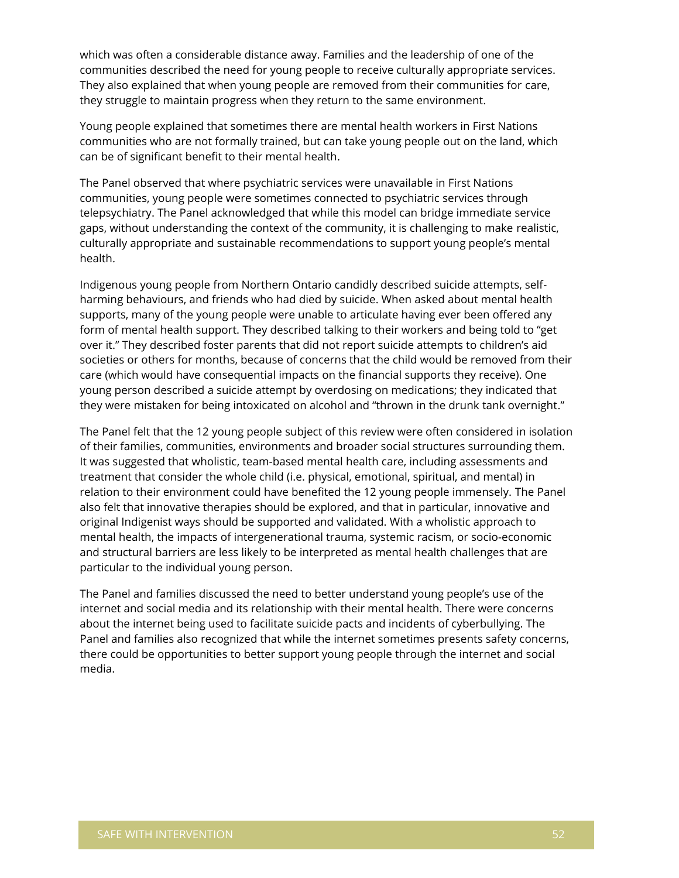which was often a considerable distance away. Families and the leadership of one of the communities described the need for young people to receive culturally appropriate services. They also explained that when young people are removed from their communities for care, they struggle to maintain progress when they return to the same environment.

Young people explained that sometimes there are mental health workers in First Nations communities who are not formally trained, but can take young people out on the land, which can be of significant benefit to their mental health.

The Panel observed that where psychiatric services were unavailable in First Nations communities, young people were sometimes connected to psychiatric services through telepsychiatry. The Panel acknowledged that while this model can bridge immediate service gaps, without understanding the context of the community, it is challenging to make realistic, culturally appropriate and sustainable recommendations to support young people's mental health.

Indigenous young people from Northern Ontario candidly described suicide attempts, self-harming behaviours, and friends who had died by suicide. When asked about mental health supports, many of the young people were unable to articulate having ever been offered any form of mental health support. They described talking to their workers and being told to "get over it." They described foster parents that did not report suicide attempts to children's aid societies or others for months, because of concerns that the child would be removed from their care (which would have consequential impacts on the financial supports they receive). One young person described a suicide attempt by overdosing on medications; they indicated that they were mistaken for being intoxicated on alcohol and "thrown in the drunk tank overnight."

The Panel felt that the 12 young people subject of this review were often considered in isolation of their families, communities, environments and broader social structures surrounding them. It was suggested that wholistic, team-based mental health care, including assessments and treatment that consider the whole child (i.e. physical, emotional, spiritual, and mental) in relation to their environment could have benefited the 12 young people immensely. The Panel also felt that innovative therapies should be explored, and that in particular, innovative and original Indigenist ways should be supported and validated. With a wholistic approach to mental health, the impacts of intergenerational trauma, systemic racism, or socio-economic and structural barriers are less likely to be interpreted as mental health challenges that are particular to the individual young person.

The Panel and families discussed the need to better understand young people's use of the internet and social media and its relationship with their mental health. There were concerns about the internet being used to facilitate suicide pacts and incidents of cyberbullying. The Panel and families also recognized that while the internet sometimes presents safety concerns, there could be opportunities to better support young people through the internet and social media.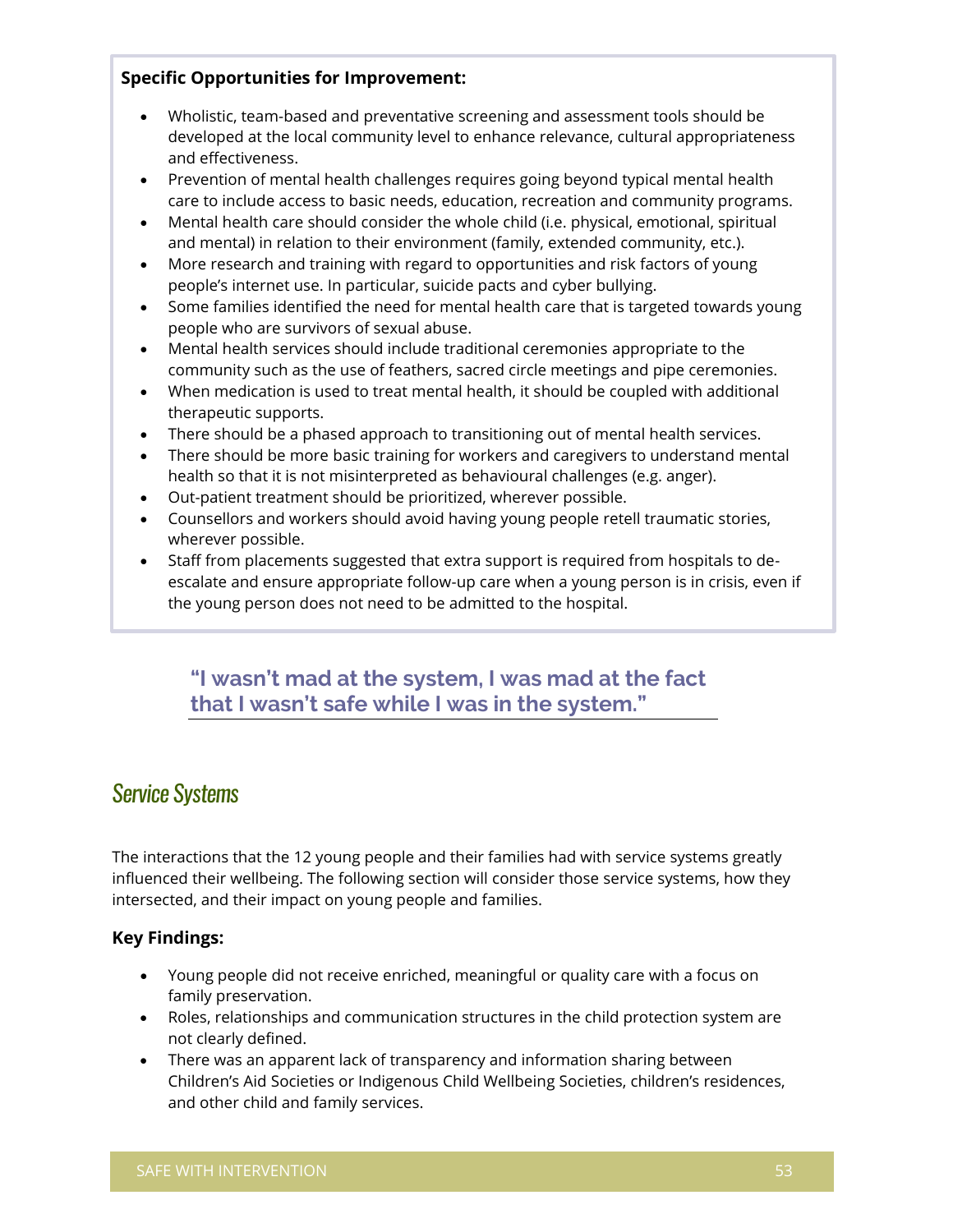**Specific Opportunities for Improvement:**

- Wholistic, team-based and preventative screening and assessment tools should be developed at the local community level to enhance relevance, cultural appropriateness and effectiveness.
- Prevention of mental health challenges requires going beyond typical mental health care to include access to basic needs, education, recreation and community programs.
- Mental health care should consider the whole child (i.e. physical, emotional, spiritual and mental) in relation to their environment (family, extended community, etc.).
- More research and training with regard to opportunities and risk factors of young people's internet use. In particular, suicide pacts and cyber bullying.
- Some families identified the need for mental health care that is targeted towards young people who are survivors of sexual abuse.
- Mental health services should include traditional ceremonies appropriate to the community such as the use of feathers, sacred circle meetings and pipe ceremonies.
- When medication is used to treat mental health, it should be coupled with additional therapeutic supports.
- There should be a phased approach to transitioning out of mental health services.
- There should be more basic training for workers and caregivers to understand mental health so that it is not misinterpreted as behavioural challenges (e.g. anger).
- Out-patient treatment should be prioritized, wherever possible.
- Counsellors and workers should avoid having young people retell traumatic stories, wherever possible.
- Staff from placements suggested that extra support is required from hospitals to de-escalate and ensure appropriate follow-up care when a young person is in crisis, even if the young person does not need to be admitted to the hospital.

> **"I wasn't mad at the system, I was mad at the fact that I wasn't safe while I was in the system."**

## *Service Systems*

The interactions that the 12 young people and their families had with service systems greatly influenced their wellbeing. The following section will consider those service systems, how they intersected, and their impact on young people and families.

**Key Findings:**

- Young people did not receive enriched, meaningful or quality care with a focus on family preservation.
- Roles, relationships and communication structures in the child protection system are not clearly defined.
- There was an apparent lack of transparency and information sharing between Children's Aid Societies or Indigenous Child Wellbeing Societies, children's residences, and other child and family services.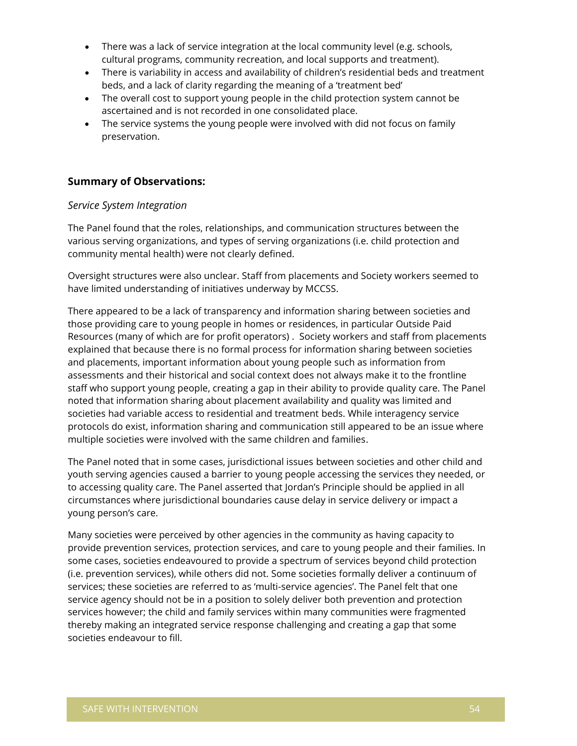- There was a lack of service integration at the local community level (e.g. schools, cultural programs, community recreation, and local supports and treatment).
- There is variability in access and availability of children's residential beds and treatment beds, and a lack of clarity regarding the meaning of a 'treatment bed'
- The overall cost to support young people in the child protection system cannot be ascertained and is not recorded in one consolidated place.
- The service systems the young people were involved with did not focus on family preservation.

**Summary of Observations:**

*Service System Integration*

The Panel found that the roles, relationships, and communication structures between the various serving organizations, and types of serving organizations (i.e. child protection and community mental health) were not clearly defined.

Oversight structures were also unclear. Staff from placements and Society workers seemed to have limited understanding of initiatives underway by MCCSS.

There appeared to be a lack of transparency and information sharing between societies and those providing care to young people in homes or residences, in particular Outside Paid Resources (many of which are for profit operators) . Society workers and staff from placements explained that because there is no formal process for information sharing between societies and placements, important information about young people such as information from assessments and their historical and social context does not always make it to the frontline staff who support young people, creating a gap in their ability to provide quality care. The Panel noted that information sharing about placement availability and quality was limited and societies had variable access to residential and treatment beds. While interagency service protocols do exist, information sharing and communication still appeared to be an issue where multiple societies were involved with the same children and families.

The Panel noted that in some cases, jurisdictional issues between societies and other child and youth serving agencies caused a barrier to young people accessing the services they needed, or to accessing quality care. The Panel asserted that Jordan's Principle should be applied in all circumstances where jurisdictional boundaries cause delay in service delivery or impact a young person's care.

Many societies were perceived by other agencies in the community as having capacity to provide prevention services, protection services, and care to young people and their families. In some cases, societies endeavoured to provide a spectrum of services beyond child protection (i.e. prevention services), while others did not. Some societies formally deliver a continuum of services; these societies are referred to as 'multi-service agencies'. The Panel felt that one service agency should not be in a position to solely deliver both prevention and protection services however; the child and family services within many communities were fragmented thereby making an integrated service response challenging and creating a gap that some societies endeavour to fill.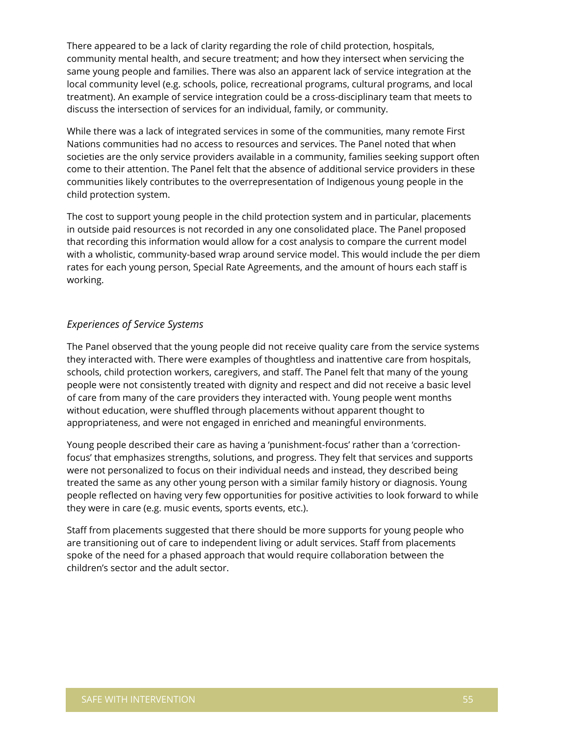There appeared to be a lack of clarity regarding the role of child protection, hospitals, community mental health, and secure treatment; and how they intersect when servicing the same young people and families. There was also an apparent lack of service integration at the local community level (e.g. schools, police, recreational programs, cultural programs, and local treatment). An example of service integration could be a cross-disciplinary team that meets to discuss the intersection of services for an individual, family, or community.

While there was a lack of integrated services in some of the communities, many remote First Nations communities had no access to resources and services. The Panel noted that when societies are the only service providers available in a community, families seeking support often come to their attention. The Panel felt that the absence of additional service providers in these communities likely contributes to the overrepresentation of Indigenous young people in the child protection system.

The cost to support young people in the child protection system and in particular, placements in outside paid resources is not recorded in any one consolidated place. The Panel proposed that recording this information would allow for a cost analysis to compare the current model with a wholistic, community-based wrap around service model. This would include the per diem rates for each young person, Special Rate Agreements, and the amount of hours each staff is working.

### *Experiences of Service Systems*

The Panel observed that the young people did not receive quality care from the service systems they interacted with. There were examples of thoughtless and inattentive care from hospitals, schools, child protection workers, caregivers, and staff. The Panel felt that many of the young people were not consistently treated with dignity and respect and did not receive a basic level of care from many of the care providers they interacted with. Young people went months without education, were shuffled through placements without apparent thought to appropriateness, and were not engaged in enriched and meaningful environments.

Young people described their care as having a 'punishment-focus' rather than a 'correction-focus' that emphasizes strengths, solutions, and progress. They felt that services and supports were not personalized to focus on their individual needs and instead, they described being treated the same as any other young person with a similar family history or diagnosis. Young people reflected on having very few opportunities for positive activities to look forward to while they were in care (e.g. music events, sports events, etc.).

Staff from placements suggested that there should be more supports for young people who are transitioning out of care to independent living or adult services. Staff from placements spoke of the need for a phased approach that would require collaboration between the children's sector and the adult sector.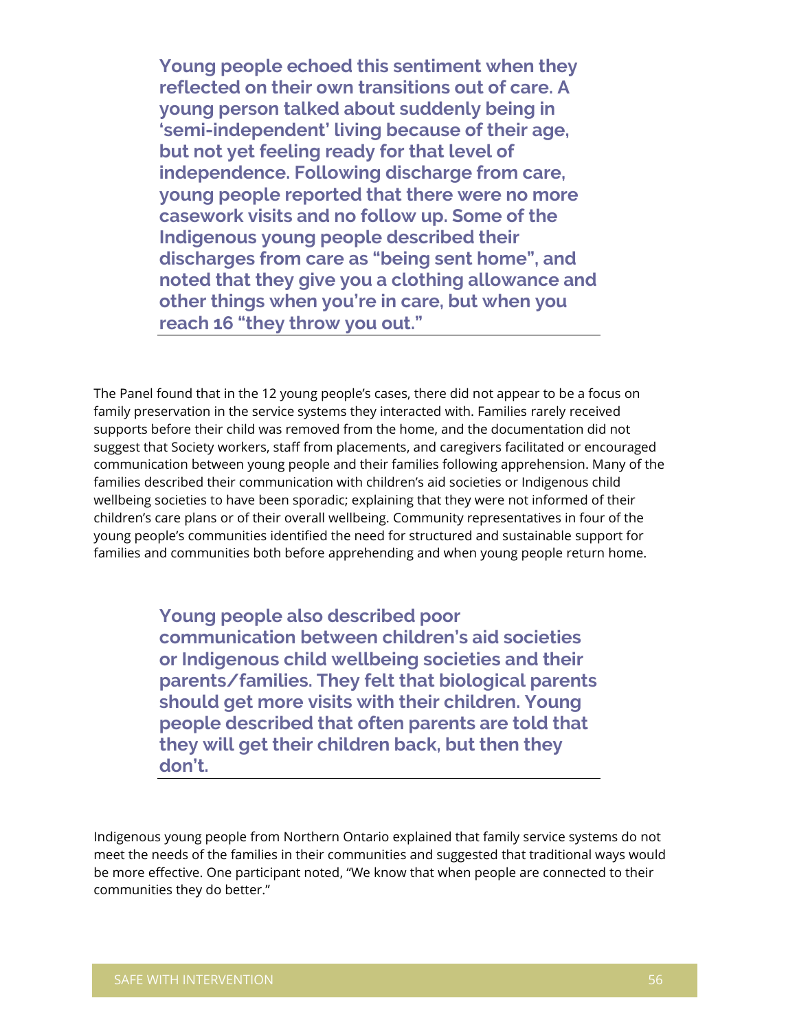**Young people echoed this sentiment when they reflected on their own transitions out of care. A young person talked about suddenly being in 'semi-independent' living because of their age, but not yet feeling ready for that level of independence. Following discharge from care, young people reported that there were no more casework visits and no follow up. Some of the Indigenous young people described their discharges from care as "being sent home", and noted that they give you a clothing allowance and other things when you're in care, but when you reach 16 "they throw you out."**

The Panel found that in the 12 young people's cases, there did not appear to be a focus on family preservation in the service systems they interacted with. Families rarely received supports before their child was removed from the home, and the documentation did not suggest that Society workers, staff from placements, and caregivers facilitated or encouraged communication between young people and their families following apprehension. Many of the families described their communication with children's aid societies or Indigenous child wellbeing societies to have been sporadic; explaining that they were not informed of their children's care plans or of their overall wellbeing. Community representatives in four of the young people's communities identified the need for structured and sustainable support for families and communities both before apprehending and when young people return home.

**Young people also described poor communication between children's aid societies or Indigenous child wellbeing societies and their parents/families. They felt that biological parents should get more visits with their children. Young people described that often parents are told that they will get their children back, but then they don't.**

Indigenous young people from Northern Ontario explained that family service systems do not meet the needs of the families in their communities and suggested that traditional ways would be more effective. One participant noted, "We know that when people are connected to their communities they do better."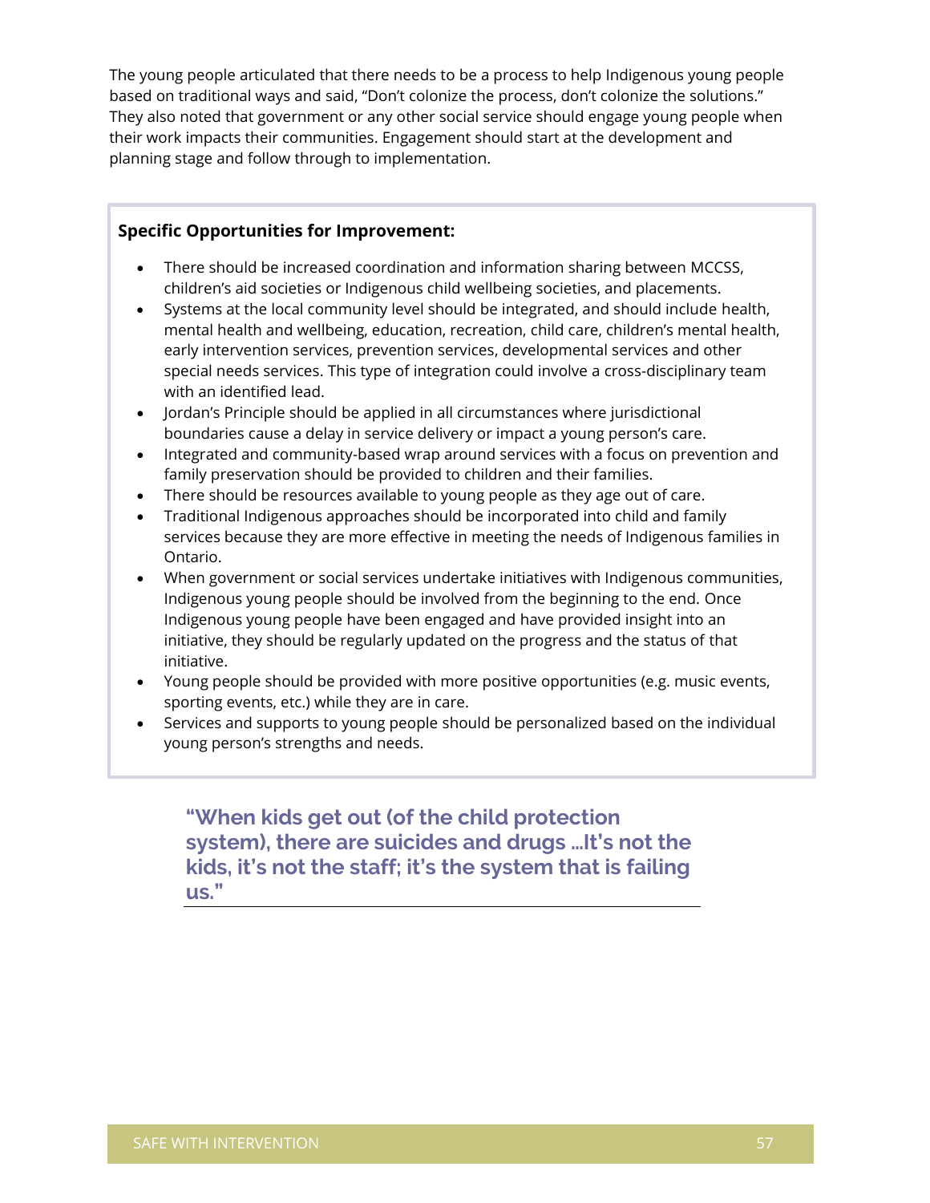The young people articulated that there needs to be a process to help Indigenous young people based on traditional ways and said, "Don't colonize the process, don't colonize the solutions." They also noted that government or any other social service should engage young people when their work impacts their communities. Engagement should start at the development and planning stage and follow through to implementation.

**Specific Opportunities for Improvement:**

- There should be increased coordination and information sharing between MCCSS, children's aid societies or Indigenous child wellbeing societies, and placements.
- Systems at the local community level should be integrated, and should include health, mental health and wellbeing, education, recreation, child care, children's mental health, early intervention services, prevention services, developmental services and other special needs services. This type of integration could involve a cross-disciplinary team with an identified lead.
- Jordan's Principle should be applied in all circumstances where jurisdictional boundaries cause a delay in service delivery or impact a young person's care.
- Integrated and community-based wrap around services with a focus on prevention and family preservation should be provided to children and their families.
- There should be resources available to young people as they age out of care.
- Traditional Indigenous approaches should be incorporated into child and family services because they are more effective in meeting the needs of Indigenous families in Ontario.
- When government or social services undertake initiatives with Indigenous communities, Indigenous young people should be involved from the beginning to the end. Once Indigenous young people have been engaged and have provided insight into an initiative, they should be regularly updated on the progress and the status of that initiative.
- Young people should be provided with more positive opportunities (e.g. music events, sporting events, etc.) while they are in care.
- Services and supports to young people should be personalized based on the individual young person's strengths and needs.

> **"When kids get out (of the child protection system), there are suicides and drugs ...It's not the kids, it's not the staff; it's the system that is failing us."**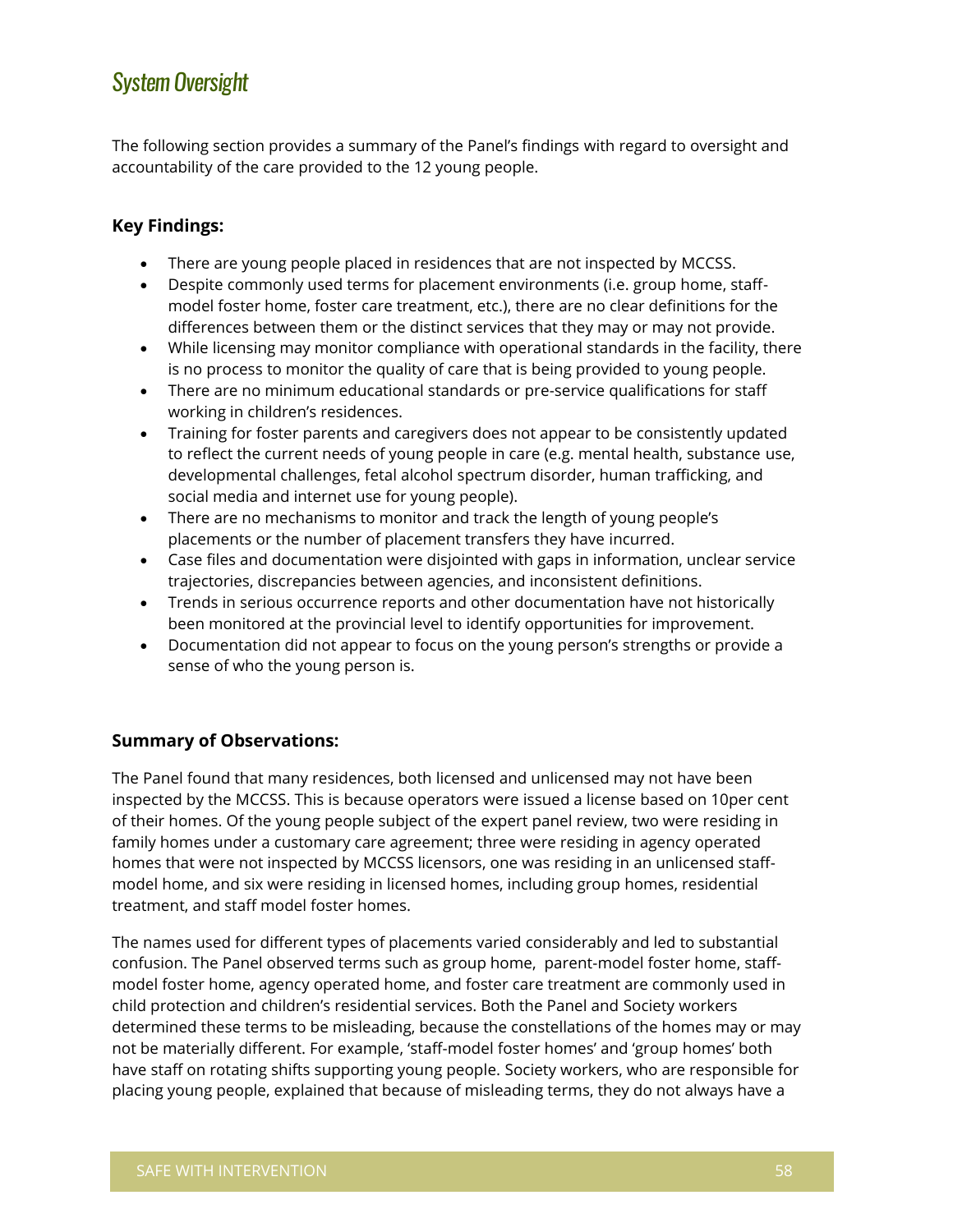## System Oversight

The following section provides a summary of the Panel's findings with regard to oversight and accountability of the care provided to the 12 young people.

### Key Findings:

- There are young people placed in residences that are not inspected by MCCSS.
- Despite commonly used terms for placement environments (i.e. group home, staff-model foster home, foster care treatment, etc.), there are no clear definitions for the differences between them or the distinct services that they may or may not provide.
- While licensing may monitor compliance with operational standards in the facility, there is no process to monitor the quality of care that is being provided to young people.
- There are no minimum educational standards or pre-service qualifications for staff working in children's residences.
- Training for foster parents and caregivers does not appear to be consistently updated to reflect the current needs of young people in care (e.g. mental health, substance use, developmental challenges, fetal alcohol spectrum disorder, human trafficking, and social media and internet use for young people).
- There are no mechanisms to monitor and track the length of young people's placements or the number of placement transfers they have incurred.
- Case files and documentation were disjointed with gaps in information, unclear service trajectories, discrepancies between agencies, and inconsistent definitions.
- Trends in serious occurrence reports and other documentation have not historically been monitored at the provincial level to identify opportunities for improvement.
- Documentation did not appear to focus on the young person's strengths or provide a sense of who the young person is.

### Summary of Observations:

The Panel found that many residences, both licensed and unlicensed may not have been inspected by the MCCSS. This is because operators were issued a license based on 10per cent of their homes. Of the young people subject of the expert panel review, two were residing in family homes under a customary care agreement; three were residing in agency operated homes that were not inspected by MCCSS licensors, one was residing in an unlicensed staff-model home, and six were residing in licensed homes, including group homes, residential treatment, and staff model foster homes.

The names used for different types of placements varied considerably and led to substantial confusion. The Panel observed terms such as group home, parent-model foster home, staff-model foster home, agency operated home, and foster care treatment are commonly used in child protection and children's residential services. Both the Panel and Society workers determined these terms to be misleading, because the constellations of the homes may or may not be materially different. For example, 'staff-model foster homes' and 'group homes' both have staff on rotating shifts supporting young people. Society workers, who are responsible for placing young people, explained that because of misleading terms, they do not always have a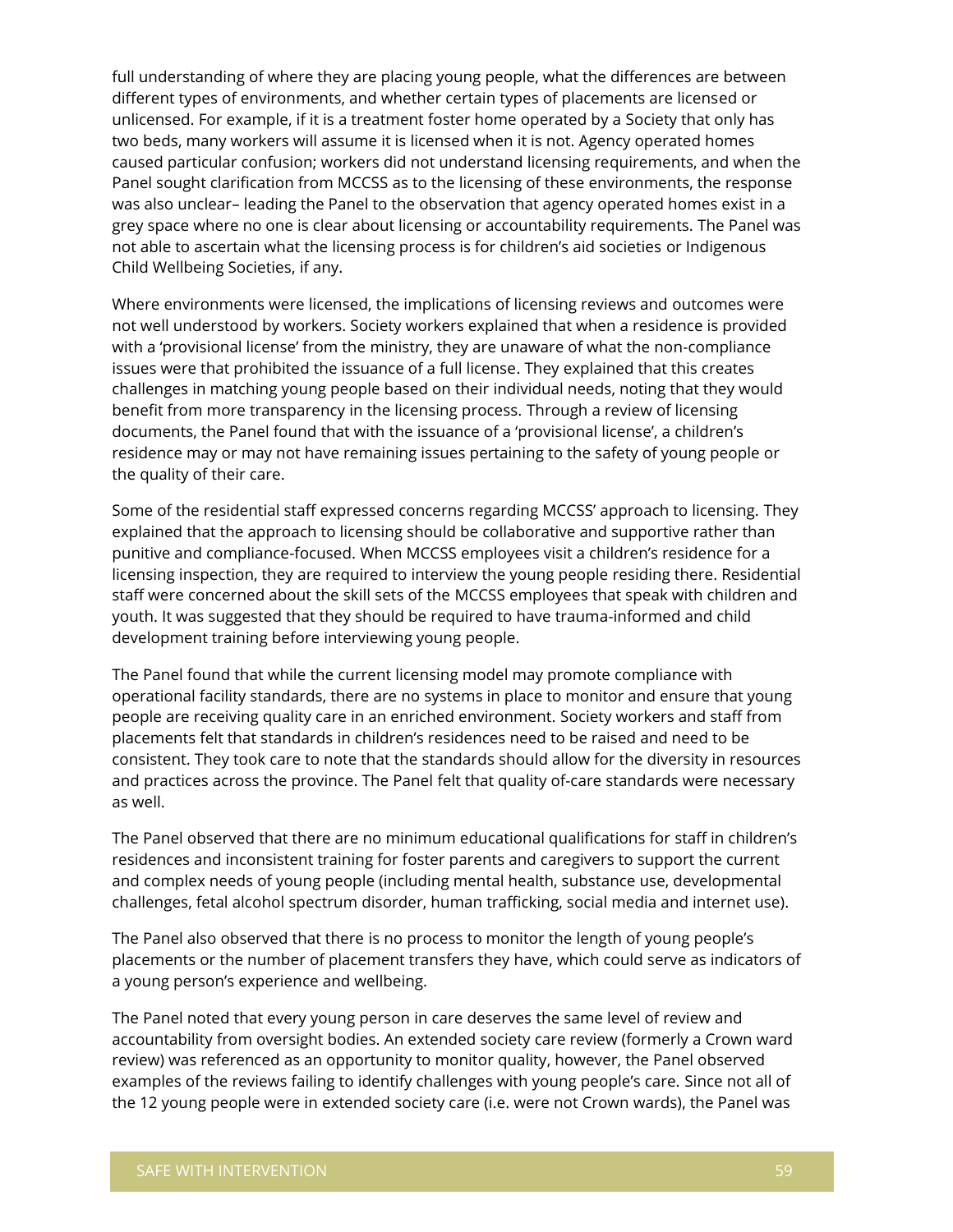full understanding of where they are placing young people, what the differences are between different types of environments, and whether certain types of placements are licensed or unlicensed. For example, if it is a treatment foster home operated by a Society that only has two beds, many workers will assume it is licensed when it is not. Agency operated homes caused particular confusion; workers did not understand licensing requirements, and when the Panel sought clarification from MCCSS as to the licensing of these environments, the response was also unclear– leading the Panel to the observation that agency operated homes exist in a grey space where no one is clear about licensing or accountability requirements. The Panel was not able to ascertain what the licensing process is for children's aid societies or Indigenous Child Wellbeing Societies, if any.

Where environments were licensed, the implications of licensing reviews and outcomes were not well understood by workers. Society workers explained that when a residence is provided with a 'provisional license' from the ministry, they are unaware of what the non-compliance issues were that prohibited the issuance of a full license. They explained that this creates challenges in matching young people based on their individual needs, noting that they would benefit from more transparency in the licensing process. Through a review of licensing documents, the Panel found that with the issuance of a 'provisional license', a children's residence may or may not have remaining issues pertaining to the safety of young people or the quality of their care.

Some of the residential staff expressed concerns regarding MCCSS' approach to licensing. They explained that the approach to licensing should be collaborative and supportive rather than punitive and compliance-focused. When MCCSS employees visit a children's residence for a licensing inspection, they are required to interview the young people residing there. Residential staff were concerned about the skill sets of the MCCSS employees that speak with children and youth. It was suggested that they should be required to have trauma-informed and child development training before interviewing young people.

The Panel found that while the current licensing model may promote compliance with operational facility standards, there are no systems in place to monitor and ensure that young people are receiving quality care in an enriched environment. Society workers and staff from placements felt that standards in children's residences need to be raised and need to be consistent. They took care to note that the standards should allow for the diversity in resources and practices across the province. The Panel felt that quality of-care standards were necessary as well.

The Panel observed that there are no minimum educational qualifications for staff in children's residences and inconsistent training for foster parents and caregivers to support the current and complex needs of young people (including mental health, substance use, developmental challenges, fetal alcohol spectrum disorder, human trafficking, social media and internet use).

The Panel also observed that there is no process to monitor the length of young people's placements or the number of placement transfers they have, which could serve as indicators of a young person's experience and wellbeing.

The Panel noted that every young person in care deserves the same level of review and accountability from oversight bodies. An extended society care review (formerly a Crown ward review) was referenced as an opportunity to monitor quality, however, the Panel observed examples of the reviews failing to identify challenges with young people's care. Since not all of the 12 young people were in extended society care (i.e. were not Crown wards), the Panel was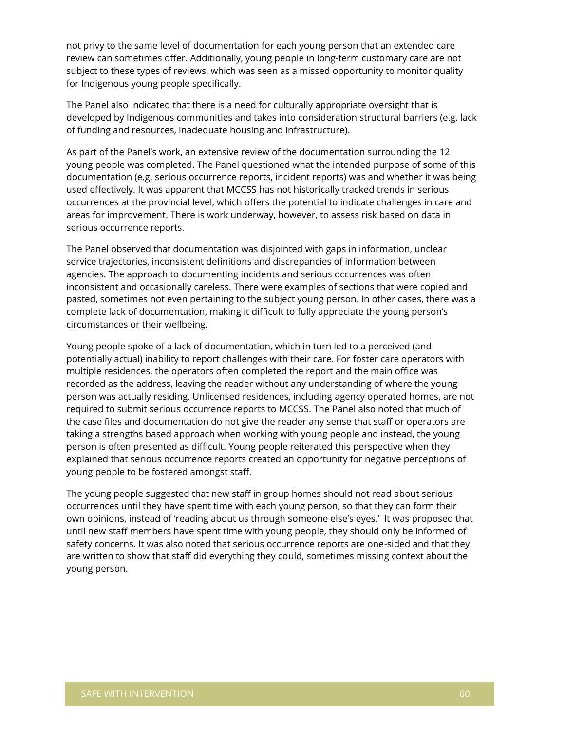not privy to the same level of documentation for each young person that an extended care review can sometimes offer. Additionally, young people in long-term customary care are not subject to these types of reviews, which was seen as a missed opportunity to monitor quality for Indigenous young people specifically.

The Panel also indicated that there is a need for culturally appropriate oversight that is developed by Indigenous communities and takes into consideration structural barriers (e.g. lack of funding and resources, inadequate housing and infrastructure).

As part of the Panel's work, an extensive review of the documentation surrounding the 12 young people was completed. The Panel questioned what the intended purpose of some of this documentation (e.g. serious occurrence reports, incident reports) was and whether it was being used effectively. It was apparent that MCCSS has not historically tracked trends in serious occurrences at the provincial level, which offers the potential to indicate challenges in care and areas for improvement. There is work underway, however, to assess risk based on data in serious occurrence reports.

The Panel observed that documentation was disjointed with gaps in information, unclear service trajectories, inconsistent definitions and discrepancies of information between agencies. The approach to documenting incidents and serious occurrences was often inconsistent and occasionally careless. There were examples of sections that were copied and pasted, sometimes not even pertaining to the subject young person. In other cases, there was a complete lack of documentation, making it difficult to fully appreciate the young person's circumstances or their wellbeing.

Young people spoke of a lack of documentation, which in turn led to a perceived (and potentially actual) inability to report challenges with their care. For foster care operators with multiple residences, the operators often completed the report and the main office was recorded as the address, leaving the reader without any understanding of where the young person was actually residing. Unlicensed residences, including agency operated homes, are not required to submit serious occurrence reports to MCCSS. The Panel also noted that much of the case files and documentation do not give the reader any sense that staff or operators are taking a strengths based approach when working with young people and instead, the young person is often presented as difficult. Young people reiterated this perspective when they explained that serious occurrence reports created an opportunity for negative perceptions of young people to be fostered amongst staff.

The young people suggested that new staff in group homes should not read about serious occurrences until they have spent time with each young person, so that they can form their own opinions, instead of 'reading about us through someone else's eyes.' It was proposed that until new staff members have spent time with young people, they should only be informed of safety concerns. It was also noted that serious occurrence reports are one-sided and that they are written to show that staff did everything they could, sometimes missing context about the young person.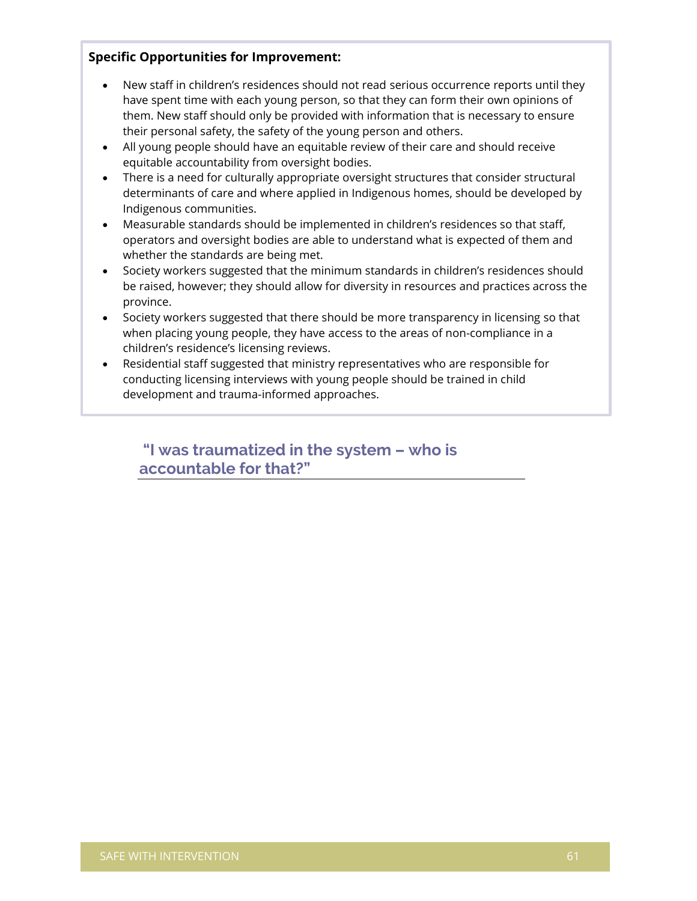**Specific Opportunities for Improvement:**

- New staff in children's residences should not read serious occurrence reports until they have spent time with each young person, so that they can form their own opinions of them. New staff should only be provided with information that is necessary to ensure their personal safety, the safety of the young person and others.
- All young people should have an equitable review of their care and should receive equitable accountability from oversight bodies.
- There is a need for culturally appropriate oversight structures that consider structural determinants of care and where applied in Indigenous homes, should be developed by Indigenous communities.
- Measurable standards should be implemented in children's residences so that staff, operators and oversight bodies are able to understand what is expected of them and whether the standards are being met.
- Society workers suggested that the minimum standards in children's residences should be raised, however; they should allow for diversity in resources and practices across the province.
- Society workers suggested that there should be more transparency in licensing so that when placing young people, they have access to the areas of non-compliance in a children's residence's licensing reviews.
- Residential staff suggested that ministry representatives who are responsible for conducting licensing interviews with young people should be trained in child development and trauma-informed approaches.

**"I was traumatized in the system – who is accountable for that?"**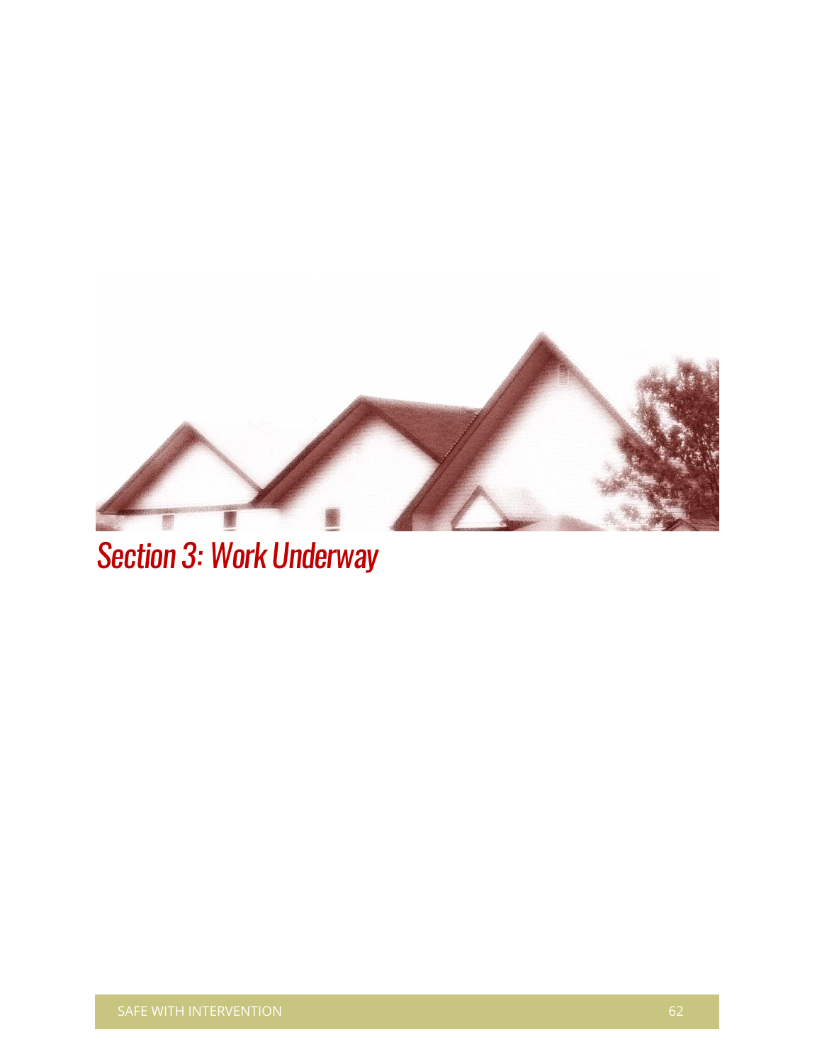# *Section 3: Work Underway*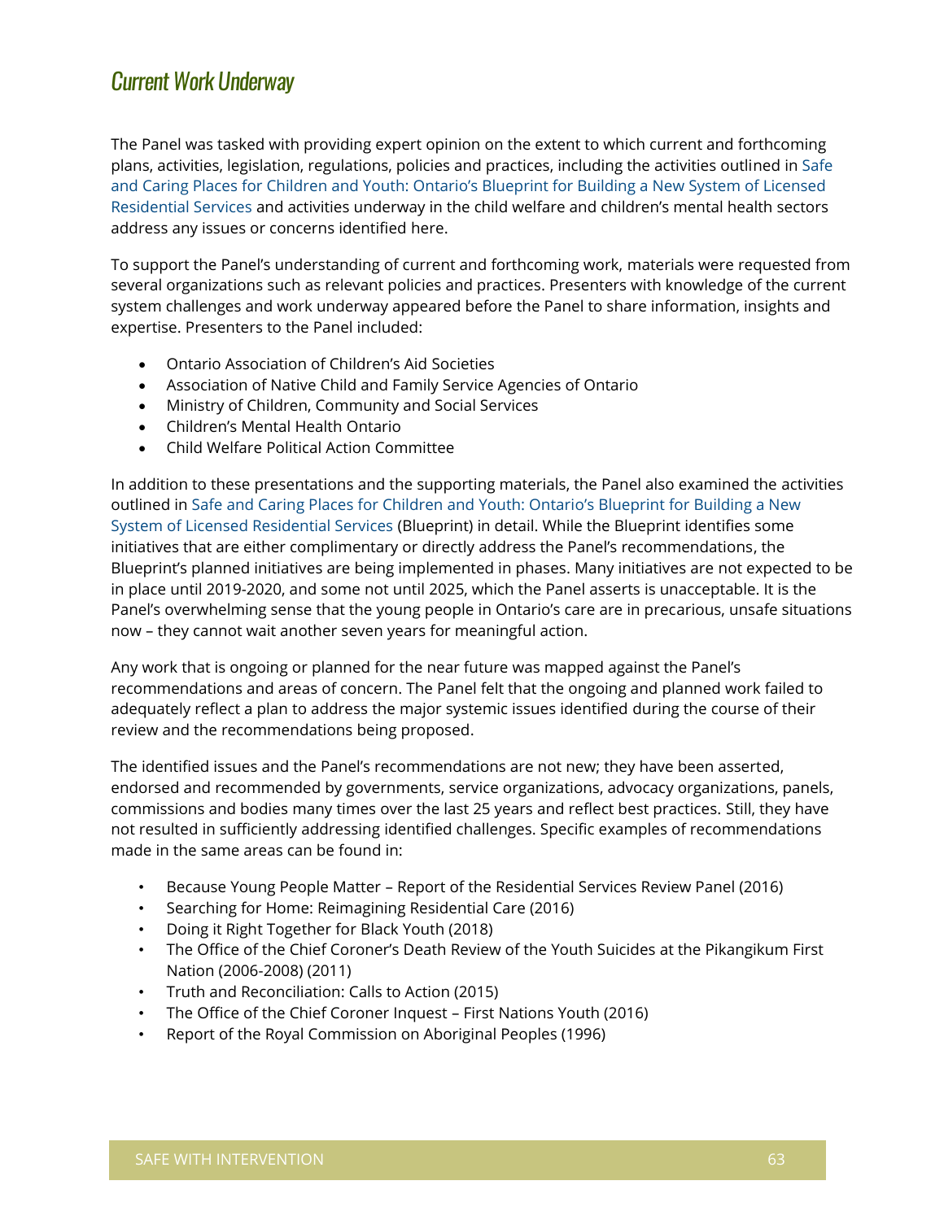## Current Work Underway

The Panel was tasked with providing expert opinion on the extent to which current and forthcoming plans, activities, legislation, regulations, policies and practices, including the activities outlined in Safe and Caring Places for Children and Youth: Ontario's Blueprint for Building a New System of Licensed Residential Services and activities underway in the child welfare and children's mental health sectors address any issues or concerns identified here.

To support the Panel's understanding of current and forthcoming work, materials were requested from several organizations such as relevant policies and practices. Presenters with knowledge of the current system challenges and work underway appeared before the Panel to share information, insights and expertise. Presenters to the Panel included:

- Ontario Association of Children's Aid Societies
- Association of Native Child and Family Service Agencies of Ontario
- Ministry of Children, Community and Social Services
- Children's Mental Health Ontario
- Child Welfare Political Action Committee

In addition to these presentations and the supporting materials, the Panel also examined the activities outlined in Safe and Caring Places for Children and Youth: Ontario's Blueprint for Building a New System of Licensed Residential Services (Blueprint) in detail. While the Blueprint identifies some initiatives that are either complimentary or directly address the Panel's recommendations, the Blueprint's planned initiatives are being implemented in phases. Many initiatives are not expected to be in place until 2019-2020, and some not until 2025, which the Panel asserts is unacceptable. It is the Panel's overwhelming sense that the young people in Ontario's care are in precarious, unsafe situations now – they cannot wait another seven years for meaningful action.

Any work that is ongoing or planned for the near future was mapped against the Panel's recommendations and areas of concern. The Panel felt that the ongoing and planned work failed to adequately reflect a plan to address the major systemic issues identified during the course of their review and the recommendations being proposed.

The identified issues and the Panel's recommendations are not new; they have been asserted, endorsed and recommended by governments, service organizations, advocacy organizations, panels, commissions and bodies many times over the last 25 years and reflect best practices. Still, they have not resulted in sufficiently addressing identified challenges. Specific examples of recommendations made in the same areas can be found in:

- Because Young People Matter – Report of the Residential Services Review Panel (2016)
- Searching for Home: Reimagining Residential Care (2016)
- Doing it Right Together for Black Youth (2018)
- The Office of the Chief Coroner's Death Review of the Youth Suicides at the Pikangikum First Nation (2006-2008) (2011)
- Truth and Reconciliation: Calls to Action (2015)
- The Office of the Chief Coroner Inquest – First Nations Youth (2016)
- Report of the Royal Commission on Aboriginal Peoples (1996)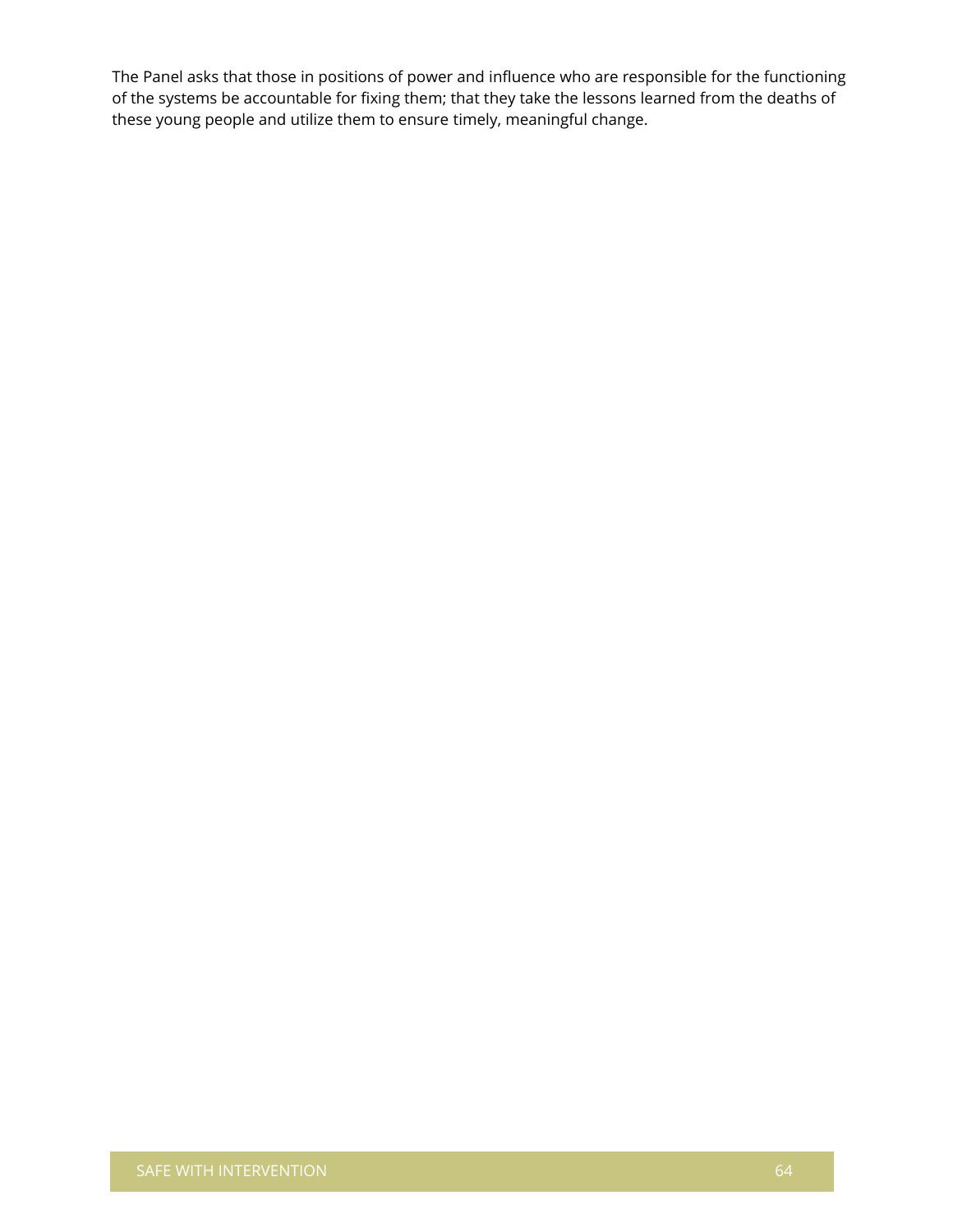The Panel asks that those in positions of power and influence who are responsible for the functioning of the systems be accountable for fixing them; that they take the lessons learned from the deaths of these young people and utilize them to ensure timely, meaningful change.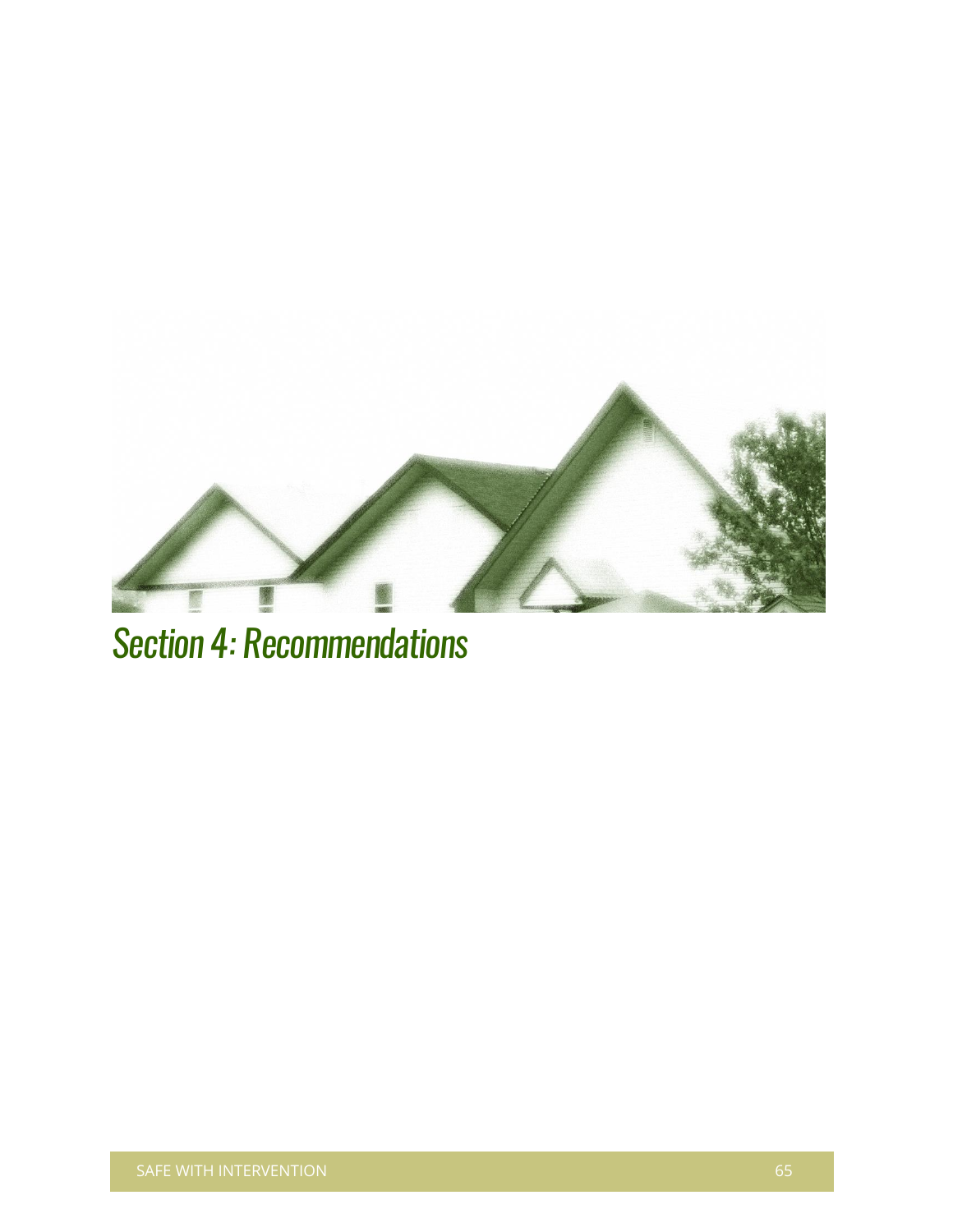# Section 4: Recommendations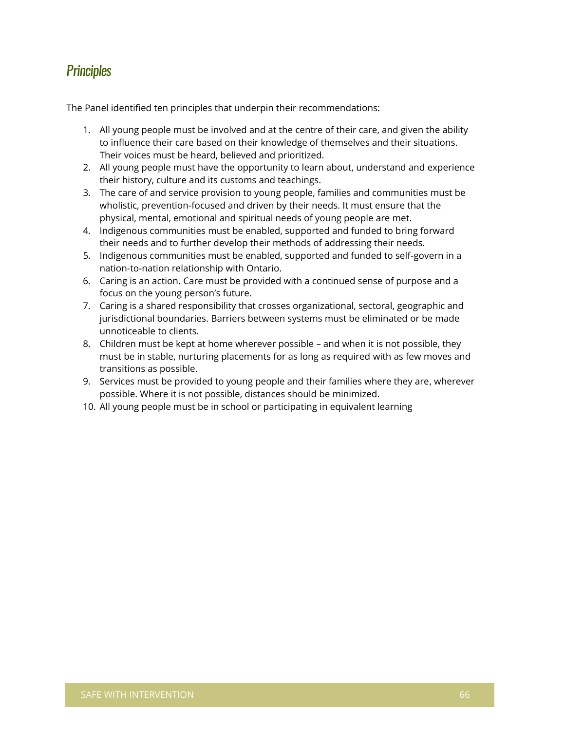## Principles

The Panel identified ten principles that underpin their recommendations:

1. All young people must be involved and at the centre of their care, and given the ability to influence their care based on their knowledge of themselves and their situations. Their voices must be heard, believed and prioritized.
2. All young people must have the opportunity to learn about, understand and experience their history, culture and its customs and teachings.
3. The care of and service provision to young people, families and communities must be wholistic, prevention-focused and driven by their needs. It must ensure that the physical, mental, emotional and spiritual needs of young people are met.
4. Indigenous communities must be enabled, supported and funded to bring forward their needs and to further develop their methods of addressing their needs.
5. Indigenous communities must be enabled, supported and funded to self-govern in a nation-to-nation relationship with Ontario.
6. Caring is an action. Care must be provided with a continued sense of purpose and a focus on the young person's future.
7. Caring is a shared responsibility that crosses organizational, sectoral, geographic and jurisdictional boundaries. Barriers between systems must be eliminated or be made unnoticeable to clients.
8. Children must be kept at home wherever possible – and when it is not possible, they must be in stable, nurturing placements for as long as required with as few moves and transitions as possible.
9. Services must be provided to young people and their families where they are, wherever possible. Where it is not possible, distances should be minimized.
10. All young people must be in school or participating in equivalent learning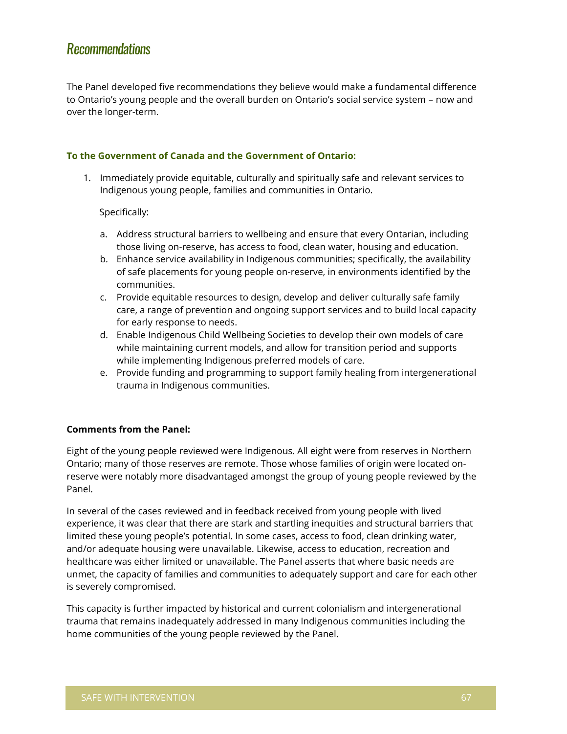## Recommendations

The Panel developed five recommendations they believe would make a fundamental difference to Ontario's young people and the overall burden on Ontario's social service system – now and over the longer-term.

**To the Government of Canada and the Government of Ontario:**

1. Immediately provide equitable, culturally and spiritually safe and relevant services to Indigenous young people, families and communities in Ontario.

   Specifically:

   a. Address structural barriers to wellbeing and ensure that every Ontarian, including those living on-reserve, has access to food, clean water, housing and education.
   b. Enhance service availability in Indigenous communities; specifically, the availability of safe placements for young people on-reserve, in environments identified by the communities.
   c. Provide equitable resources to design, develop and deliver culturally safe family care, a range of prevention and ongoing support services and to build local capacity for early response to needs.
   d. Enable Indigenous Child Wellbeing Societies to develop their own models of care while maintaining current models, and allow for transition period and supports while implementing Indigenous preferred models of care.
   e. Provide funding and programming to support family healing from intergenerational trauma in Indigenous communities.

**Comments from the Panel:**

Eight of the young people reviewed were Indigenous. All eight were from reserves in Northern Ontario; many of those reserves are remote. Those whose families of origin were located on-reserve were notably more disadvantaged amongst the group of young people reviewed by the Panel.

In several of the cases reviewed and in feedback received from young people with lived experience, it was clear that there are stark and startling inequities and structural barriers that limited these young people's potential. In some cases, access to food, clean drinking water, and/or adequate housing were unavailable. Likewise, access to education, recreation and healthcare was either limited or unavailable. The Panel asserts that where basic needs are unmet, the capacity of families and communities to adequately support and care for each other is severely compromised.

This capacity is further impacted by historical and current colonialism and intergenerational trauma that remains inadequately addressed in many Indigenous communities including the home communities of the young people reviewed by the Panel.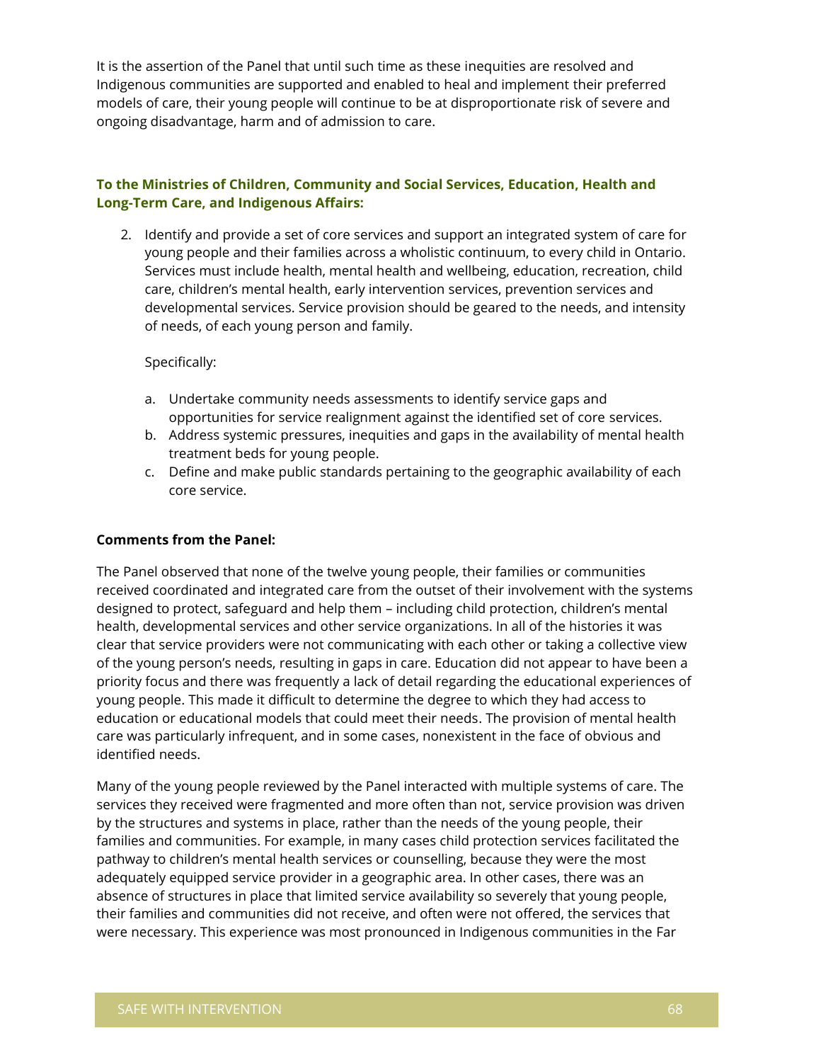It is the assertion of the Panel that until such time as these inequities are resolved and Indigenous communities are supported and enabled to heal and implement their preferred models of care, their young people will continue to be at disproportionate risk of severe and ongoing disadvantage, harm and of admission to care.

### To the Ministries of Children, Community and Social Services, Education, Health and Long-Term Care, and Indigenous Affairs:

2. Identify and provide a set of core services and support an integrated system of care for young people and their families across a wholistic continuum, to every child in Ontario. Services must include health, mental health and wellbeing, education, recreation, child care, children's mental health, early intervention services, prevention services and developmental services. Service provision should be geared to the needs, and intensity of needs, of each young person and family.

   Specifically:

   a. Undertake community needs assessments to identify service gaps and opportunities for service realignment against the identified set of core services.
   b. Address systemic pressures, inequities and gaps in the availability of mental health treatment beds for young people.
   c. Define and make public standards pertaining to the geographic availability of each core service.

**Comments from the Panel:**

The Panel observed that none of the twelve young people, their families or communities received coordinated and integrated care from the outset of their involvement with the systems designed to protect, safeguard and help them – including child protection, children's mental health, developmental services and other service organizations. In all of the histories it was clear that service providers were not communicating with each other or taking a collective view of the young person's needs, resulting in gaps in care. Education did not appear to have been a priority focus and there was frequently a lack of detail regarding the educational experiences of young people. This made it difficult to determine the degree to which they had access to education or educational models that could meet their needs. The provision of mental health care was particularly infrequent, and in some cases, nonexistent in the face of obvious and identified needs.

Many of the young people reviewed by the Panel interacted with multiple systems of care. The services they received were fragmented and more often than not, service provision was driven by the structures and systems in place, rather than the needs of the young people, their families and communities. For example, in many cases child protection services facilitated the pathway to children's mental health services or counselling, because they were the most adequately equipped service provider in a geographic area. In other cases, there was an absence of structures in place that limited service availability so severely that young people, their families and communities did not receive, and often were not offered, the services that were necessary. This experience was most pronounced in Indigenous communities in the Far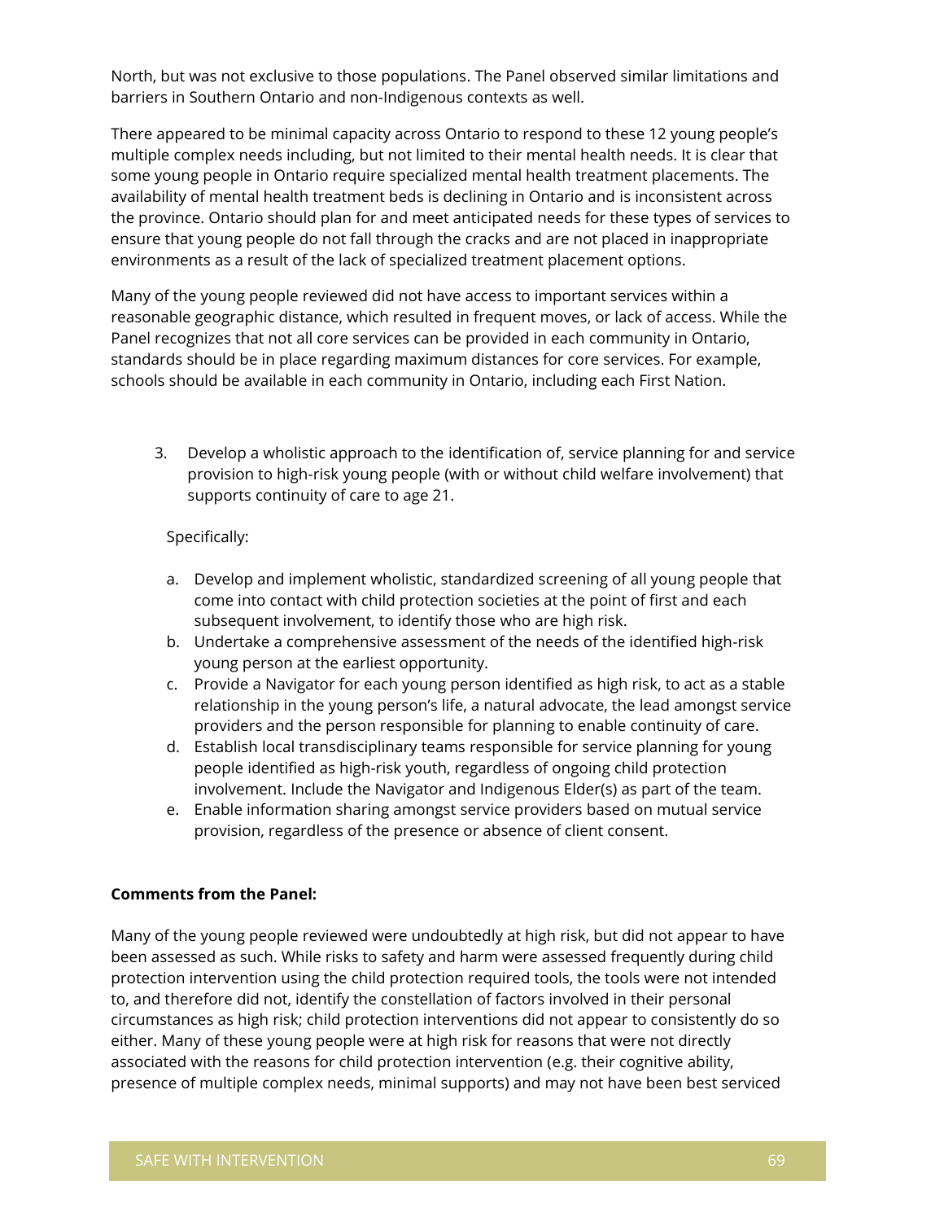North, but was not exclusive to those populations. The Panel observed similar limitations and barriers in Southern Ontario and non-Indigenous contexts as well.

There appeared to be minimal capacity across Ontario to respond to these 12 young people's multiple complex needs including, but not limited to their mental health needs. It is clear that some young people in Ontario require specialized mental health treatment placements. The availability of mental health treatment beds is declining in Ontario and is inconsistent across the province. Ontario should plan for and meet anticipated needs for these types of services to ensure that young people do not fall through the cracks and are not placed in inappropriate environments as a result of the lack of specialized treatment placement options.

Many of the young people reviewed did not have access to important services within a reasonable geographic distance, which resulted in frequent moves, or lack of access. While the Panel recognizes that not all core services can be provided in each community in Ontario, standards should be in place regarding maximum distances for core services. For example, schools should be available in each community in Ontario, including each First Nation.

3. Develop a wholistic approach to the identification of, service planning for and service provision to high-risk young people (with or without child welfare involvement) that supports continuity of care to age 21.

   Specifically:

   a. Develop and implement wholistic, standardized screening of all young people that come into contact with child protection societies at the point of first and each subsequent involvement, to identify those who are high risk.
   b. Undertake a comprehensive assessment of the needs of the identified high-risk young person at the earliest opportunity.
   c. Provide a Navigator for each young person identified as high risk, to act as a stable relationship in the young person's life, a natural advocate, the lead amongst service providers and the person responsible for planning to enable continuity of care.
   d. Establish local transdisciplinary teams responsible for service planning for young people identified as high-risk youth, regardless of ongoing child protection involvement. Include the Navigator and Indigenous Elder(s) as part of the team.
   e. Enable information sharing amongst service providers based on mutual service provision, regardless of the presence or absence of client consent.

**Comments from the Panel:**

Many of the young people reviewed were undoubtedly at high risk, but did not appear to have been assessed as such. While risks to safety and harm were assessed frequently during child protection intervention using the child protection required tools, the tools were not intended to, and therefore did not, identify the constellation of factors involved in their personal circumstances as high risk; child protection interventions did not appear to consistently do so either. Many of these young people were at high risk for reasons that were not directly associated with the reasons for child protection intervention (e.g. their cognitive ability, presence of multiple complex needs, minimal supports) and may not have been best serviced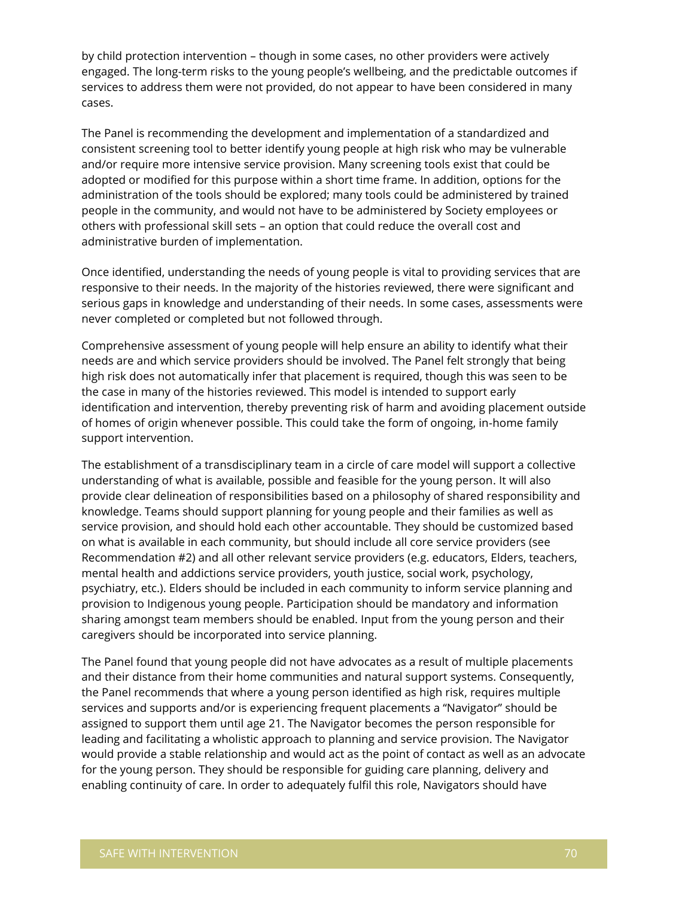by child protection intervention – though in some cases, no other providers were actively engaged. The long-term risks to the young people's wellbeing, and the predictable outcomes if services to address them were not provided, do not appear to have been considered in many cases.

The Panel is recommending the development and implementation of a standardized and consistent screening tool to better identify young people at high risk who may be vulnerable and/or require more intensive service provision. Many screening tools exist that could be adopted or modified for this purpose within a short time frame. In addition, options for the administration of the tools should be explored; many tools could be administered by trained people in the community, and would not have to be administered by Society employees or others with professional skill sets – an option that could reduce the overall cost and administrative burden of implementation.

Once identified, understanding the needs of young people is vital to providing services that are responsive to their needs. In the majority of the histories reviewed, there were significant and serious gaps in knowledge and understanding of their needs. In some cases, assessments were never completed or completed but not followed through.

Comprehensive assessment of young people will help ensure an ability to identify what their needs are and which service providers should be involved. The Panel felt strongly that being high risk does not automatically infer that placement is required, though this was seen to be the case in many of the histories reviewed. This model is intended to support early identification and intervention, thereby preventing risk of harm and avoiding placement outside of homes of origin whenever possible. This could take the form of ongoing, in-home family support intervention.

The establishment of a transdisciplinary team in a circle of care model will support a collective understanding of what is available, possible and feasible for the young person. It will also provide clear delineation of responsibilities based on a philosophy of shared responsibility and knowledge. Teams should support planning for young people and their families as well as service provision, and should hold each other accountable. They should be customized based on what is available in each community, but should include all core service providers (see Recommendation #2) and all other relevant service providers (e.g. educators, Elders, teachers, mental health and addictions service providers, youth justice, social work, psychology, psychiatry, etc.). Elders should be included in each community to inform service planning and provision to Indigenous young people. Participation should be mandatory and information sharing amongst team members should be enabled. Input from the young person and their caregivers should be incorporated into service planning.

The Panel found that young people did not have advocates as a result of multiple placements and their distance from their home communities and natural support systems. Consequently, the Panel recommends that where a young person identified as high risk, requires multiple services and supports and/or is experiencing frequent placements a "Navigator" should be assigned to support them until age 21. The Navigator becomes the person responsible for leading and facilitating a wholistic approach to planning and service provision. The Navigator would provide a stable relationship and would act as the point of contact as well as an advocate for the young person. They should be responsible for guiding care planning, delivery and enabling continuity of care. In order to adequately fulfil this role, Navigators should have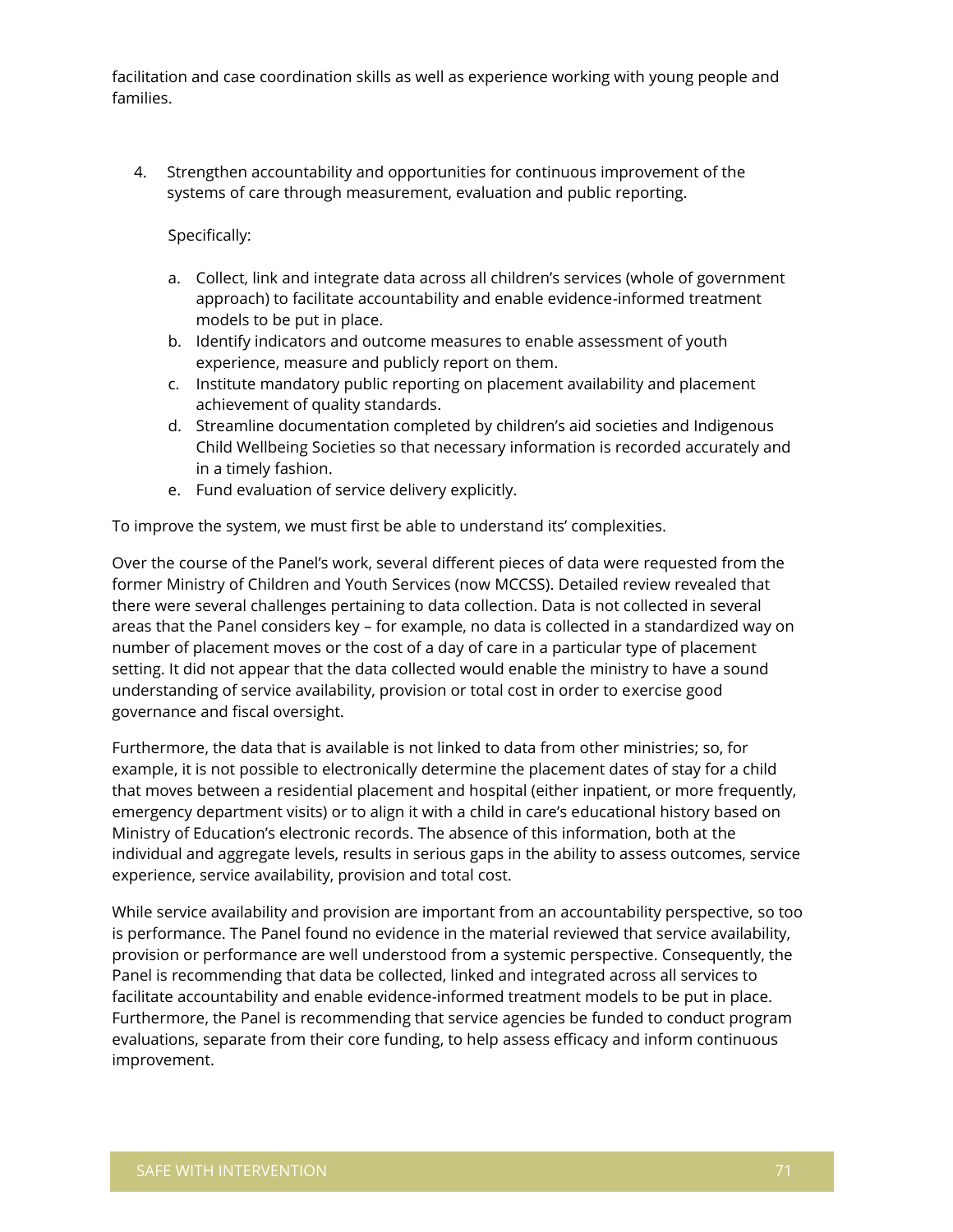facilitation and case coordination skills as well as experience working with young people and families.

4. Strengthen accountability and opportunities for continuous improvement of the systems of care through measurement, evaluation and public reporting.

   Specifically:

   a. Collect, link and integrate data across all children's services (whole of government approach) to facilitate accountability and enable evidence-informed treatment models to be put in place.
   b. Identify indicators and outcome measures to enable assessment of youth experience, measure and publicly report on them.
   c. Institute mandatory public reporting on placement availability and placement achievement of quality standards.
   d. Streamline documentation completed by children's aid societies and Indigenous Child Wellbeing Societies so that necessary information is recorded accurately and in a timely fashion.
   e. Fund evaluation of service delivery explicitly.

To improve the system, we must first be able to understand its' complexities.

Over the course of the Panel's work, several different pieces of data were requested from the former Ministry of Children and Youth Services (now MCCSS). Detailed review revealed that there were several challenges pertaining to data collection. Data is not collected in several areas that the Panel considers key – for example, no data is collected in a standardized way on number of placement moves or the cost of a day of care in a particular type of placement setting. It did not appear that the data collected would enable the ministry to have a sound understanding of service availability, provision or total cost in order to exercise good governance and fiscal oversight.

Furthermore, the data that is available is not linked to data from other ministries; so, for example, it is not possible to electronically determine the placement dates of stay for a child that moves between a residential placement and hospital (either inpatient, or more frequently, emergency department visits) or to align it with a child in care's educational history based on Ministry of Education's electronic records. The absence of this information, both at the individual and aggregate levels, results in serious gaps in the ability to assess outcomes, service experience, service availability, provision and total cost.

While service availability and provision are important from an accountability perspective, so too is performance. The Panel found no evidence in the material reviewed that service availability, provision or performance are well understood from a systemic perspective. Consequently, the Panel is recommending that data be collected, linked and integrated across all services to facilitate accountability and enable evidence-informed treatment models to be put in place. Furthermore, the Panel is recommending that service agencies be funded to conduct program evaluations, separate from their core funding, to help assess efficacy and inform continuous improvement.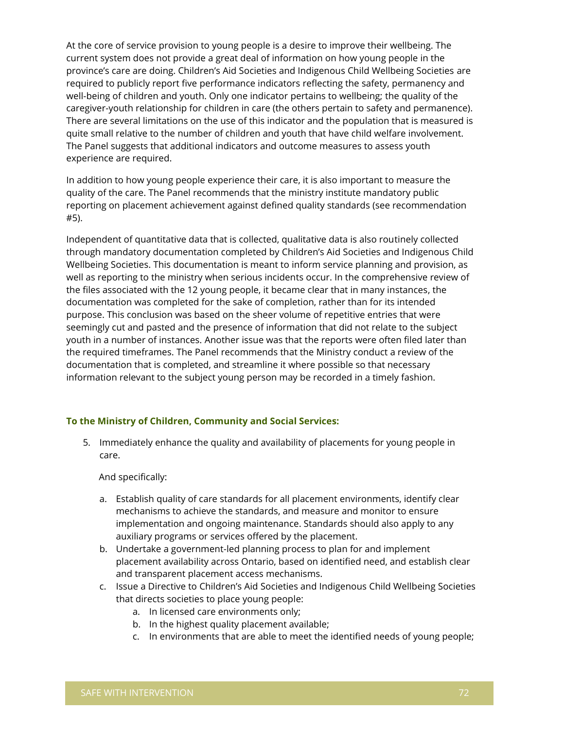At the core of service provision to young people is a desire to improve their wellbeing. The current system does not provide a great deal of information on how young people in the province's care are doing. Children's Aid Societies and Indigenous Child Wellbeing Societies are required to publicly report five performance indicators reflecting the safety, permanency and well-being of children and youth. Only one indicator pertains to wellbeing; the quality of the caregiver-youth relationship for children in care (the others pertain to safety and permanence). There are several limitations on the use of this indicator and the population that is measured is quite small relative to the number of children and youth that have child welfare involvement. The Panel suggests that additional indicators and outcome measures to assess youth experience are required.

In addition to how young people experience their care, it is also important to measure the quality of the care. The Panel recommends that the ministry institute mandatory public reporting on placement achievement against defined quality standards (see recommendation #5).

Independent of quantitative data that is collected, qualitative data is also routinely collected through mandatory documentation completed by Children's Aid Societies and Indigenous Child Wellbeing Societies. This documentation is meant to inform service planning and provision, as well as reporting to the ministry when serious incidents occur. In the comprehensive review of the files associated with the 12 young people, it became clear that in many instances, the documentation was completed for the sake of completion, rather than for its intended purpose. This conclusion was based on the sheer volume of repetitive entries that were seemingly cut and pasted and the presence of information that did not relate to the subject youth in a number of instances. Another issue was that the reports were often filed later than the required timeframes. The Panel recommends that the Ministry conduct a review of the documentation that is completed, and streamline it where possible so that necessary information relevant to the subject young person may be recorded in a timely fashion.

**To the Ministry of Children, Community and Social Services:**

5. Immediately enhance the quality and availability of placements for young people in care.

   And specifically:

   a. Establish quality of care standards for all placement environments, identify clear mechanisms to achieve the standards, and measure and monitor to ensure implementation and ongoing maintenance. Standards should also apply to any auxiliary programs or services offered by the placement.
   b. Undertake a government-led planning process to plan for and implement placement availability across Ontario, based on identified need, and establish clear and transparent placement access mechanisms.
   c. Issue a Directive to Children's Aid Societies and Indigenous Child Wellbeing Societies that directs societies to place young people:
      a. In licensed care environments only;
      b. In the highest quality placement available;
      c. In environments that are able to meet the identified needs of young people;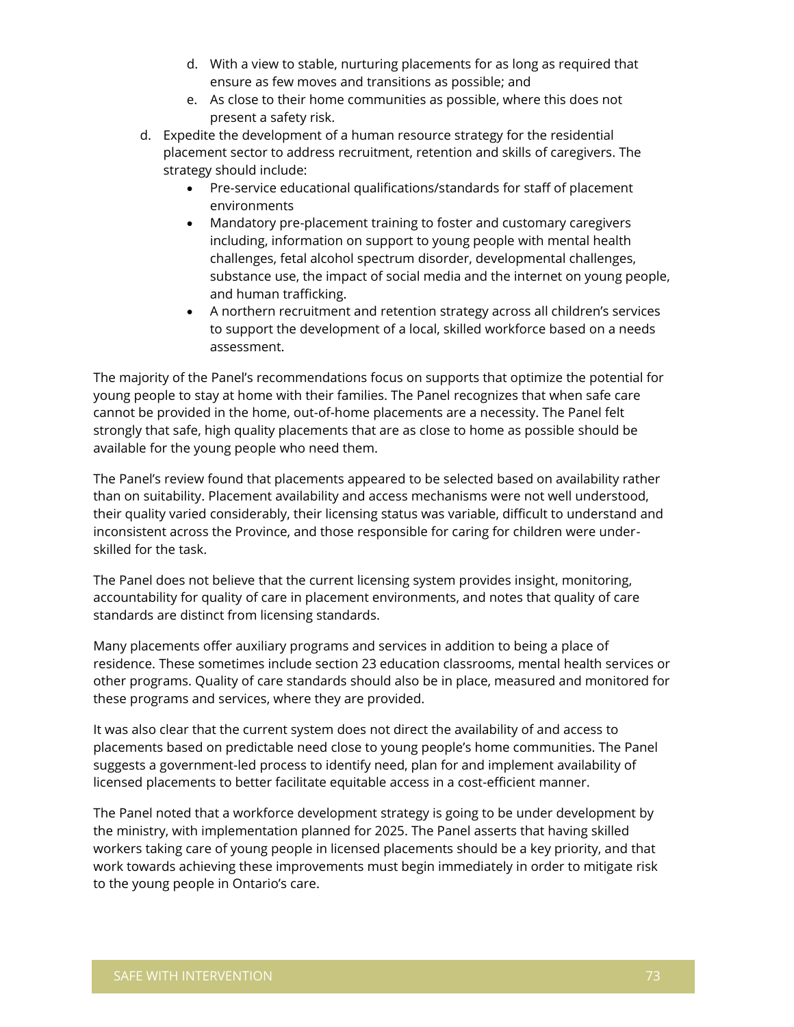d. With a view to stable, nurturing placements for as long as required that ensure as few moves and transitions as possible; and
   e. As close to their home communities as possible, where this does not present a safety risk.

d. Expedite the development of a human resource strategy for the residential placement sector to address recruitment, retention and skills of caregivers. The strategy should include:
   - Pre-service educational qualifications/standards for staff of placement environments
   - Mandatory pre-placement training to foster and customary caregivers including, information on support to young people with mental health challenges, fetal alcohol spectrum disorder, developmental challenges, substance use, the impact of social media and the internet on young people, and human trafficking.
   - A northern recruitment and retention strategy across all children's services to support the development of a local, skilled workforce based on a needs assessment.

The majority of the Panel's recommendations focus on supports that optimize the potential for young people to stay at home with their families. The Panel recognizes that when safe care cannot be provided in the home, out-of-home placements are a necessity. The Panel felt strongly that safe, high quality placements that are as close to home as possible should be available for the young people who need them.

The Panel's review found that placements appeared to be selected based on availability rather than on suitability. Placement availability and access mechanisms were not well understood, their quality varied considerably, their licensing status was variable, difficult to understand and inconsistent across the Province, and those responsible for caring for children were under-skilled for the task.

The Panel does not believe that the current licensing system provides insight, monitoring, accountability for quality of care in placement environments, and notes that quality of care standards are distinct from licensing standards.

Many placements offer auxiliary programs and services in addition to being a place of residence. These sometimes include section 23 education classrooms, mental health services or other programs. Quality of care standards should also be in place, measured and monitored for these programs and services, where they are provided.

It was also clear that the current system does not direct the availability of and access to placements based on predictable need close to young people's home communities. The Panel suggests a government-led process to identify need, plan for and implement availability of licensed placements to better facilitate equitable access in a cost-efficient manner.

The Panel noted that a workforce development strategy is going to be under development by the ministry, with implementation planned for 2025. The Panel asserts that having skilled workers taking care of young people in licensed placements should be a key priority, and that work towards achieving these improvements must begin immediately in order to mitigate risk to the young people in Ontario's care.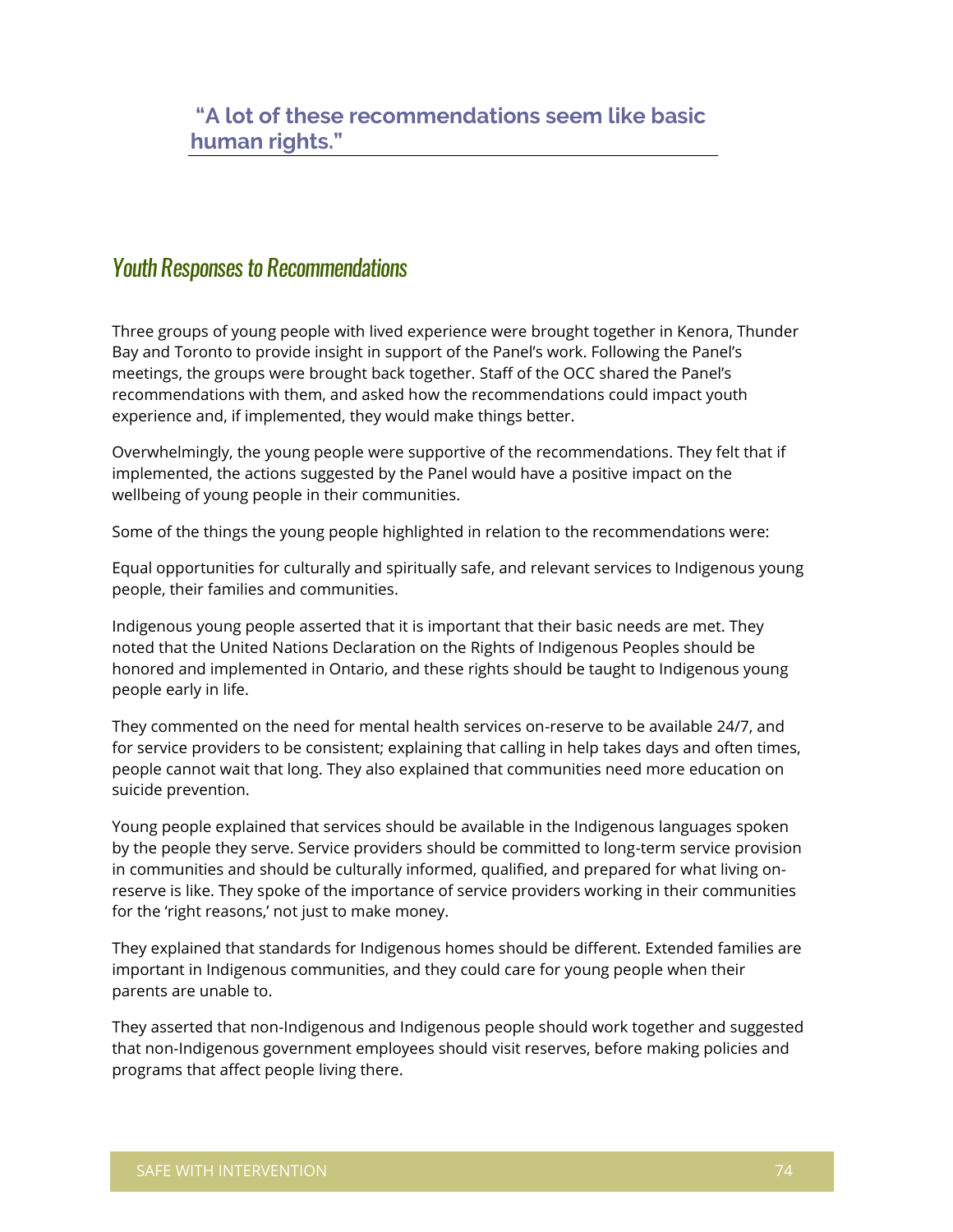**"A lot of these recommendations seem like basic human rights."**

## *Youth Responses to Recommendations*

Three groups of young people with lived experience were brought together in Kenora, Thunder Bay and Toronto to provide insight in support of the Panel's work. Following the Panel's meetings, the groups were brought back together. Staff of the OCC shared the Panel's recommendations with them, and asked how the recommendations could impact youth experience and, if implemented, they would make things better.

Overwhelmingly, the young people were supportive of the recommendations. They felt that if implemented, the actions suggested by the Panel would have a positive impact on the wellbeing of young people in their communities.

Some of the things the young people highlighted in relation to the recommendations were:

Equal opportunities for culturally and spiritually safe, and relevant services to Indigenous young people, their families and communities.

Indigenous young people asserted that it is important that their basic needs are met. They noted that the United Nations Declaration on the Rights of Indigenous Peoples should be honored and implemented in Ontario, and these rights should be taught to Indigenous young people early in life.

They commented on the need for mental health services on-reserve to be available 24/7, and for service providers to be consistent; explaining that calling in help takes days and often times, people cannot wait that long. They also explained that communities need more education on suicide prevention.

Young people explained that services should be available in the Indigenous languages spoken by the people they serve. Service providers should be committed to long-term service provision in communities and should be culturally informed, qualified, and prepared for what living on-reserve is like. They spoke of the importance of service providers working in their communities for the 'right reasons,' not just to make money.

They explained that standards for Indigenous homes should be different. Extended families are important in Indigenous communities, and they could care for young people when their parents are unable to.

They asserted that non-Indigenous and Indigenous people should work together and suggested that non-Indigenous government employees should visit reserves, before making policies and programs that affect people living there.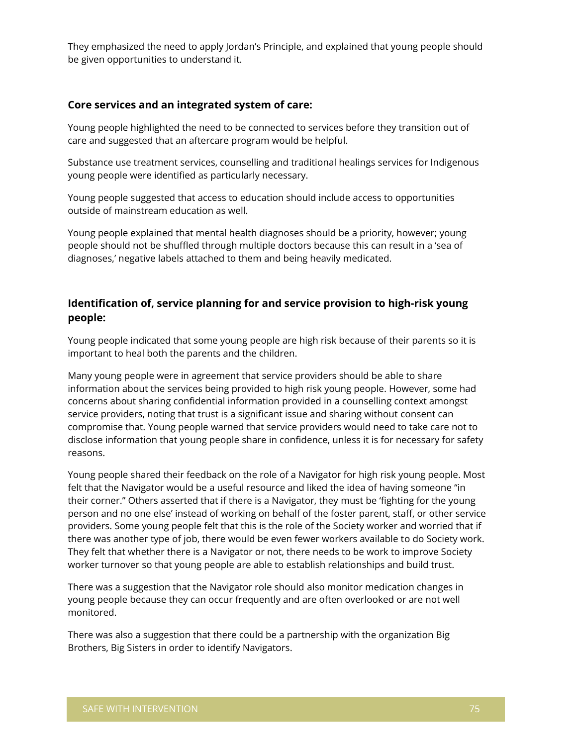They emphasized the need to apply Jordan's Principle, and explained that young people should be given opportunities to understand it.

### Core services and an integrated system of care:

Young people highlighted the need to be connected to services before they transition out of care and suggested that an aftercare program would be helpful.

Substance use treatment services, counselling and traditional healings services for Indigenous young people were identified as particularly necessary.

Young people suggested that access to education should include access to opportunities outside of mainstream education as well.

Young people explained that mental health diagnoses should be a priority, however; young people should not be shuffled through multiple doctors because this can result in a 'sea of diagnoses,' negative labels attached to them and being heavily medicated.

### Identification of, service planning for and service provision to high-risk young people:

Young people indicated that some young people are high risk because of their parents so it is important to heal both the parents and the children.

Many young people were in agreement that service providers should be able to share information about the services being provided to high risk young people. However, some had concerns about sharing confidential information provided in a counselling context amongst service providers, noting that trust is a significant issue and sharing without consent can compromise that. Young people warned that service providers would need to take care not to disclose information that young people share in confidence, unless it is for necessary for safety reasons.

Young people shared their feedback on the role of a Navigator for high risk young people. Most felt that the Navigator would be a useful resource and liked the idea of having someone "in their corner." Others asserted that if there is a Navigator, they must be 'fighting for the young person and no one else' instead of working on behalf of the foster parent, staff, or other service providers. Some young people felt that this is the role of the Society worker and worried that if there was another type of job, there would be even fewer workers available to do Society work. They felt that whether there is a Navigator or not, there needs to be work to improve Society worker turnover so that young people are able to establish relationships and build trust.

There was a suggestion that the Navigator role should also monitor medication changes in young people because they can occur frequently and are often overlooked or are not well monitored.

There was also a suggestion that there could be a partnership with the organization Big Brothers, Big Sisters in order to identify Navigators.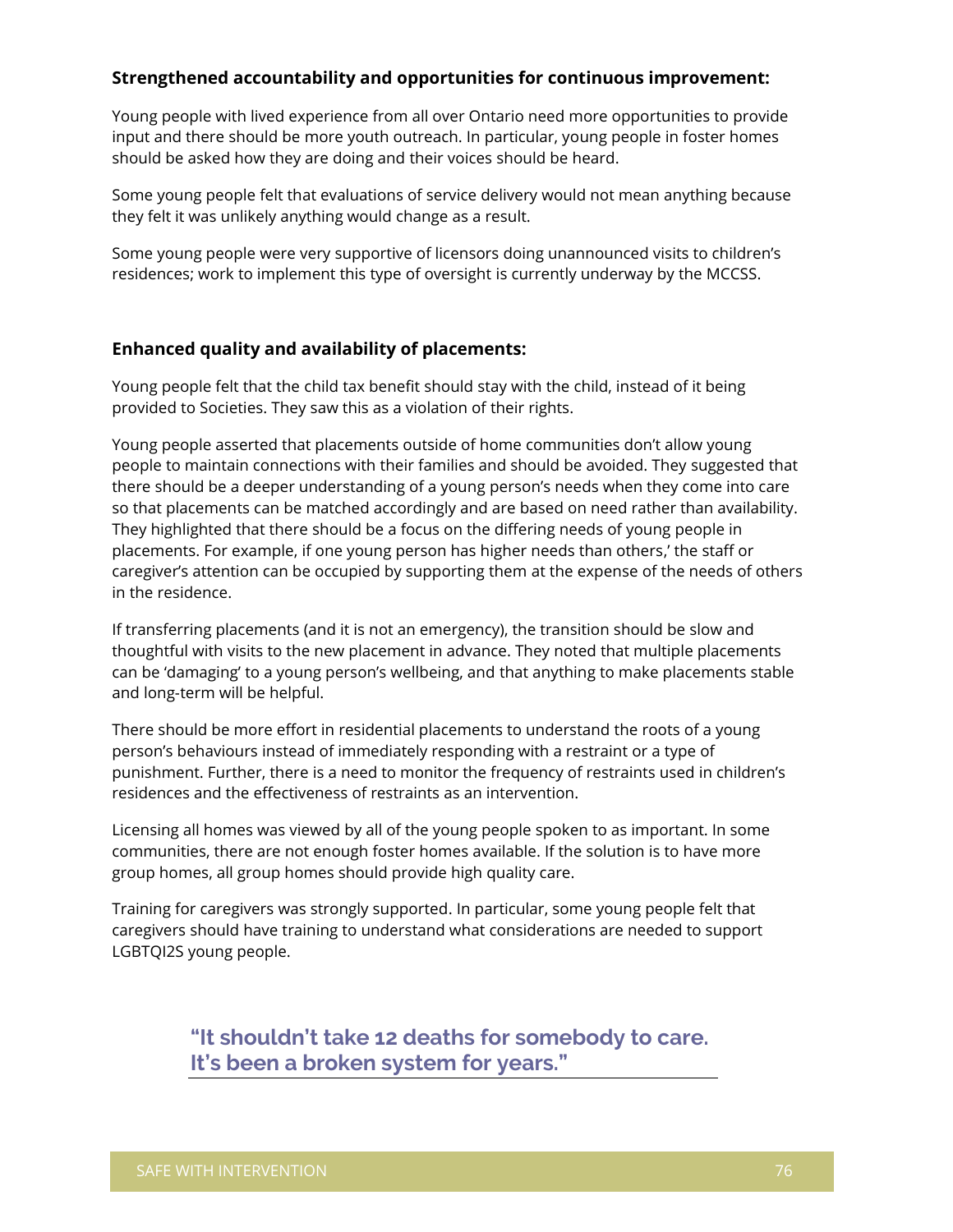**Strengthened accountability and opportunities for continuous improvement:**

Young people with lived experience from all over Ontario need more opportunities to provide input and there should be more youth outreach. In particular, young people in foster homes should be asked how they are doing and their voices should be heard.

Some young people felt that evaluations of service delivery would not mean anything because they felt it was unlikely anything would change as a result.

Some young people were very supportive of licensors doing unannounced visits to children's residences; work to implement this type of oversight is currently underway by the MCCSS.

**Enhanced quality and availability of placements:**

Young people felt that the child tax benefit should stay with the child, instead of it being provided to Societies. They saw this as a violation of their rights.

Young people asserted that placements outside of home communities don't allow young people to maintain connections with their families and should be avoided. They suggested that there should be a deeper understanding of a young person's needs when they come into care so that placements can be matched accordingly and are based on need rather than availability. They highlighted that there should be a focus on the differing needs of young people in placements. For example, if one young person has higher needs than others,' the staff or caregiver's attention can be occupied by supporting them at the expense of the needs of others in the residence.

If transferring placements (and it is not an emergency), the transition should be slow and thoughtful with visits to the new placement in advance. They noted that multiple placements can be 'damaging' to a young person's wellbeing, and that anything to make placements stable and long-term will be helpful.

There should be more effort in residential placements to understand the roots of a young person's behaviours instead of immediately responding with a restraint or a type of punishment. Further, there is a need to monitor the frequency of restraints used in children's residences and the effectiveness of restraints as an intervention.

Licensing all homes was viewed by all of the young people spoken to as important. In some communities, there are not enough foster homes available. If the solution is to have more group homes, all group homes should provide high quality care.

Training for caregivers was strongly supported. In particular, some young people felt that caregivers should have training to understand what considerations are needed to support LGBTQI2S young people.

> **"It shouldn't take 12 deaths for somebody to care. It's been a broken system for years."**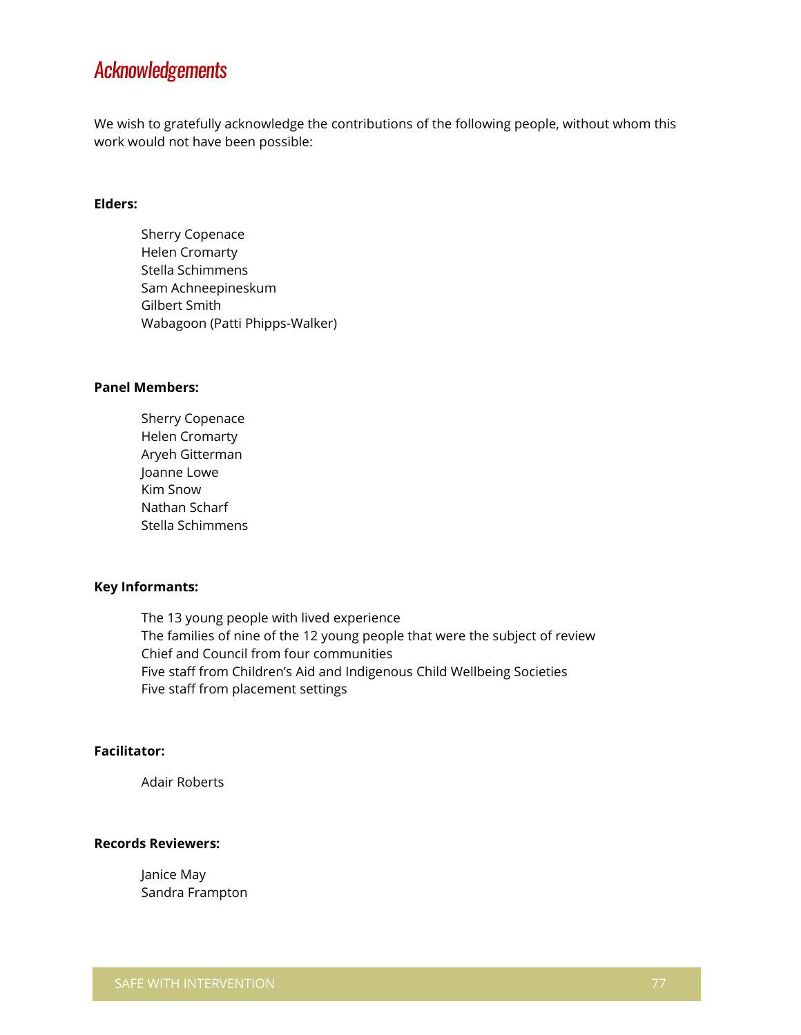# Acknowledgements

We wish to gratefully acknowledge the contributions of the following people, without whom this work would not have been possible:

**Elders:**

Sherry Copenace
Helen Cromarty
Stella Schimmens
Sam Achneepineskum
Gilbert Smith
Wabagoon (Patti Phipps-Walker)

**Panel Members:**

Sherry Copenace
Helen Cromarty
Aryeh Gitterman
Joanne Lowe
Kim Snow
Nathan Scharf
Stella Schimmens

**Key Informants:**

The 13 young people with lived experience
The families of nine of the 12 young people that were the subject of review
Chief and Council from four communities
Five staff from Children's Aid and Indigenous Child Wellbeing Societies
Five staff from placement settings

**Facilitator:**

Adair Roberts

**Records Reviewers:**

Janice May
Sandra Frampton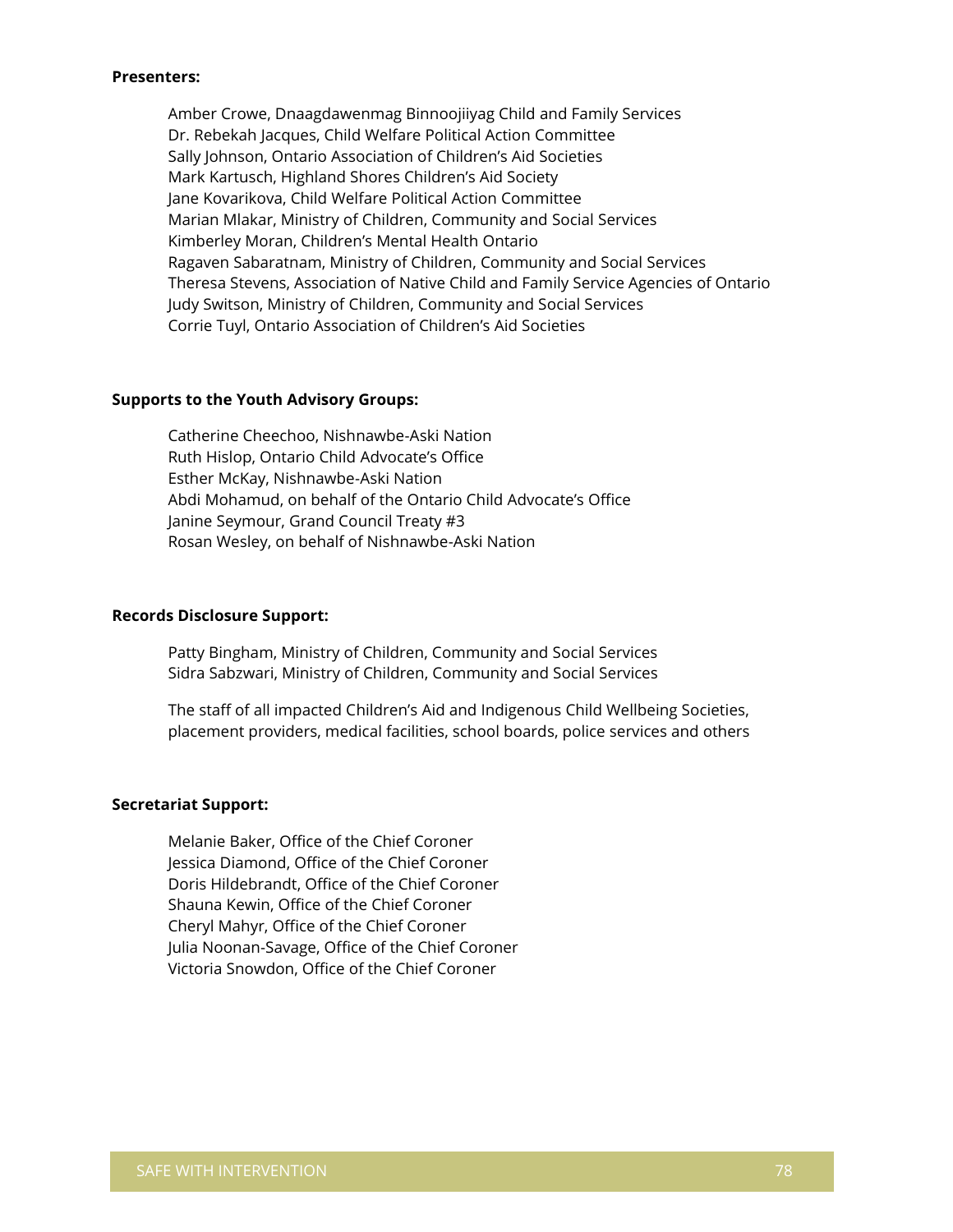**Presenters:**

Amber Crowe, Dnaagdawenmag Binnoojiiyag Child and Family Services
Dr. Rebekah Jacques, Child Welfare Political Action Committee
Sally Johnson, Ontario Association of Children's Aid Societies
Mark Kartusch, Highland Shores Children's Aid Society
Jane Kovarikova, Child Welfare Political Action Committee
Marian Mlakar, Ministry of Children, Community and Social Services
Kimberley Moran, Children's Mental Health Ontario
Ragaven Sabaratnam, Ministry of Children, Community and Social Services
Theresa Stevens, Association of Native Child and Family Service Agencies of Ontario
Judy Switson, Ministry of Children, Community and Social Services
Corrie Tuyl, Ontario Association of Children's Aid Societies

**Supports to the Youth Advisory Groups:**

Catherine Cheechoo, Nishnawbe-Aski Nation
Ruth Hislop, Ontario Child Advocate's Office
Esther McKay, Nishnawbe-Aski Nation
Abdi Mohamud, on behalf of the Ontario Child Advocate's Office
Janine Seymour, Grand Council Treaty #3
Rosan Wesley, on behalf of Nishnawbe-Aski Nation

**Records Disclosure Support:**

Patty Bingham, Ministry of Children, Community and Social Services
Sidra Sabzwari, Ministry of Children, Community and Social Services

The staff of all impacted Children's Aid and Indigenous Child Wellbeing Societies, placement providers, medical facilities, school boards, police services and others

**Secretariat Support:**

Melanie Baker, Office of the Chief Coroner
Jessica Diamond, Office of the Chief Coroner
Doris Hildebrandt, Office of the Chief Coroner
Shauna Kewin, Office of the Chief Coroner
Cheryl Mahyr, Office of the Chief Coroner
Julia Noonan-Savage, Office of the Chief Coroner
Victoria Snowdon, Office of the Chief Coroner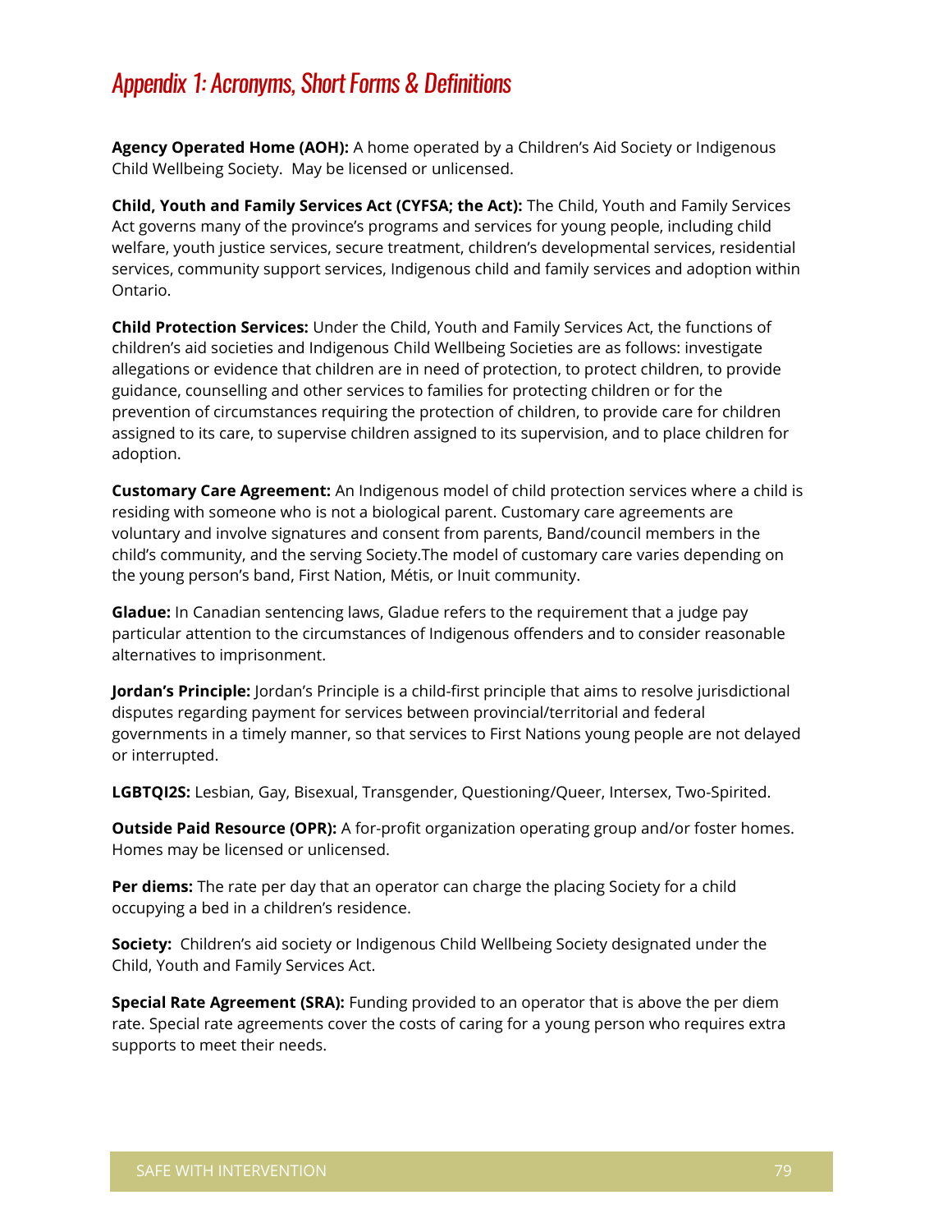# Appendix 1: Acronyms, Short Forms & Definitions

**Agency Operated Home (AOH):** A home operated by a Children's Aid Society or Indigenous Child Wellbeing Society. May be licensed or unlicensed.

**Child, Youth and Family Services Act (CYFSA; the Act):** The Child, Youth and Family Services Act governs many of the province's programs and services for young people, including child welfare, youth justice services, secure treatment, children's developmental services, residential services, community support services, Indigenous child and family services and adoption within Ontario.

**Child Protection Services:** Under the Child, Youth and Family Services Act, the functions of children's aid societies and Indigenous Child Wellbeing Societies are as follows: investigate allegations or evidence that children are in need of protection, to protect children, to provide guidance, counselling and other services to families for protecting children or for the prevention of circumstances requiring the protection of children, to provide care for children assigned to its care, to supervise children assigned to its supervision, and to place children for adoption.

**Customary Care Agreement:** An Indigenous model of child protection services where a child is residing with someone who is not a biological parent. Customary care agreements are voluntary and involve signatures and consent from parents, Band/council members in the child's community, and the serving Society.The model of customary care varies depending on the young person's band, First Nation, Métis, or Inuit community.

**Gladue:** In Canadian sentencing laws, Gladue refers to the requirement that a judge pay particular attention to the circumstances of Indigenous offenders and to consider reasonable alternatives to imprisonment.

**Jordan's Principle:** Jordan's Principle is a child-first principle that aims to resolve jurisdictional disputes regarding payment for services between provincial/territorial and federal governments in a timely manner, so that services to First Nations young people are not delayed or interrupted.

**LGBTQI2S:** Lesbian, Gay, Bisexual, Transgender, Questioning/Queer, Intersex, Two-Spirited.

**Outside Paid Resource (OPR):** A for-profit organization operating group and/or foster homes. Homes may be licensed or unlicensed.

**Per diems:** The rate per day that an operator can charge the placing Society for a child occupying a bed in a children's residence.

**Society:** Children's aid society or Indigenous Child Wellbeing Society designated under the Child, Youth and Family Services Act.

**Special Rate Agreement (SRA):** Funding provided to an operator that is above the per diem rate. Special rate agreements cover the costs of caring for a young person who requires extra supports to meet their needs.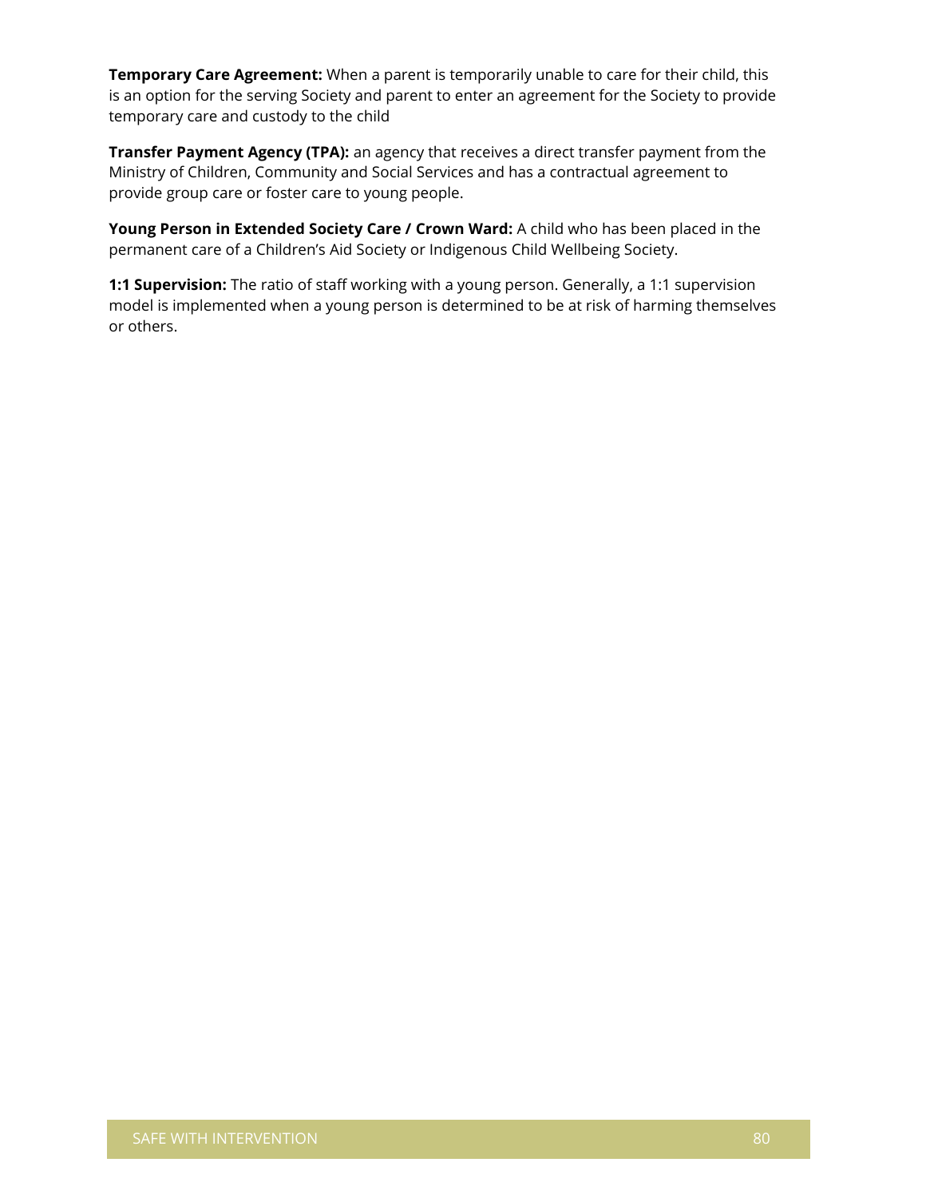**Temporary Care Agreement:** When a parent is temporarily unable to care for their child, this is an option for the serving Society and parent to enter an agreement for the Society to provide temporary care and custody to the child

**Transfer Payment Agency (TPA):** an agency that receives a direct transfer payment from the Ministry of Children, Community and Social Services and has a contractual agreement to provide group care or foster care to young people.

**Young Person in Extended Society Care / Crown Ward:** A child who has been placed in the permanent care of a Children's Aid Society or Indigenous Child Wellbeing Society.

**1:1 Supervision:** The ratio of staff working with a young person. Generally, a 1:1 supervision model is implemented when a young person is determined to be at risk of harming themselves or others.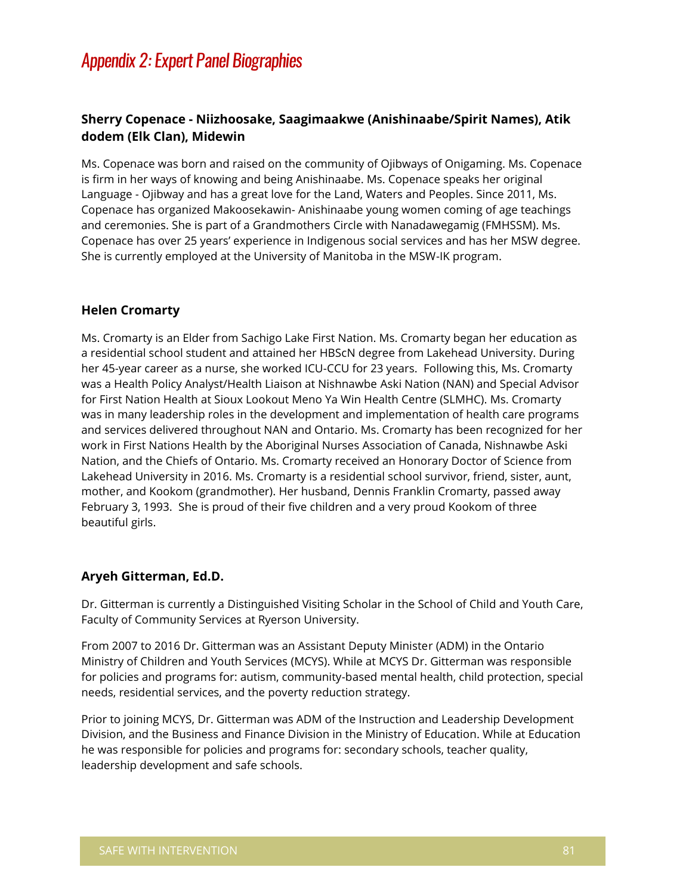# Appendix 2: Expert Panel Biographies

### Sherry Copenace - Niizhoosake, Saagimaakwe (Anishinaabe/Spirit Names), Atik dodem (Elk Clan), Midewin

Ms. Copenace was born and raised on the community of Ojibways of Onigaming. Ms. Copenace is firm in her ways of knowing and being Anishinaabe. Ms. Copenace speaks her original Language - Ojibway and has a great love for the Land, Waters and Peoples. Since 2011, Ms. Copenace has organized Makoosekawin- Anishinaabe young women coming of age teachings and ceremonies. She is part of a Grandmothers Circle with Nanadawegamig (FMHSSM). Ms. Copenace has over 25 years' experience in Indigenous social services and has her MSW degree. She is currently employed at the University of Manitoba in the MSW-IK program.

### Helen Cromarty

Ms. Cromarty is an Elder from Sachigo Lake First Nation. Ms. Cromarty began her education as a residential school student and attained her HBScN degree from Lakehead University. During her 45-year career as a nurse, she worked ICU-CCU for 23 years. Following this, Ms. Cromarty was a Health Policy Analyst/Health Liaison at Nishnawbe Aski Nation (NAN) and Special Advisor for First Nation Health at Sioux Lookout Meno Ya Win Health Centre (SLMHC). Ms. Cromarty was in many leadership roles in the development and implementation of health care programs and services delivered throughout NAN and Ontario. Ms. Cromarty has been recognized for her work in First Nations Health by the Aboriginal Nurses Association of Canada, Nishnawbe Aski Nation, and the Chiefs of Ontario. Ms. Cromarty received an Honorary Doctor of Science from Lakehead University in 2016. Ms. Cromarty is a residential school survivor, friend, sister, aunt, mother, and Kookom (grandmother). Her husband, Dennis Franklin Cromarty, passed away February 3, 1993. She is proud of their five children and a very proud Kookom of three beautiful girls.

### Aryeh Gitterman, Ed.D.

Dr. Gitterman is currently a Distinguished Visiting Scholar in the School of Child and Youth Care, Faculty of Community Services at Ryerson University.

From 2007 to 2016 Dr. Gitterman was an Assistant Deputy Minister (ADM) in the Ontario Ministry of Children and Youth Services (MCYS). While at MCYS Dr. Gitterman was responsible for policies and programs for: autism, community-based mental health, child protection, special needs, residential services, and the poverty reduction strategy.

Prior to joining MCYS, Dr. Gitterman was ADM of the Instruction and Leadership Development Division, and the Business and Finance Division in the Ministry of Education. While at Education he was responsible for policies and programs for: secondary schools, teacher quality, leadership development and safe schools.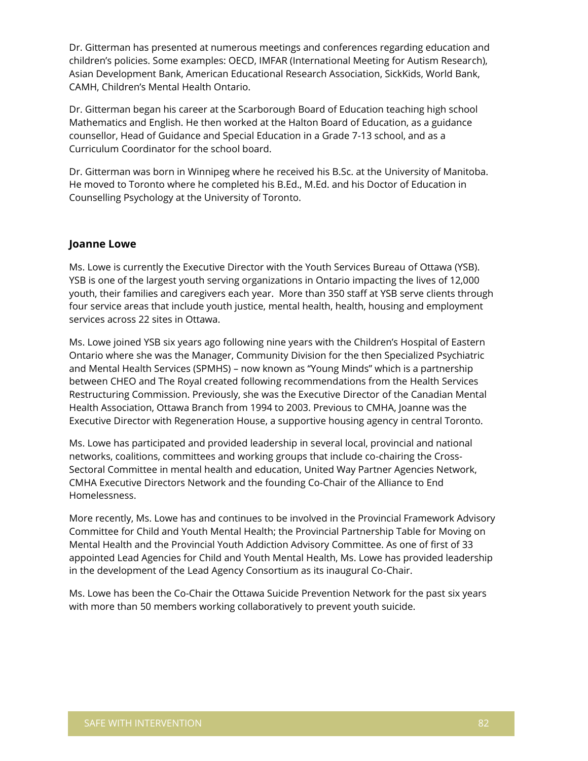Dr. Gitterman has presented at numerous meetings and conferences regarding education and children's policies. Some examples: OECD, IMFAR (International Meeting for Autism Research), Asian Development Bank, American Educational Research Association, SickKids, World Bank, CAMH, Children's Mental Health Ontario.

Dr. Gitterman began his career at the Scarborough Board of Education teaching high school Mathematics and English. He then worked at the Halton Board of Education, as a guidance counsellor, Head of Guidance and Special Education in a Grade 7-13 school, and as a Curriculum Coordinator for the school board.

Dr. Gitterman was born in Winnipeg where he received his B.Sc. at the University of Manitoba. He moved to Toronto where he completed his B.Ed., M.Ed. and his Doctor of Education in Counselling Psychology at the University of Toronto.

### Joanne Lowe

Ms. Lowe is currently the Executive Director with the Youth Services Bureau of Ottawa (YSB). YSB is one of the largest youth serving organizations in Ontario impacting the lives of 12,000 youth, their families and caregivers each year. More than 350 staff at YSB serve clients through four service areas that include youth justice, mental health, health, housing and employment services across 22 sites in Ottawa.

Ms. Lowe joined YSB six years ago following nine years with the Children's Hospital of Eastern Ontario where she was the Manager, Community Division for the then Specialized Psychiatric and Mental Health Services (SPMHS) – now known as "Young Minds" which is a partnership between CHEO and The Royal created following recommendations from the Health Services Restructuring Commission. Previously, she was the Executive Director of the Canadian Mental Health Association, Ottawa Branch from 1994 to 2003. Previous to CMHA, Joanne was the Executive Director with Regeneration House, a supportive housing agency in central Toronto.

Ms. Lowe has participated and provided leadership in several local, provincial and national networks, coalitions, committees and working groups that include co-chairing the Cross-Sectoral Committee in mental health and education, United Way Partner Agencies Network, CMHA Executive Directors Network and the founding Co-Chair of the Alliance to End Homelessness.

More recently, Ms. Lowe has and continues to be involved in the Provincial Framework Advisory Committee for Child and Youth Mental Health; the Provincial Partnership Table for Moving on Mental Health and the Provincial Youth Addiction Advisory Committee. As one of first of 33 appointed Lead Agencies for Child and Youth Mental Health, Ms. Lowe has provided leadership in the development of the Lead Agency Consortium as its inaugural Co-Chair.

Ms. Lowe has been the Co-Chair the Ottawa Suicide Prevention Network for the past six years with more than 50 members working collaboratively to prevent youth suicide.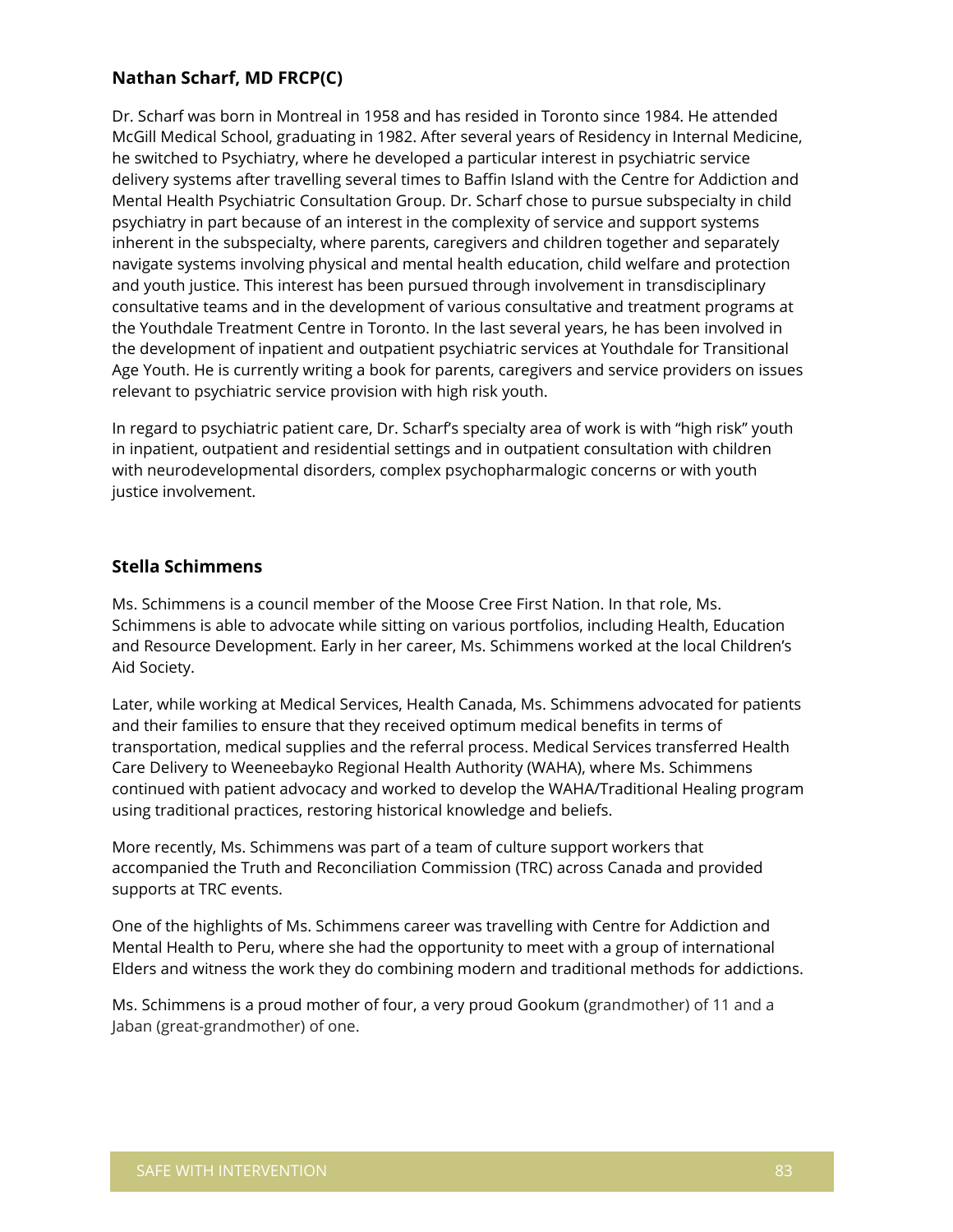### Nathan Scharf, MD FRCP(C)

Dr. Scharf was born in Montreal in 1958 and has resided in Toronto since 1984. He attended McGill Medical School, graduating in 1982. After several years of Residency in Internal Medicine, he switched to Psychiatry, where he developed a particular interest in psychiatric service delivery systems after travelling several times to Baffin Island with the Centre for Addiction and Mental Health Psychiatric Consultation Group. Dr. Scharf chose to pursue subspecialty in child psychiatry in part because of an interest in the complexity of service and support systems inherent in the subspecialty, where parents, caregivers and children together and separately navigate systems involving physical and mental health education, child welfare and protection and youth justice. This interest has been pursued through involvement in transdisciplinary consultative teams and in the development of various consultative and treatment programs at the Youthdale Treatment Centre in Toronto. In the last several years, he has been involved in the development of inpatient and outpatient psychiatric services at Youthdale for Transitional Age Youth. He is currently writing a book for parents, caregivers and service providers on issues relevant to psychiatric service provision with high risk youth.

In regard to psychiatric patient care, Dr. Scharf's specialty area of work is with "high risk" youth in inpatient, outpatient and residential settings and in outpatient consultation with children with neurodevelopmental disorders, complex psychopharmalogic concerns or with youth justice involvement.

### Stella Schimmens

Ms. Schimmens is a council member of the Moose Cree First Nation. In that role, Ms. Schimmens is able to advocate while sitting on various portfolios, including Health, Education and Resource Development. Early in her career, Ms. Schimmens worked at the local Children's Aid Society.

Later, while working at Medical Services, Health Canada, Ms. Schimmens advocated for patients and their families to ensure that they received optimum medical benefits in terms of transportation, medical supplies and the referral process. Medical Services transferred Health Care Delivery to Weeneebayko Regional Health Authority (WAHA), where Ms. Schimmens continued with patient advocacy and worked to develop the WAHA/Traditional Healing program using traditional practices, restoring historical knowledge and beliefs.

More recently, Ms. Schimmens was part of a team of culture support workers that accompanied the Truth and Reconciliation Commission (TRC) across Canada and provided supports at TRC events.

One of the highlights of Ms. Schimmens career was travelling with Centre for Addiction and Mental Health to Peru, where she had the opportunity to meet with a group of international Elders and witness the work they do combining modern and traditional methods for addictions.

Ms. Schimmens is a proud mother of four, a very proud Gookum (grandmother) of 11 and a Jaban (great-grandmother) of one.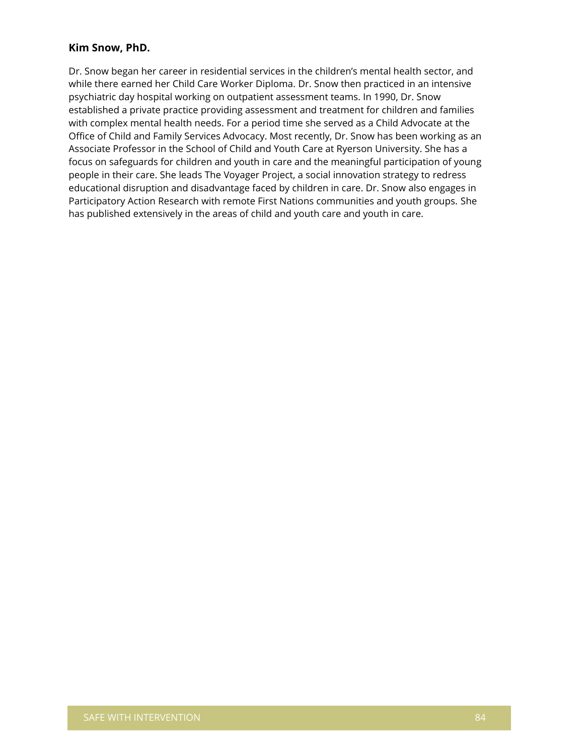**Kim Snow, PhD.**

Dr. Snow began her career in residential services in the children's mental health sector, and while there earned her Child Care Worker Diploma. Dr. Snow then practiced in an intensive psychiatric day hospital working on outpatient assessment teams. In 1990, Dr. Snow established a private practice providing assessment and treatment for children and families with complex mental health needs. For a period time she served as a Child Advocate at the Office of Child and Family Services Advocacy. Most recently, Dr. Snow has been working as an Associate Professor in the School of Child and Youth Care at Ryerson University. She has a focus on safeguards for children and youth in care and the meaningful participation of young people in their care. She leads The Voyager Project, a social innovation strategy to redress educational disruption and disadvantage faced by children in care. Dr. Snow also engages in Participatory Action Research with remote First Nations communities and youth groups. She has published extensively in the areas of child and youth care and youth in care.